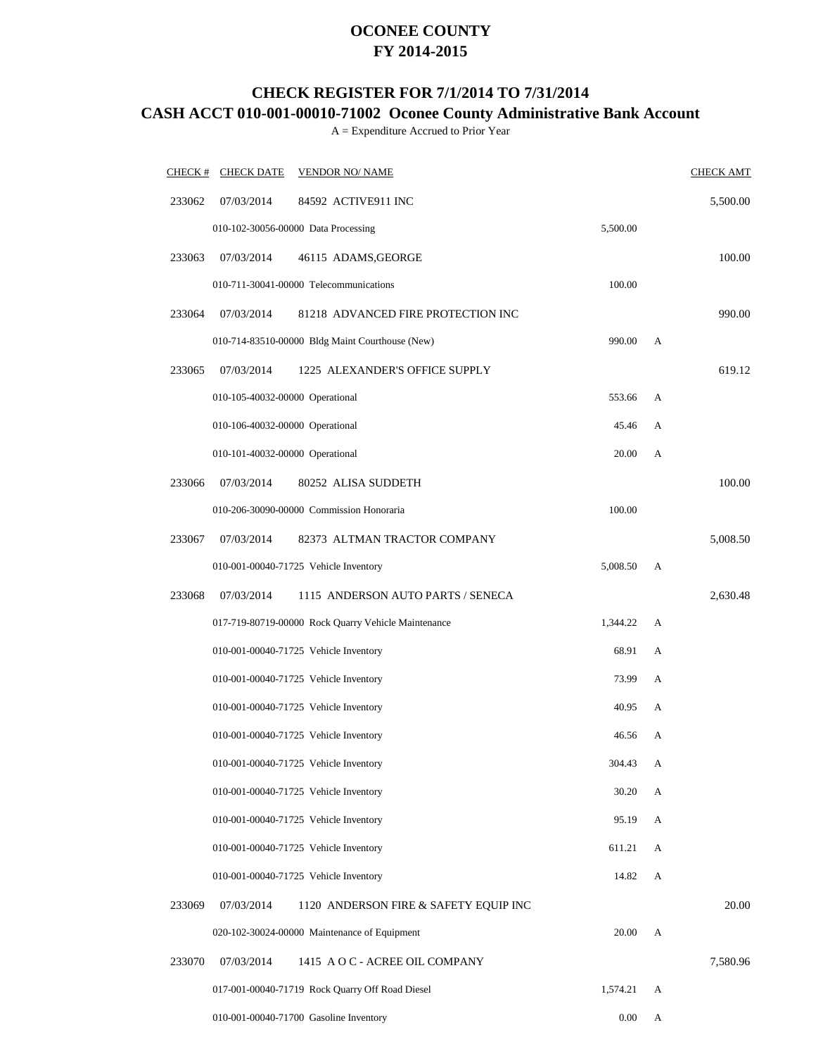# OCONEE COUNTY
# FY 2014-2015

## CHECK REGISTER FOR 7/1/2014 TO 7/31/2014
## CASH ACCT 010-001-00010-71002 Oconee County Administrative Bank Account

A = Expenditure Accrued to Prior Year

| CHECK # | CHECK DATE | VENDOR NO/ NAME | | | CHECK AMT |
|---|---|---|---|---|---|
| 233062 | 07/03/2014 | 84592 ACTIVE911 INC | | | 5,500.00 |
| | 010-102-30056-00000 Data Processing | | 5,500.00 | | |
| 233063 | 07/03/2014 | 46115 ADAMS,GEORGE | | | 100.00 |
| | 010-711-30041-00000 Telecommunications | | 100.00 | | |
| 233064 | 07/03/2014 | 81218 ADVANCED FIRE PROTECTION INC | | | 990.00 |
| | 010-714-83510-00000 Bldg Maint Courthouse (New) | | 990.00 | A | |
| 233065 | 07/03/2014 | 1225 ALEXANDER'S OFFICE SUPPLY | | | 619.12 |
| | 010-105-40032-00000 Operational | | 553.66 | A | |
| | 010-106-40032-00000 Operational | | 45.46 | A | |
| | 010-101-40032-00000 Operational | | 20.00 | A | |
| 233066 | 07/03/2014 | 80252 ALISA SUDDETH | | | 100.00 |
| | 010-206-30090-00000 Commission Honoraria | | 100.00 | | |
| 233067 | 07/03/2014 | 82373 ALTMAN TRACTOR COMPANY | | | 5,008.50 |
| | 010-001-00040-71725 Vehicle Inventory | | 5,008.50 | A | |
| 233068 | 07/03/2014 | 1115 ANDERSON AUTO PARTS / SENECA | | | 2,630.48 |
| | 017-719-80719-00000 Rock Quarry Vehicle Maintenance | | 1,344.22 | A | |
| | 010-001-00040-71725 Vehicle Inventory | | 68.91 | A | |
| | 010-001-00040-71725 Vehicle Inventory | | 73.99 | A | |
| | 010-001-00040-71725 Vehicle Inventory | | 40.95 | A | |
| | 010-001-00040-71725 Vehicle Inventory | | 46.56 | A | |
| | 010-001-00040-71725 Vehicle Inventory | | 304.43 | A | |
| | 010-001-00040-71725 Vehicle Inventory | | 30.20 | A | |
| | 010-001-00040-71725 Vehicle Inventory | | 95.19 | A | |
| | 010-001-00040-71725 Vehicle Inventory | | 611.21 | A | |
| | 010-001-00040-71725 Vehicle Inventory | | 14.82 | A | |
| 233069 | 07/03/2014 | 1120 ANDERSON FIRE & SAFETY EQUIP INC | | | 20.00 |
| | 020-102-30024-00000 Maintenance of Equipment | | 20.00 | A | |
| 233070 | 07/03/2014 | 1415 A O C - ACREE OIL COMPANY | | | 7,580.96 |
| | 017-001-00040-71719 Rock Quarry Off Road Diesel | | 1,574.21 | A | |
| | 010-001-00040-71700 Gasoline Inventory | | 0.00 | A | |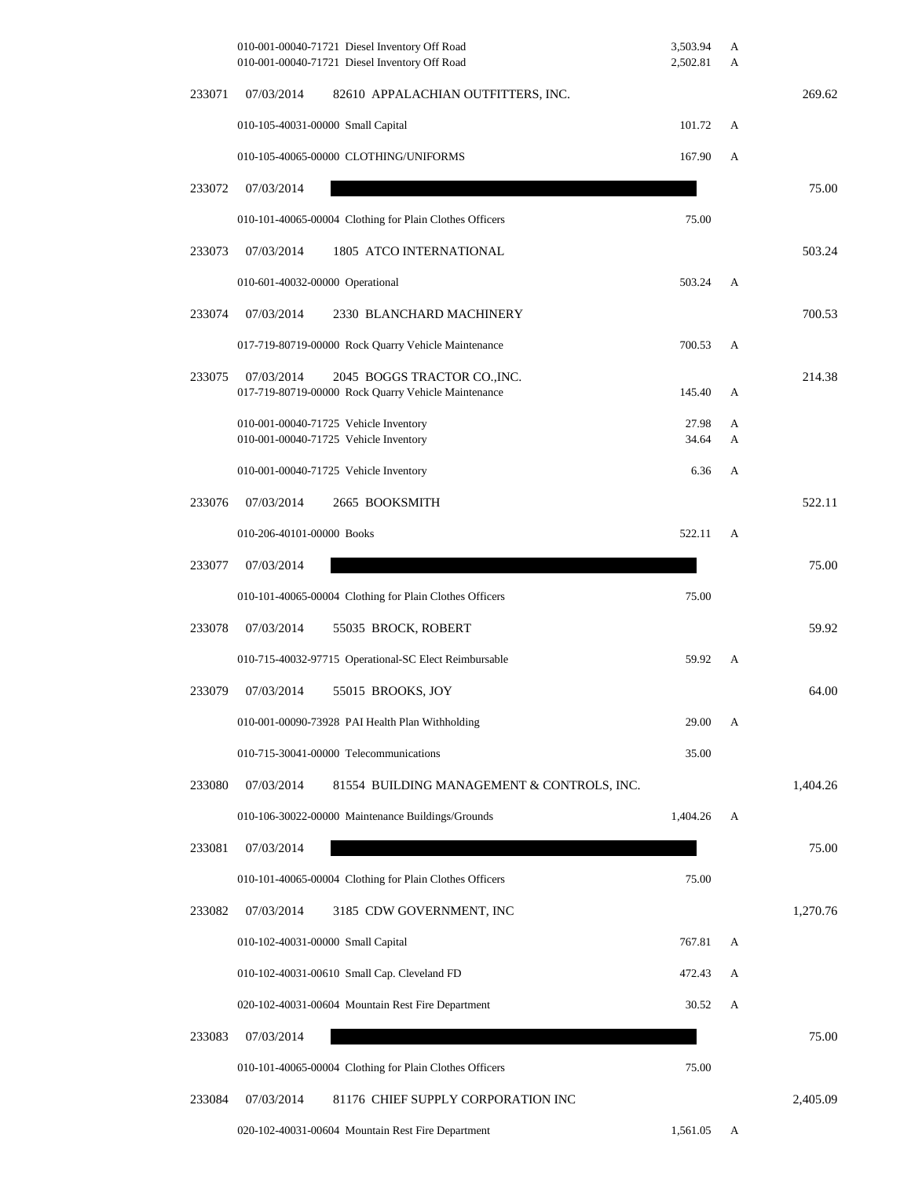| Check | Date | Vendor / Account | Amount | Flag | Total |
|---|---|---|---|---|---|
| | | 010-001-00040-71721 Diesel Inventory Off Road | 3,503.94 | A | |
| | | 010-001-00040-71721 Diesel Inventory Off Road | 2,502.81 | A | |
| 233071 | 07/03/2014 | 82610 APPALACHIAN OUTFITTERS, INC. | | | 269.62 |
| | | 010-105-40031-00000 Small Capital | 101.72 | A | |
| | | 010-105-40065-00000 CLOTHING/UNIFORMS | 167.90 | A | |
| 233072 | 07/03/2014 | | | | 75.00 |
| | | 010-101-40065-00004 Clothing for Plain Clothes Officers | 75.00 | | |
| 233073 | 07/03/2014 | 1805 ATCO INTERNATIONAL | | | 503.24 |
| | | 010-601-40032-00000 Operational | 503.24 | A | |
| 233074 | 07/03/2014 | 2330 BLANCHARD MACHINERY | | | 700.53 |
| | | 017-719-80719-00000 Rock Quarry Vehicle Maintenance | 700.53 | A | |
| 233075 | 07/03/2014 | 2045 BOGGS TRACTOR CO.,INC. | | | 214.38 |
| | | 017-719-80719-00000 Rock Quarry Vehicle Maintenance | 145.40 | A | |
| | | 010-001-00040-71725 Vehicle Inventory | 27.98 | A | |
| | | 010-001-00040-71725 Vehicle Inventory | 34.64 | A | |
| | | 010-001-00040-71725 Vehicle Inventory | 6.36 | A | |
| 233076 | 07/03/2014 | 2665 BOOKSMITH | | | 522.11 |
| | | 010-206-40101-00000 Books | 522.11 | A | |
| 233077 | 07/03/2014 | | | | 75.00 |
| | | 010-101-40065-00004 Clothing for Plain Clothes Officers | 75.00 | | |
| 233078 | 07/03/2014 | 55035 BROCK, ROBERT | | | 59.92 |
| | | 010-715-40032-97715 Operational-SC Elect Reimbursable | 59.92 | A | |
| 233079 | 07/03/2014 | 55015 BROOKS, JOY | | | 64.00 |
| | | 010-001-00090-73928 PAI Health Plan Withholding | 29.00 | A | |
| | | 010-715-30041-00000 Telecommunications | 35.00 | | |
| 233080 | 07/03/2014 | 81554 BUILDING MANAGEMENT & CONTROLS, INC. | | | 1,404.26 |
| | | 010-106-30022-00000 Maintenance Buildings/Grounds | 1,404.26 | A | |
| 233081 | 07/03/2014 | | | | 75.00 |
| | | 010-101-40065-00004 Clothing for Plain Clothes Officers | 75.00 | | |
| 233082 | 07/03/2014 | 3185 CDW GOVERNMENT, INC | | | 1,270.76 |
| | | 010-102-40031-00000 Small Capital | 767.81 | A | |
| | | 010-102-40031-00610 Small Cap. Cleveland FD | 472.43 | A | |
| | | 020-102-40031-00604 Mountain Rest Fire Department | 30.52 | A | |
| 233083 | 07/03/2014 | | | | 75.00 |
| | | 010-101-40065-00004 Clothing for Plain Clothes Officers | 75.00 | | |
| 233084 | 07/03/2014 | 81176 CHIEF SUPPLY CORPORATION INC | | | 2,405.09 |
| | | 020-102-40031-00604 Mountain Rest Fire Department | 1,561.05 | A | |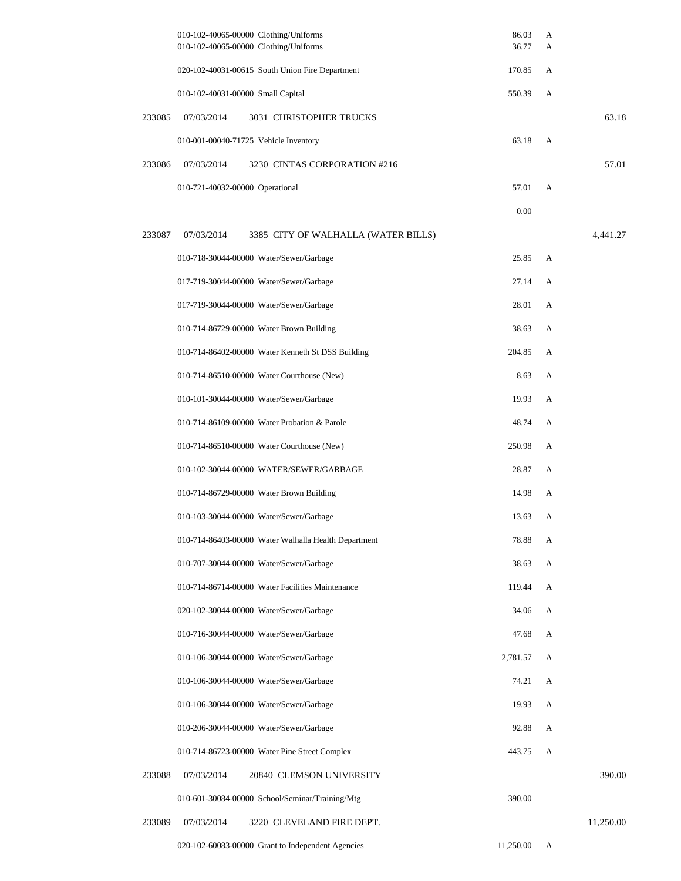| Check # | Date | Vendor / Account | Amount | Status | Check Total |
|---|---|---|---|---|---|
| | | 010-102-40065-00000 Clothing/Uniforms | 86.03 | A | |
| | | 010-102-40065-00000 Clothing/Uniforms | 36.77 | A | |
| | | 020-102-40031-00615 South Union Fire Department | 170.85 | A | |
| | | 010-102-40031-00000 Small Capital | 550.39 | A | |
| 233085 | 07/03/2014 | 3031 CHRISTOPHER TRUCKS | | | 63.18 |
| | | 010-001-00040-71725 Vehicle Inventory | 63.18 | A | |
| 233086 | 07/03/2014 | 3230 CINTAS CORPORATION #216 | | | 57.01 |
| | | 010-721-40032-00000 Operational | 57.01 | A | |
| | | | 0.00 | | |
| 233087 | 07/03/2014 | 3385 CITY OF WALHALLA (WATER BILLS) | | | 4,441.27 |
| | | 010-718-30044-00000 Water/Sewer/Garbage | 25.85 | A | |
| | | 017-719-30044-00000 Water/Sewer/Garbage | 27.14 | A | |
| | | 017-719-30044-00000 Water/Sewer/Garbage | 28.01 | A | |
| | | 010-714-86729-00000 Water Brown Building | 38.63 | A | |
| | | 010-714-86402-00000 Water Kenneth St DSS Building | 204.85 | A | |
| | | 010-714-86510-00000 Water Courthouse (New) | 8.63 | A | |
| | | 010-101-30044-00000 Water/Sewer/Garbage | 19.93 | A | |
| | | 010-714-86109-00000 Water Probation & Parole | 48.74 | A | |
| | | 010-714-86510-00000 Water Courthouse (New) | 250.98 | A | |
| | | 010-102-30044-00000 WATER/SEWER/GARBAGE | 28.87 | A | |
| | | 010-714-86729-00000 Water Brown Building | 14.98 | A | |
| | | 010-103-30044-00000 Water/Sewer/Garbage | 13.63 | A | |
| | | 010-714-86403-00000 Water Walhalla Health Department | 78.88 | A | |
| | | 010-707-30044-00000 Water/Sewer/Garbage | 38.63 | A | |
| | | 010-714-86714-00000 Water Facilities Maintenance | 119.44 | A | |
| | | 020-102-30044-00000 Water/Sewer/Garbage | 34.06 | A | |
| | | 010-716-30044-00000 Water/Sewer/Garbage | 47.68 | A | |
| | | 010-106-30044-00000 Water/Sewer/Garbage | 2,781.57 | A | |
| | | 010-106-30044-00000 Water/Sewer/Garbage | 74.21 | A | |
| | | 010-106-30044-00000 Water/Sewer/Garbage | 19.93 | A | |
| | | 010-206-30044-00000 Water/Sewer/Garbage | 92.88 | A | |
| | | 010-714-86723-00000 Water Pine Street Complex | 443.75 | A | |
| 233088 | 07/03/2014 | 20840 CLEMSON UNIVERSITY | | | 390.00 |
| | | 010-601-30084-00000 School/Seminar/Training/Mtg | 390.00 | | |
| 233089 | 07/03/2014 | 3220 CLEVELAND FIRE DEPT. | | | 11,250.00 |
| | | 020-102-60083-00000 Grant to Independent Agencies | 11,250.00 | A | |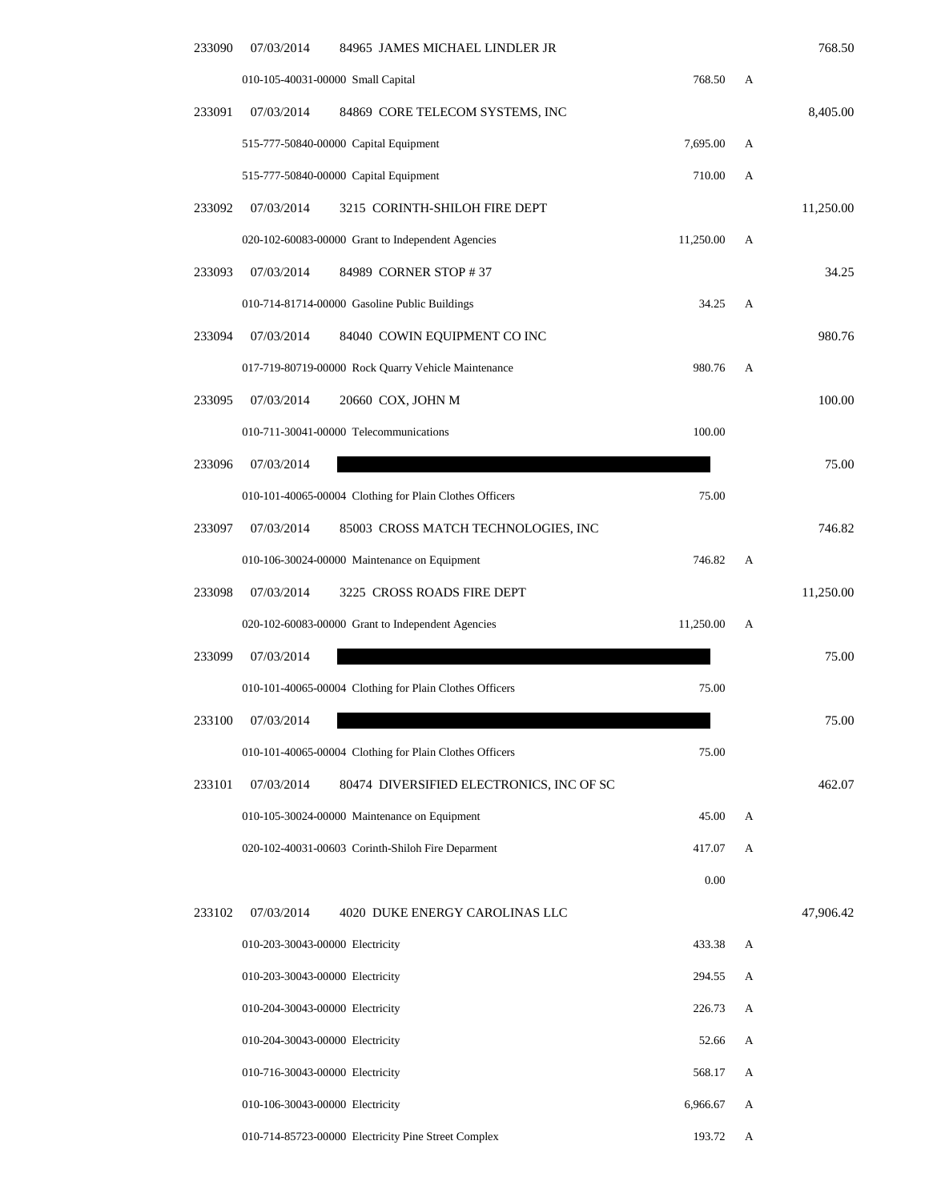| Check # | Date | Vendor / Account | Amount | Flag | Total |
|---|---|---|---|---|---|
| 233090 | 07/03/2014 | 84965 JAMES MICHAEL LINDLER JR | | | 768.50 |
| | | 010-105-40031-00000 Small Capital | 768.50 | A | |
| 233091 | 07/03/2014 | 84869 CORE TELECOM SYSTEMS, INC | | | 8,405.00 |
| | | 515-777-50840-00000 Capital Equipment | 7,695.00 | A | |
| | | 515-777-50840-00000 Capital Equipment | 710.00 | A | |
| 233092 | 07/03/2014 | 3215 CORINTH-SHILOH FIRE DEPT | | | 11,250.00 |
| | | 020-102-60083-00000 Grant to Independent Agencies | 11,250.00 | A | |
| 233093 | 07/03/2014 | 84989 CORNER STOP # 37 | | | 34.25 |
| | | 010-714-81714-00000 Gasoline Public Buildings | 34.25 | A | |
| 233094 | 07/03/2014 | 84040 COWIN EQUIPMENT CO INC | | | 980.76 |
| | | 017-719-80719-00000 Rock Quarry Vehicle Maintenance | 980.76 | A | |
| 233095 | 07/03/2014 | 20660 COX, JOHN M | | | 100.00 |
| | | 010-711-30041-00000 Telecommunications | 100.00 | | |
| 233096 | 07/03/2014 | [REDACTED] | | | 75.00 |
| | | 010-101-40065-00004 Clothing for Plain Clothes Officers | 75.00 | | |
| 233097 | 07/03/2014 | 85003 CROSS MATCH TECHNOLOGIES, INC | | | 746.82 |
| | | 010-106-30024-00000 Maintenance on Equipment | 746.82 | A | |
| 233098 | 07/03/2014 | 3225 CROSS ROADS FIRE DEPT | | | 11,250.00 |
| | | 020-102-60083-00000 Grant to Independent Agencies | 11,250.00 | A | |
| 233099 | 07/03/2014 | [REDACTED] | | | 75.00 |
| | | 010-101-40065-00004 Clothing for Plain Clothes Officers | 75.00 | | |
| 233100 | 07/03/2014 | [REDACTED] | | | 75.00 |
| | | 010-101-40065-00004 Clothing for Plain Clothes Officers | 75.00 | | |
| 233101 | 07/03/2014 | 80474 DIVERSIFIED ELECTRONICS, INC OF SC | | | 462.07 |
| | | 010-105-30024-00000 Maintenance on Equipment | 45.00 | A | |
| | | 020-102-40031-00603 Corinth-Shiloh Fire Deparment | 417.07 | A | |
| | | | 0.00 | | |
| 233102 | 07/03/2014 | 4020 DUKE ENERGY CAROLINAS LLC | | | 47,906.42 |
| | | 010-203-30043-00000 Electricity | 433.38 | A | |
| | | 010-203-30043-00000 Electricity | 294.55 | A | |
| | | 010-204-30043-00000 Electricity | 226.73 | A | |
| | | 010-204-30043-00000 Electricity | 52.66 | A | |
| | | 010-716-30043-00000 Electricity | 568.17 | A | |
| | | 010-106-30043-00000 Electricity | 6,966.67 | A | |
| | | 010-714-85723-00000 Electricity Pine Street Complex | 193.72 | A | |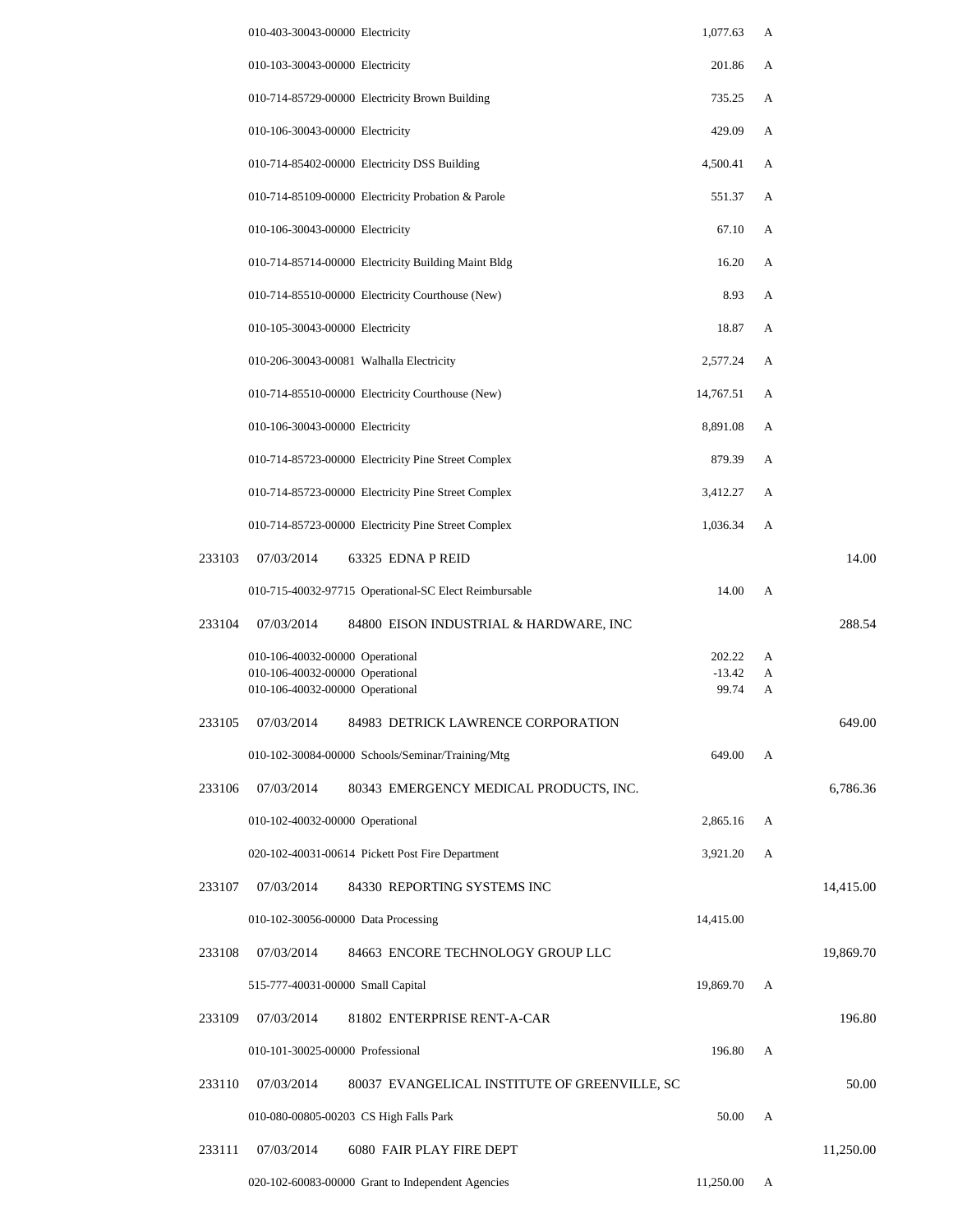| Check # | Date | Vendor / Account | Amount | Status | Total |
|---|---|---|---|---|---|
| | | 010-403-30043-00000 Electricity | 1,077.63 | A | |
| | | 010-103-30043-00000 Electricity | 201.86 | A | |
| | | 010-714-85729-00000 Electricity Brown Building | 735.25 | A | |
| | | 010-106-30043-00000 Electricity | 429.09 | A | |
| | | 010-714-85402-00000 Electricity DSS Building | 4,500.41 | A | |
| | | 010-714-85109-00000 Electricity Probation & Parole | 551.37 | A | |
| | | 010-106-30043-00000 Electricity | 67.10 | A | |
| | | 010-714-85714-00000 Electricity Building Maint Bldg | 16.20 | A | |
| | | 010-714-85510-00000 Electricity Courthouse (New) | 8.93 | A | |
| | | 010-105-30043-00000 Electricity | 18.87 | A | |
| | | 010-206-30043-00081 Walhalla Electricity | 2,577.24 | A | |
| | | 010-714-85510-00000 Electricity Courthouse (New) | 14,767.51 | A | |
| | | 010-106-30043-00000 Electricity | 8,891.08 | A | |
| | | 010-714-85723-00000 Electricity Pine Street Complex | 879.39 | A | |
| | | 010-714-85723-00000 Electricity Pine Street Complex | 3,412.27 | A | |
| | | 010-714-85723-00000 Electricity Pine Street Complex | 1,036.34 | A | |
| 233103 | 07/03/2014 | 63325 EDNA P REID | | | 14.00 |
| | | 010-715-40032-97715 Operational-SC Elect Reimbursable | 14.00 | A | |
| 233104 | 07/03/2014 | 84800 EISON INDUSTRIAL & HARDWARE, INC | | | 288.54 |
| | | 010-106-40032-00000 Operational | 202.22 | A | |
| | | 010-106-40032-00000 Operational | -13.42 | A | |
| | | 010-106-40032-00000 Operational | 99.74 | A | |
| 233105 | 07/03/2014 | 84983 DETRICK LAWRENCE CORPORATION | | | 649.00 |
| | | 010-102-30084-00000 Schools/Seminar/Training/Mtg | 649.00 | A | |
| 233106 | 07/03/2014 | 80343 EMERGENCY MEDICAL PRODUCTS, INC. | | | 6,786.36 |
| | | 010-102-40032-00000 Operational | 2,865.16 | A | |
| | | 020-102-40031-00614 Pickett Post Fire Department | 3,921.20 | A | |
| 233107 | 07/03/2014 | 84330 REPORTING SYSTEMS INC | | | 14,415.00 |
| | | 010-102-30056-00000 Data Processing | 14,415.00 | | |
| 233108 | 07/03/2014 | 84663 ENCORE TECHNOLOGY GROUP LLC | | | 19,869.70 |
| | | 515-777-40031-00000 Small Capital | 19,869.70 | A | |
| 233109 | 07/03/2014 | 81802 ENTERPRISE RENT-A-CAR | | | 196.80 |
| | | 010-101-30025-00000 Professional | 196.80 | A | |
| 233110 | 07/03/2014 | 80037 EVANGELICAL INSTITUTE OF GREENVILLE, SC | | | 50.00 |
| | | 010-080-00805-00203 CS High Falls Park | 50.00 | A | |
| 233111 | 07/03/2014 | 6080 FAIR PLAY FIRE DEPT | | | 11,250.00 |
| | | 020-102-60083-00000 Grant to Independent Agencies | 11,250.00 | A | |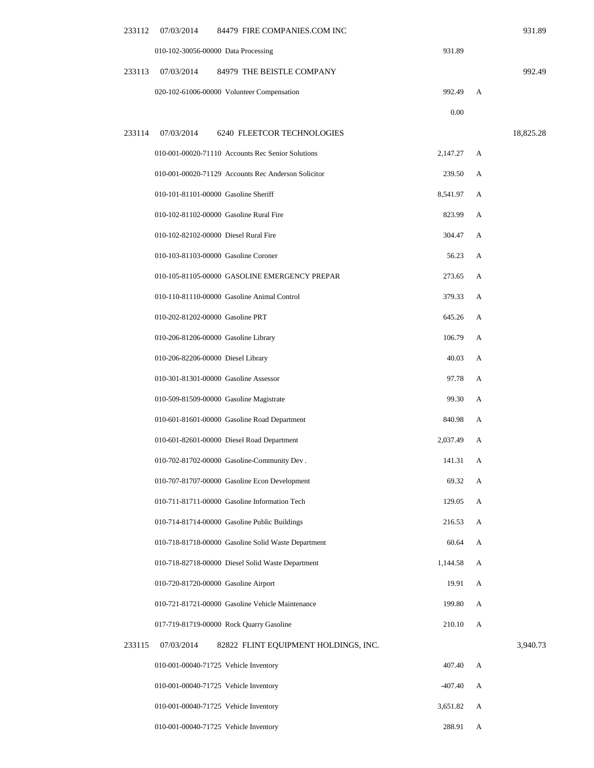| Check | Date | Vendor / Account | Amount | Flag | Total |
|---|---|---|---|---|---|
| 233112 | 07/03/2014 | 84479 FIRE COMPANIES.COM INC | | | 931.89 |
| | | 010-102-30056-00000 Data Processing | 931.89 | | |
| 233113 | 07/03/2014 | 84979 THE BEISTLE COMPANY | | | 992.49 |
| | | 020-102-61006-00000 Volunteer Compensation | 992.49 | A | |
| | | | 0.00 | | |
| 233114 | 07/03/2014 | 6240 FLEETCOR TECHNOLOGIES | | | 18,825.28 |
| | | 010-001-00020-71110 Accounts Rec Senior Solutions | 2,147.27 | A | |
| | | 010-001-00020-71129 Accounts Rec Anderson Solicitor | 239.50 | A | |
| | | 010-101-81101-00000 Gasoline Sheriff | 8,541.97 | A | |
| | | 010-102-81102-00000 Gasoline Rural Fire | 823.99 | A | |
| | | 010-102-82102-00000 Diesel Rural Fire | 304.47 | A | |
| | | 010-103-81103-00000 Gasoline Coroner | 56.23 | A | |
| | | 010-105-81105-00000 GASOLINE EMERGENCY PREPAR | 273.65 | A | |
| | | 010-110-81110-00000 Gasoline Animal Control | 379.33 | A | |
| | | 010-202-81202-00000 Gasoline PRT | 645.26 | A | |
| | | 010-206-81206-00000 Gasoline Library | 106.79 | A | |
| | | 010-206-82206-00000 Diesel Library | 40.03 | A | |
| | | 010-301-81301-00000 Gasoline Assessor | 97.78 | A | |
| | | 010-509-81509-00000 Gasoline Magistrate | 99.30 | A | |
| | | 010-601-81601-00000 Gasoline Road Department | 840.98 | A | |
| | | 010-601-82601-00000 Diesel Road Department | 2,037.49 | A | |
| | | 010-702-81702-00000 Gasoline-Community Dev . | 141.31 | A | |
| | | 010-707-81707-00000 Gasoline Econ Development | 69.32 | A | |
| | | 010-711-81711-00000 Gasoline Information Tech | 129.05 | A | |
| | | 010-714-81714-00000 Gasoline Public Buildings | 216.53 | A | |
| | | 010-718-81718-00000 Gasoline Solid Waste Department | 60.64 | A | |
| | | 010-718-82718-00000 Diesel Solid Waste Department | 1,144.58 | A | |
| | | 010-720-81720-00000 Gasoline Airport | 19.91 | A | |
| | | 010-721-81721-00000 Gasoline Vehicle Maintenance | 199.80 | A | |
| | | 017-719-81719-00000 Rock Quarry Gasoline | 210.10 | A | |
| 233115 | 07/03/2014 | 82822 FLINT EQUIPMENT HOLDINGS, INC. | | | 3,940.73 |
| | | 010-001-00040-71725 Vehicle Inventory | 407.40 | A | |
| | | 010-001-00040-71725 Vehicle Inventory | -407.40 | A | |
| | | 010-001-00040-71725 Vehicle Inventory | 3,651.82 | A | |
| | | 010-001-00040-71725 Vehicle Inventory | 288.91 | A | |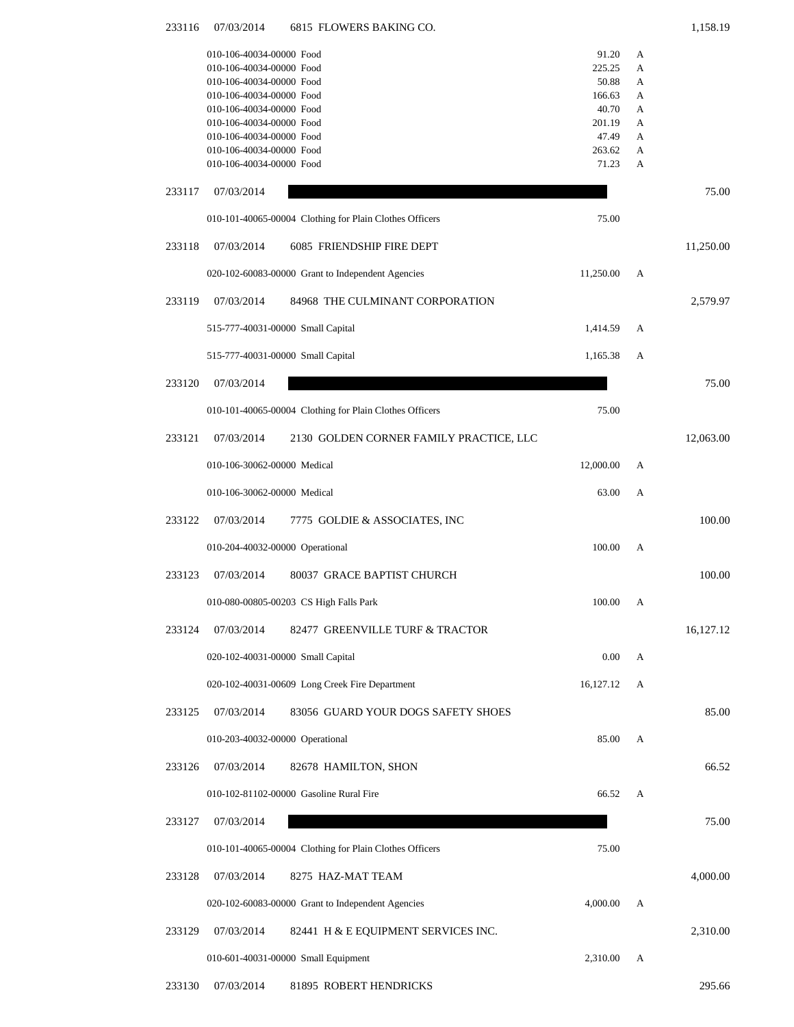| Check No. | Date | Vendor | Account | Description | Amount | | Total |
|---|---|---|---|---|---|---|---|
| 233116 | 07/03/2014 | 6815 FLOWERS BAKING CO. | | | | | 1,158.19 |
| | | | 010-106-40034-00000 | Food | 91.20 | A | |
| | | | 010-106-40034-00000 | Food | 225.25 | A | |
| | | | 010-106-40034-00000 | Food | 50.88 | A | |
| | | | 010-106-40034-00000 | Food | 166.63 | A | |
| | | | 010-106-40034-00000 | Food | 40.70 | A | |
| | | | 010-106-40034-00000 | Food | 201.19 | A | |
| | | | 010-106-40034-00000 | Food | 47.49 | A | |
| | | | 010-106-40034-00000 | Food | 263.62 | A | |
| | | | 010-106-40034-00000 | Food | 71.23 | A | |
| 233117 | 07/03/2014 | | | | | | 75.00 |
| | | | 010-101-40065-00004 | Clothing for Plain Clothes Officers | 75.00 | | |
| 233118 | 07/03/2014 | 6085 FRIENDSHIP FIRE DEPT | | | | | 11,250.00 |
| | | | 020-102-60083-00000 | Grant to Independent Agencies | 11,250.00 | A | |
| 233119 | 07/03/2014 | 84968 THE CULMINANT CORPORATION | | | | | 2,579.97 |
| | | | 515-777-40031-00000 | Small Capital | 1,414.59 | A | |
| | | | 515-777-40031-00000 | Small Capital | 1,165.38 | A | |
| 233120 | 07/03/2014 | | | | | | 75.00 |
| | | | 010-101-40065-00004 | Clothing for Plain Clothes Officers | 75.00 | | |
| 233121 | 07/03/2014 | 2130 GOLDEN CORNER FAMILY PRACTICE, LLC | | | | | 12,063.00 |
| | | | 010-106-30062-00000 | Medical | 12,000.00 | A | |
| | | | 010-106-30062-00000 | Medical | 63.00 | A | |
| 233122 | 07/03/2014 | 7775 GOLDIE & ASSOCIATES, INC | | | | | 100.00 |
| | | | 010-204-40032-00000 | Operational | 100.00 | A | |
| 233123 | 07/03/2014 | 80037 GRACE BAPTIST CHURCH | | | | | 100.00 |
| | | | 010-080-00805-00203 | CS High Falls Park | 100.00 | A | |
| 233124 | 07/03/2014 | 82477 GREENVILLE TURF & TRACTOR | | | | | 16,127.12 |
| | | | 020-102-40031-00000 | Small Capital | 0.00 | A | |
| | | | 020-102-40031-00609 | Long Creek Fire Department | 16,127.12 | A | |
| 233125 | 07/03/2014 | 83056 GUARD YOUR DOGS SAFETY SHOES | | | | | 85.00 |
| | | | 010-203-40032-00000 | Operational | 85.00 | A | |
| 233126 | 07/03/2014 | 82678 HAMILTON, SHON | | | | | 66.52 |
| | | | 010-102-81102-00000 | Gasoline Rural Fire | 66.52 | A | |
| 233127 | 07/03/2014 | | | | | | 75.00 |
| | | | 010-101-40065-00004 | Clothing for Plain Clothes Officers | 75.00 | | |
| 233128 | 07/03/2014 | 8275 HAZ-MAT TEAM | | | | | 4,000.00 |
| | | | 020-102-60083-00000 | Grant to Independent Agencies | 4,000.00 | A | |
| 233129 | 07/03/2014 | 82441 H & E EQUIPMENT SERVICES INC. | | | | | 2,310.00 |
| | | | 010-601-40031-00000 | Small Equipment | 2,310.00 | A | |
| 233130 | 07/03/2014 | 81895 ROBERT HENDRICKS | | | | | 295.66 |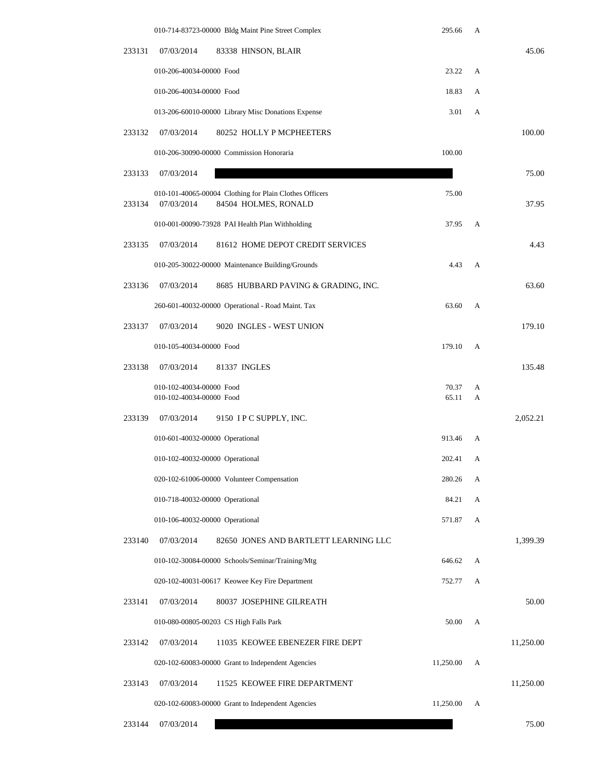| Check # | Date | Vendor / Account | Amount | Flag | Total |
|---|---|---|---|---|---|
| | | 010-714-83723-00000 Bldg Maint Pine Street Complex | 295.66 | A | |
| 233131 | 07/03/2014 | 83338 HINSON, BLAIR | | | 45.06 |
| | | 010-206-40034-00000 Food | 23.22 | A | |
| | | 010-206-40034-00000 Food | 18.83 | A | |
| | | 013-206-60010-00000 Library Misc Donations Expense | 3.01 | A | |
| 233132 | 07/03/2014 | 80252 HOLLY P MCPHEETERS | | | 100.00 |
| | | 010-206-30090-00000 Commission Honoraria | 100.00 | | |
| 233133 | 07/03/2014 | | | | 75.00 |
| | | 010-101-40065-00004 Clothing for Plain Clothes Officers | 75.00 | | |
| 233134 | 07/03/2014 | 84504 HOLMES, RONALD | | | 37.95 |
| | | 010-001-00090-73928 PAI Health Plan Withholding | 37.95 | A | |
| 233135 | 07/03/2014 | 81612 HOME DEPOT CREDIT SERVICES | | | 4.43 |
| | | 010-205-30022-00000 Maintenance Building/Grounds | 4.43 | A | |
| 233136 | 07/03/2014 | 8685 HUBBARD PAVING & GRADING, INC. | | | 63.60 |
| | | 260-601-40032-00000 Operational - Road Maint. Tax | 63.60 | A | |
| 233137 | 07/03/2014 | 9020 INGLES - WEST UNION | | | 179.10 |
| | | 010-105-40034-00000 Food | 179.10 | A | |
| 233138 | 07/03/2014 | 81337 INGLES | | | 135.48 |
| | | 010-102-40034-00000 Food | 70.37 | A | |
| | | 010-102-40034-00000 Food | 65.11 | A | |
| 233139 | 07/03/2014 | 9150 I P C SUPPLY, INC. | | | 2,052.21 |
| | | 010-601-40032-00000 Operational | 913.46 | A | |
| | | 010-102-40032-00000 Operational | 202.41 | A | |
| | | 020-102-61006-00000 Volunteer Compensation | 280.26 | A | |
| | | 010-718-40032-00000 Operational | 84.21 | A | |
| | | 010-106-40032-00000 Operational | 571.87 | A | |
| 233140 | 07/03/2014 | 82650 JONES AND BARTLETT LEARNING LLC | | | 1,399.39 |
| | | 010-102-30084-00000 Schools/Seminar/Training/Mtg | 646.62 | A | |
| | | 020-102-40031-00617 Keowee Key Fire Department | 752.77 | A | |
| 233141 | 07/03/2014 | 80037 JOSEPHINE GILREATH | | | 50.00 |
| | | 010-080-00805-00203 CS High Falls Park | 50.00 | A | |
| 233142 | 07/03/2014 | 11035 KEOWEE EBENEZER FIRE DEPT | | | 11,250.00 |
| | | 020-102-60083-00000 Grant to Independent Agencies | 11,250.00 | A | |
| 233143 | 07/03/2014 | 11525 KEOWEE FIRE DEPARTMENT | | | 11,250.00 |
| | | 020-102-60083-00000 Grant to Independent Agencies | 11,250.00 | A | |
| 233144 | 07/03/2014 | | | | 75.00 |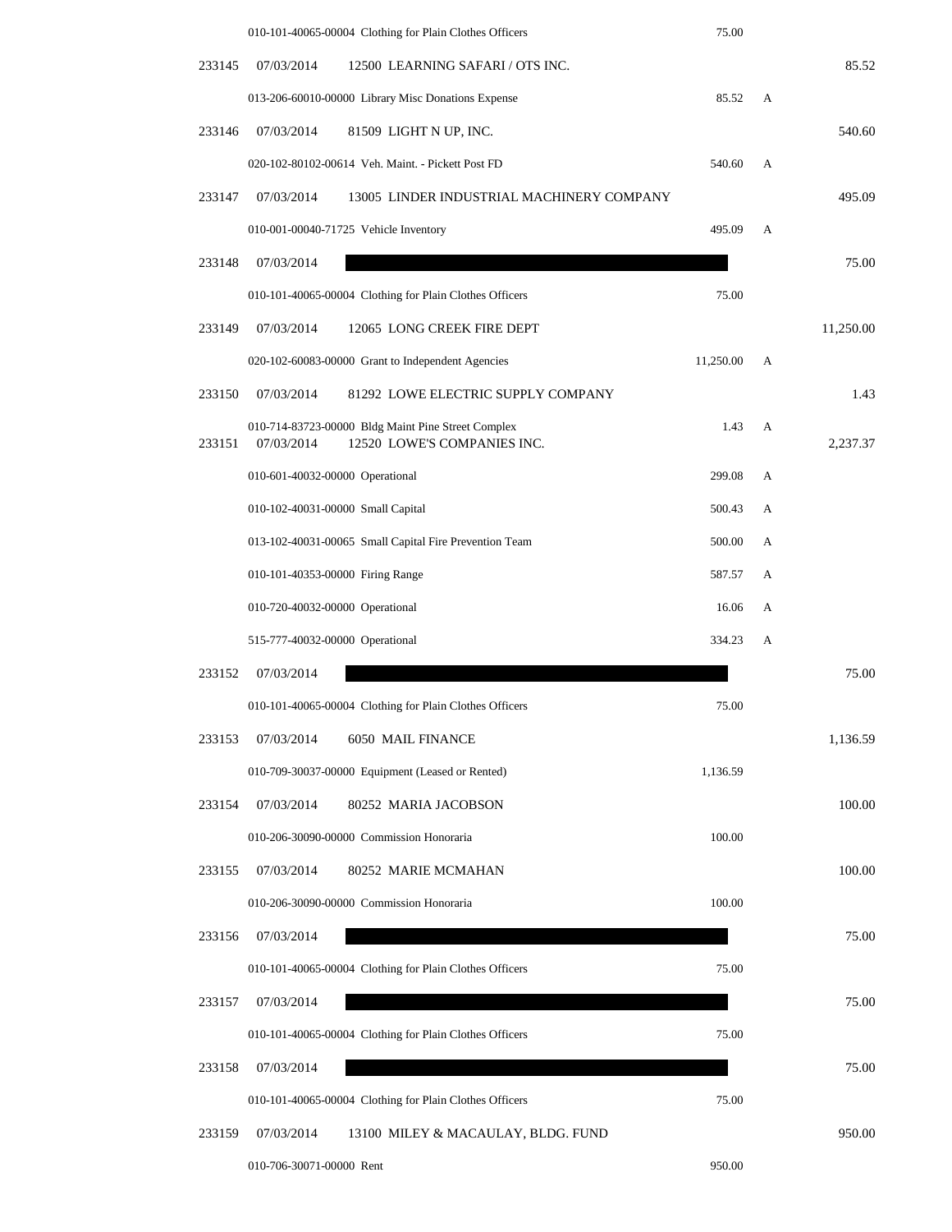| Check # | Date | Vendor / Account | Amount | | Total |
|---|---|---|---|---|---|
| | | 010-101-40065-00004 Clothing for Plain Clothes Officers | 75.00 | | |
| 233145 | 07/03/2014 | 12500 LEARNING SAFARI / OTS INC. | | | 85.52 |
| | | 013-206-60010-00000 Library Misc Donations Expense | 85.52 | A | |
| 233146 | 07/03/2014 | 81509 LIGHT N UP, INC. | | | 540.60 |
| | | 020-102-80102-00614 Veh. Maint. - Pickett Post FD | 540.60 | A | |
| 233147 | 07/03/2014 | 13005 LINDER INDUSTRIAL MACHINERY COMPANY | | | 495.09 |
| | | 010-001-00040-71725 Vehicle Inventory | 495.09 | A | |
| 233148 | 07/03/2014 | | | | 75.00 |
| | | 010-101-40065-00004 Clothing for Plain Clothes Officers | 75.00 | | |
| 233149 | 07/03/2014 | 12065 LONG CREEK FIRE DEPT | | | 11,250.00 |
| | | 020-102-60083-00000 Grant to Independent Agencies | 11,250.00 | A | |
| 233150 | 07/03/2014 | 81292 LOWE ELECTRIC SUPPLY COMPANY | | | 1.43 |
| | | 010-714-83723-00000 Bldg Maint Pine Street Complex | 1.43 | A | |
| 233151 | 07/03/2014 | 12520 LOWE'S COMPANIES INC. | | | 2,237.37 |
| | | 010-601-40032-00000 Operational | 299.08 | A | |
| | | 010-102-40031-00000 Small Capital | 500.43 | A | |
| | | 013-102-40031-00065 Small Capital Fire Prevention Team | 500.00 | A | |
| | | 010-101-40353-00000 Firing Range | 587.57 | A | |
| | | 010-720-40032-00000 Operational | 16.06 | A | |
| | | 515-777-40032-00000 Operational | 334.23 | A | |
| 233152 | 07/03/2014 | | | | 75.00 |
| | | 010-101-40065-00004 Clothing for Plain Clothes Officers | 75.00 | | |
| 233153 | 07/03/2014 | 6050 MAIL FINANCE | | | 1,136.59 |
| | | 010-709-30037-00000 Equipment (Leased or Rented) | 1,136.59 | | |
| 233154 | 07/03/2014 | 80252 MARIA JACOBSON | | | 100.00 |
| | | 010-206-30090-00000 Commission Honoraria | 100.00 | | |
| 233155 | 07/03/2014 | 80252 MARIE MCMAHAN | | | 100.00 |
| | | 010-206-30090-00000 Commission Honoraria | 100.00 | | |
| 233156 | 07/03/2014 | | | | 75.00 |
| | | 010-101-40065-00004 Clothing for Plain Clothes Officers | 75.00 | | |
| 233157 | 07/03/2014 | | | | 75.00 |
| | | 010-101-40065-00004 Clothing for Plain Clothes Officers | 75.00 | | |
| 233158 | 07/03/2014 | | | | 75.00 |
| | | 010-101-40065-00004 Clothing for Plain Clothes Officers | 75.00 | | |
| 233159 | 07/03/2014 | 13100 MILEY & MACAULAY, BLDG. FUND | | | 950.00 |
| | | 010-706-30071-00000 Rent | 950.00 | | |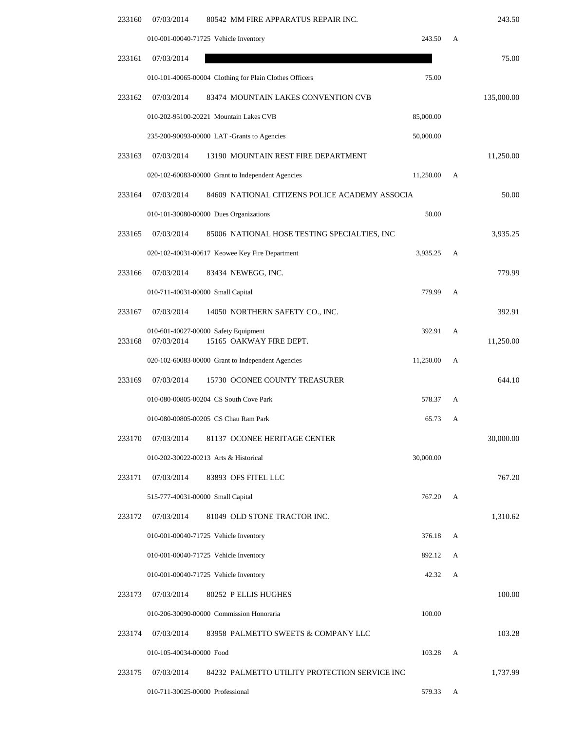| Check | Date | Vendor / Account | Amount | | Total |
|---|---|---|---|---|---|
| 233160 | 07/03/2014 | 80542 MM FIRE APPARATUS REPAIR INC. | | | 243.50 |
| | | 010-001-00040-71725 Vehicle Inventory | 243.50 | A | |
| 233161 | 07/03/2014 | | | | 75.00 |
| | | 010-101-40065-00004 Clothing for Plain Clothes Officers | 75.00 | | |
| 233162 | 07/03/2014 | 83474 MOUNTAIN LAKES CONVENTION CVB | | | 135,000.00 |
| | | 010-202-95100-20221 Mountain Lakes CVB | 85,000.00 | | |
| | | 235-200-90093-00000 LAT -Grants to Agencies | 50,000.00 | | |
| 233163 | 07/03/2014 | 13190 MOUNTAIN REST FIRE DEPARTMENT | | | 11,250.00 |
| | | 020-102-60083-00000 Grant to Independent Agencies | 11,250.00 | A | |
| 233164 | 07/03/2014 | 84609 NATIONAL CITIZENS POLICE ACADEMY ASSOCIA | | | 50.00 |
| | | 010-101-30080-00000 Dues Organizations | 50.00 | | |
| 233165 | 07/03/2014 | 85006 NATIONAL HOSE TESTING SPECIALTIES, INC | | | 3,935.25 |
| | | 020-102-40031-00617 Keowee Key Fire Department | 3,935.25 | A | |
| 233166 | 07/03/2014 | 83434 NEWEGG, INC. | | | 779.99 |
| | | 010-711-40031-00000 Small Capital | 779.99 | A | |
| 233167 | 07/03/2014 | 14050 NORTHERN SAFETY CO., INC. | | | 392.91 |
| | | 010-601-40027-00000 Safety Equipment | 392.91 | A | |
| 233168 | 07/03/2014 | 15165 OAKWAY FIRE DEPT. | | | 11,250.00 |
| | | 020-102-60083-00000 Grant to Independent Agencies | 11,250.00 | A | |
| 233169 | 07/03/2014 | 15730 OCONEE COUNTY TREASURER | | | 644.10 |
| | | 010-080-00805-00204 CS South Cove Park | 578.37 | A | |
| | | 010-080-00805-00205 CS Chau Ram Park | 65.73 | A | |
| 233170 | 07/03/2014 | 81137 OCONEE HERITAGE CENTER | | | 30,000.00 |
| | | 010-202-30022-00213 Arts & Historical | 30,000.00 | | |
| 233171 | 07/03/2014 | 83893 OFS FITEL LLC | | | 767.20 |
| | | 515-777-40031-00000 Small Capital | 767.20 | A | |
| 233172 | 07/03/2014 | 81049 OLD STONE TRACTOR INC. | | | 1,310.62 |
| | | 010-001-00040-71725 Vehicle Inventory | 376.18 | A | |
| | | 010-001-00040-71725 Vehicle Inventory | 892.12 | A | |
| | | 010-001-00040-71725 Vehicle Inventory | 42.32 | A | |
| 233173 | 07/03/2014 | 80252 P ELLIS HUGHES | | | 100.00 |
| | | 010-206-30090-00000 Commission Honoraria | 100.00 | | |
| 233174 | 07/03/2014 | 83958 PALMETTO SWEETS & COMPANY LLC | | | 103.28 |
| | | 010-105-40034-00000 Food | 103.28 | A | |
| 233175 | 07/03/2014 | 84232 PALMETTO UTILITY PROTECTION SERVICE INC | | | 1,737.99 |
| | | 010-711-30025-00000 Professional | 579.33 | A | |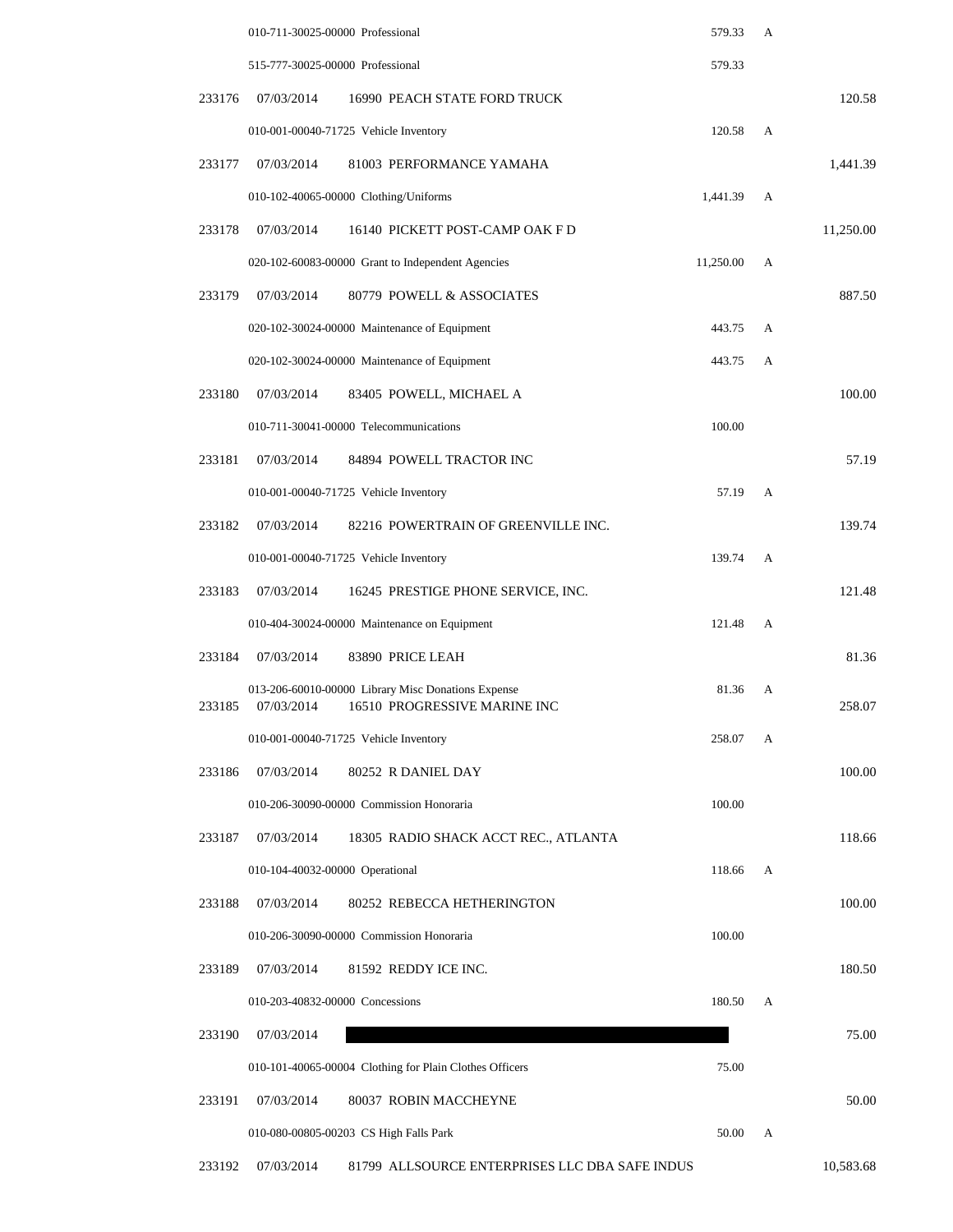| | | | | | |
|---|---|---|---|---|---|
| | | 010-711-30025-00000 Professional | 579.33 | A | |
| | | 515-777-30025-00000 Professional | 579.33 | | |
| 233176 | 07/03/2014 | 16990 PEACH STATE FORD TRUCK | | | 120.58 |
| | | 010-001-00040-71725 Vehicle Inventory | 120.58 | A | |
| 233177 | 07/03/2014 | 81003 PERFORMANCE YAMAHA | | | 1,441.39 |
| | | 010-102-40065-00000 Clothing/Uniforms | 1,441.39 | A | |
| 233178 | 07/03/2014 | 16140 PICKETT POST-CAMP OAK F D | | | 11,250.00 |
| | | 020-102-60083-00000 Grant to Independent Agencies | 11,250.00 | A | |
| 233179 | 07/03/2014 | 80779 POWELL & ASSOCIATES | | | 887.50 |
| | | 020-102-30024-00000 Maintenance of Equipment | 443.75 | A | |
| | | 020-102-30024-00000 Maintenance of Equipment | 443.75 | A | |
| 233180 | 07/03/2014 | 83405 POWELL, MICHAEL A | | | 100.00 |
| | | 010-711-30041-00000 Telecommunications | 100.00 | | |
| 233181 | 07/03/2014 | 84894 POWELL TRACTOR INC | | | 57.19 |
| | | 010-001-00040-71725 Vehicle Inventory | 57.19 | A | |
| 233182 | 07/03/2014 | 82216 POWERTRAIN OF GREENVILLE INC. | | | 139.74 |
| | | 010-001-00040-71725 Vehicle Inventory | 139.74 | A | |
| 233183 | 07/03/2014 | 16245 PRESTIGE PHONE SERVICE, INC. | | | 121.48 |
| | | 010-404-30024-00000 Maintenance on Equipment | 121.48 | A | |
| 233184 | 07/03/2014 | 83890 PRICE LEAH | | | 81.36 |
| | | 013-206-60010-00000 Library Misc Donations Expense | 81.36 | A | |
| 233185 | 07/03/2014 | 16510 PROGRESSIVE MARINE INC | | | 258.07 |
| | | 010-001-00040-71725 Vehicle Inventory | 258.07 | A | |
| 233186 | 07/03/2014 | 80252 R DANIEL DAY | | | 100.00 |
| | | 010-206-30090-00000 Commission Honoraria | 100.00 | | |
| 233187 | 07/03/2014 | 18305 RADIO SHACK ACCT REC., ATLANTA | | | 118.66 |
| | | 010-104-40032-00000 Operational | 118.66 | A | |
| 233188 | 07/03/2014 | 80252 REBECCA HETHERINGTON | | | 100.00 |
| | | 010-206-30090-00000 Commission Honoraria | 100.00 | | |
| 233189 | 07/03/2014 | 81592 REDDY ICE INC. | | | 180.50 |
| | | 010-203-40832-00000 Concessions | 180.50 | A | |
| 233190 | 07/03/2014 | | | | 75.00 |
| | | 010-101-40065-00004 Clothing for Plain Clothes Officers | 75.00 | | |
| 233191 | 07/03/2014 | 80037 ROBIN MACCHEYNE | | | 50.00 |
| | | 010-080-00805-00203 CS High Falls Park | 50.00 | A | |
| 233192 | 07/03/2014 | 81799 ALLSOURCE ENTERPRISES LLC DBA SAFE INDUS | | | 10,583.68 |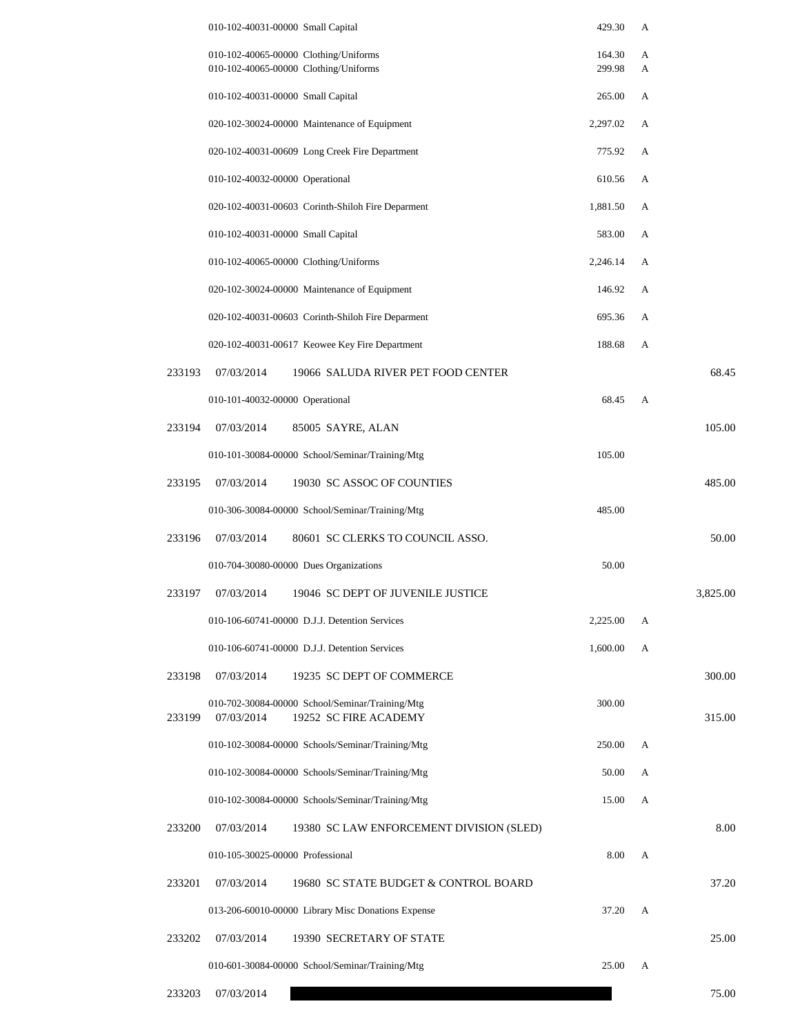| Check No. | Date | Vendor / Account | Amount | Flag | Check Total |
|---|---|---|---|---|---|
| | | 010-102-40031-00000 Small Capital | 429.30 | A | |
| | | 010-102-40065-00000 Clothing/Uniforms | 164.30 | A | |
| | | 010-102-40065-00000 Clothing/Uniforms | 299.98 | A | |
| | | 010-102-40031-00000 Small Capital | 265.00 | A | |
| | | 020-102-30024-00000 Maintenance of Equipment | 2,297.02 | A | |
| | | 020-102-40031-00609 Long Creek Fire Department | 775.92 | A | |
| | | 010-102-40032-00000 Operational | 610.56 | A | |
| | | 020-102-40031-00603 Corinth-Shiloh Fire Deparment | 1,881.50 | A | |
| | | 010-102-40031-00000 Small Capital | 583.00 | A | |
| | | 010-102-40065-00000 Clothing/Uniforms | 2,246.14 | A | |
| | | 020-102-30024-00000 Maintenance of Equipment | 146.92 | A | |
| | | 020-102-40031-00603 Corinth-Shiloh Fire Deparment | 695.36 | A | |
| | | 020-102-40031-00617 Keowee Key Fire Department | 188.68 | A | |
| 233193 | 07/03/2014 | 19066 SALUDA RIVER PET FOOD CENTER | | | 68.45 |
| | | 010-101-40032-00000 Operational | 68.45 | A | |
| 233194 | 07/03/2014 | 85005 SAYRE, ALAN | | | 105.00 |
| | | 010-101-30084-00000 School/Seminar/Training/Mtg | 105.00 | | |
| 233195 | 07/03/2014 | 19030 SC ASSOC OF COUNTIES | | | 485.00 |
| | | 010-306-30084-00000 School/Seminar/Training/Mtg | 485.00 | | |
| 233196 | 07/03/2014 | 80601 SC CLERKS TO COUNCIL ASSO. | | | 50.00 |
| | | 010-704-30080-00000 Dues Organizations | 50.00 | | |
| 233197 | 07/03/2014 | 19046 SC DEPT OF JUVENILE JUSTICE | | | 3,825.00 |
| | | 010-106-60741-00000 D.J.J. Detention Services | 2,225.00 | A | |
| | | 010-106-60741-00000 D.J.J. Detention Services | 1,600.00 | A | |
| 233198 | 07/03/2014 | 19235 SC DEPT OF COMMERCE | | | 300.00 |
| | | 010-702-30084-00000 School/Seminar/Training/Mtg | 300.00 | | |
| 233199 | 07/03/2014 | 19252 SC FIRE ACADEMY | | | 315.00 |
| | | 010-102-30084-00000 Schools/Seminar/Training/Mtg | 250.00 | A | |
| | | 010-102-30084-00000 Schools/Seminar/Training/Mtg | 50.00 | A | |
| | | 010-102-30084-00000 Schools/Seminar/Training/Mtg | 15.00 | A | |
| 233200 | 07/03/2014 | 19380 SC LAW ENFORCEMENT DIVISION (SLED) | | | 8.00 |
| | | 010-105-30025-00000 Professional | 8.00 | A | |
| 233201 | 07/03/2014 | 19680 SC STATE BUDGET & CONTROL BOARD | | | 37.20 |
| | | 013-206-60010-00000 Library Misc Donations Expense | 37.20 | A | |
| 233202 | 07/03/2014 | 19390 SECRETARY OF STATE | | | 25.00 |
| | | 010-601-30084-00000 School/Seminar/Training/Mtg | 25.00 | A | |
| 233203 | 07/03/2014 | | | | 75.00 |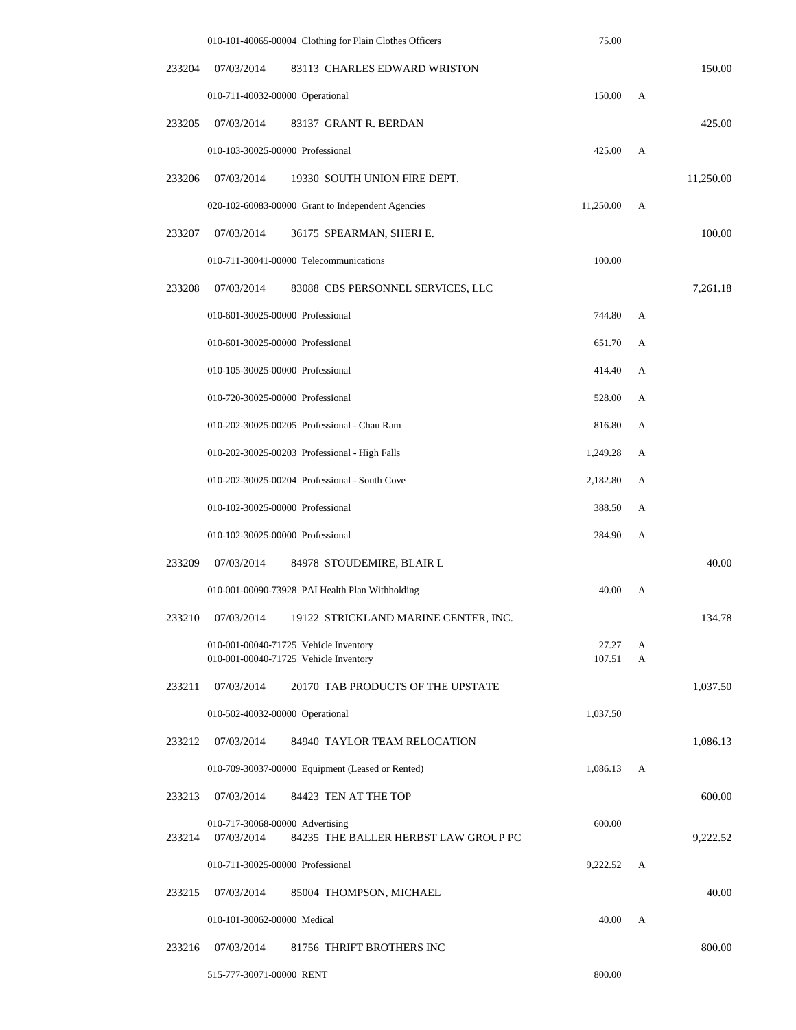| Check | Date | Vendor | Amount | Flag | Total |
|---|---|---|---|---|---|
| | | 010-101-40065-00004 Clothing for Plain Clothes Officers | 75.00 | | |
| 233204 | 07/03/2014 | 83113 CHARLES EDWARD WRISTON | | | 150.00 |
| | | 010-711-40032-00000 Operational | 150.00 | A | |
| 233205 | 07/03/2014 | 83137 GRANT R. BERDAN | | | 425.00 |
| | | 010-103-30025-00000 Professional | 425.00 | A | |
| 233206 | 07/03/2014 | 19330 SOUTH UNION FIRE DEPT. | | | 11,250.00 |
| | | 020-102-60083-00000 Grant to Independent Agencies | 11,250.00 | A | |
| 233207 | 07/03/2014 | 36175 SPEARMAN, SHERI E. | | | 100.00 |
| | | 010-711-30041-00000 Telecommunications | 100.00 | | |
| 233208 | 07/03/2014 | 83088 CBS PERSONNEL SERVICES, LLC | | | 7,261.18 |
| | | 010-601-30025-00000 Professional | 744.80 | A | |
| | | 010-601-30025-00000 Professional | 651.70 | A | |
| | | 010-105-30025-00000 Professional | 414.40 | A | |
| | | 010-720-30025-00000 Professional | 528.00 | A | |
| | | 010-202-30025-00205 Professional - Chau Ram | 816.80 | A | |
| | | 010-202-30025-00203 Professional - High Falls | 1,249.28 | A | |
| | | 010-202-30025-00204 Professional - South Cove | 2,182.80 | A | |
| | | 010-102-30025-00000 Professional | 388.50 | A | |
| | | 010-102-30025-00000 Professional | 284.90 | A | |
| 233209 | 07/03/2014 | 84978 STOUDEMIRE, BLAIR L | | | 40.00 |
| | | 010-001-00090-73928 PAI Health Plan Withholding | 40.00 | A | |
| 233210 | 07/03/2014 | 19122 STRICKLAND MARINE CENTER, INC. | | | 134.78 |
| | | 010-001-00040-71725 Vehicle Inventory | 27.27 | A | |
| | | 010-001-00040-71725 Vehicle Inventory | 107.51 | A | |
| 233211 | 07/03/2014 | 20170 TAB PRODUCTS OF THE UPSTATE | | | 1,037.50 |
| | | 010-502-40032-00000 Operational | 1,037.50 | | |
| 233212 | 07/03/2014 | 84940 TAYLOR TEAM RELOCATION | | | 1,086.13 |
| | | 010-709-30037-00000 Equipment (Leased or Rented) | 1,086.13 | A | |
| 233213 | 07/03/2014 | 84423 TEN AT THE TOP | | | 600.00 |
| | | 010-717-30068-00000 Advertising | 600.00 | | |
| 233214 | 07/03/2014 | 84235 THE BALLER HERBST LAW GROUP PC | | | 9,222.52 |
| | | 010-711-30025-00000 Professional | 9,222.52 | A | |
| 233215 | 07/03/2014 | 85004 THOMPSON, MICHAEL | | | 40.00 |
| | | 010-101-30062-00000 Medical | 40.00 | A | |
| 233216 | 07/03/2014 | 81756 THRIFT BROTHERS INC | | | 800.00 |
| | | 515-777-30071-00000 RENT | 800.00 | | |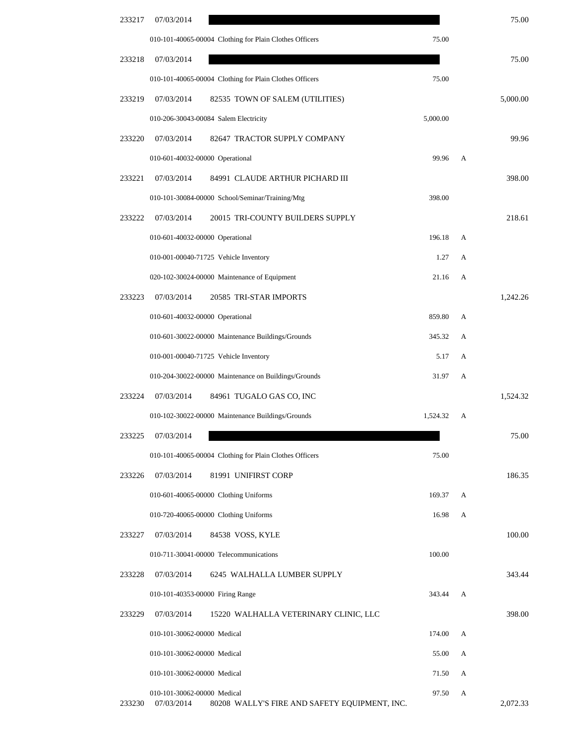| Check | Date | Vendor / Account | Amount | Flag | Total |
|---|---|---|---|---|---|
| 233217 | 07/03/2014 | | | | 75.00 |
| | | 010-101-40065-00004 Clothing for Plain Clothes Officers | 75.00 | | |
| 233218 | 07/03/2014 | | | | 75.00 |
| | | 010-101-40065-00004 Clothing for Plain Clothes Officers | 75.00 | | |
| 233219 | 07/03/2014 | 82535 TOWN OF SALEM (UTILITIES) | | | 5,000.00 |
| | | 010-206-30043-00084 Salem Electricity | 5,000.00 | | |
| 233220 | 07/03/2014 | 82647 TRACTOR SUPPLY COMPANY | | | 99.96 |
| | | 010-601-40032-00000 Operational | 99.96 | A | |
| 233221 | 07/03/2014 | 84991 CLAUDE ARTHUR PICHARD III | | | 398.00 |
| | | 010-101-30084-00000 School/Seminar/Training/Mtg | 398.00 | | |
| 233222 | 07/03/2014 | 20015 TRI-COUNTY BUILDERS SUPPLY | | | 218.61 |
| | | 010-601-40032-00000 Operational | 196.18 | A | |
| | | 010-001-00040-71725 Vehicle Inventory | 1.27 | A | |
| | | 020-102-30024-00000 Maintenance of Equipment | 21.16 | A | |
| 233223 | 07/03/2014 | 20585 TRI-STAR IMPORTS | | | 1,242.26 |
| | | 010-601-40032-00000 Operational | 859.80 | A | |
| | | 010-601-30022-00000 Maintenance Buildings/Grounds | 345.32 | A | |
| | | 010-001-00040-71725 Vehicle Inventory | 5.17 | A | |
| | | 010-204-30022-00000 Maintenance on Buildings/Grounds | 31.97 | A | |
| 233224 | 07/03/2014 | 84961 TUGALO GAS CO, INC | | | 1,524.32 |
| | | 010-102-30022-00000 Maintenance Buildings/Grounds | 1,524.32 | A | |
| 233225 | 07/03/2014 | | | | 75.00 |
| | | 010-101-40065-00004 Clothing for Plain Clothes Officers | 75.00 | | |
| 233226 | 07/03/2014 | 81991 UNIFIRST CORP | | | 186.35 |
| | | 010-601-40065-00000 Clothing Uniforms | 169.37 | A | |
| | | 010-720-40065-00000 Clothing Uniforms | 16.98 | A | |
| 233227 | 07/03/2014 | 84538 VOSS, KYLE | | | 100.00 |
| | | 010-711-30041-00000 Telecommunications | 100.00 | | |
| 233228 | 07/03/2014 | 6245 WALHALLA LUMBER SUPPLY | | | 343.44 |
| | | 010-101-40353-00000 Firing Range | 343.44 | A | |
| 233229 | 07/03/2014 | 15220 WALHALLA VETERINARY CLINIC, LLC | | | 398.00 |
| | | 010-101-30062-00000 Medical | 174.00 | A | |
| | | 010-101-30062-00000 Medical | 55.00 | A | |
| | | 010-101-30062-00000 Medical | 71.50 | A | |
| | | 010-101-30062-00000 Medical | 97.50 | A | |
| 233230 | 07/03/2014 | 80208 WALLY'S FIRE AND SAFETY EQUIPMENT, INC. | | | 2,072.33 |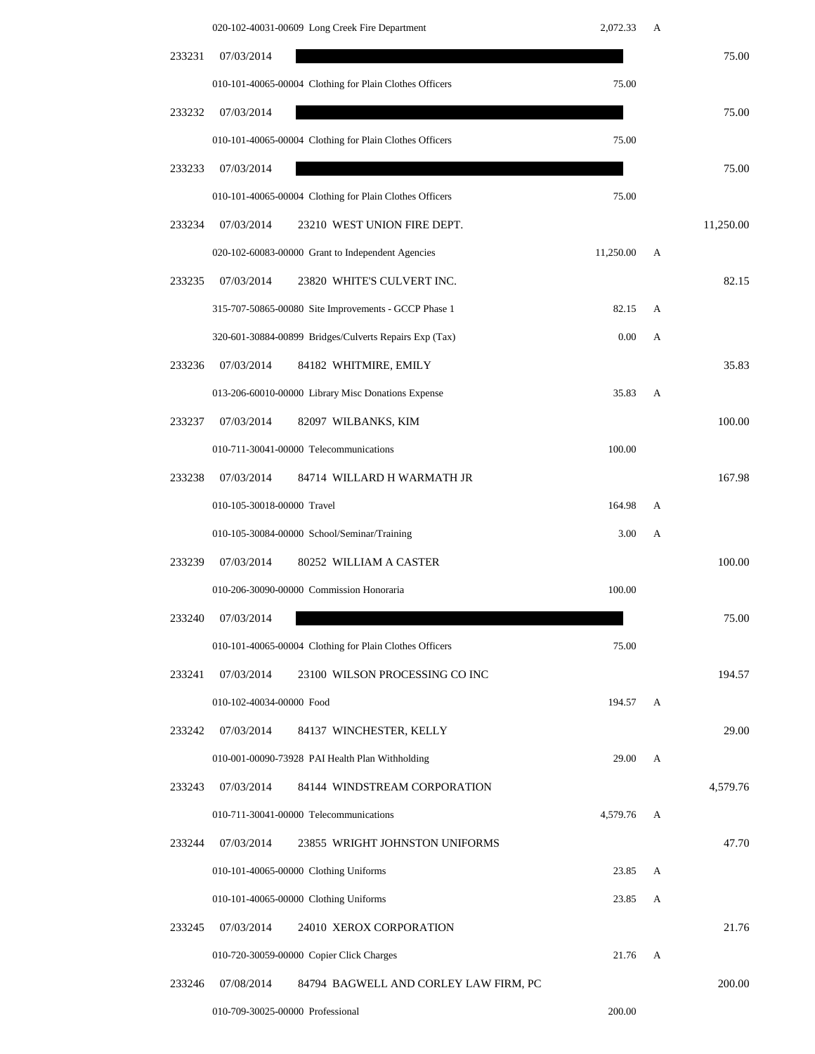| Check # | Date | Vendor / Account | Amount | | Total |
|---|---|---|---|---|---|
| | | 020-102-40031-00609 Long Creek Fire Department | 2,072.33 | A | |
| 233231 | 07/03/2014 | | | | 75.00 |
| | | 010-101-40065-00004 Clothing for Plain Clothes Officers | 75.00 | | |
| 233232 | 07/03/2014 | | | | 75.00 |
| | | 010-101-40065-00004 Clothing for Plain Clothes Officers | 75.00 | | |
| 233233 | 07/03/2014 | | | | 75.00 |
| | | 010-101-40065-00004 Clothing for Plain Clothes Officers | 75.00 | | |
| 233234 | 07/03/2014 | 23210 WEST UNION FIRE DEPT. | | | 11,250.00 |
| | | 020-102-60083-00000 Grant to Independent Agencies | 11,250.00 | A | |
| 233235 | 07/03/2014 | 23820 WHITE'S CULVERT INC. | | | 82.15 |
| | | 315-707-50865-00080 Site Improvements - GCCP Phase 1 | 82.15 | A | |
| | | 320-601-30884-00899 Bridges/Culverts Repairs Exp (Tax) | 0.00 | A | |
| 233236 | 07/03/2014 | 84182 WHITMIRE, EMILY | | | 35.83 |
| | | 013-206-60010-00000 Library Misc Donations Expense | 35.83 | A | |
| 233237 | 07/03/2014 | 82097 WILBANKS, KIM | | | 100.00 |
| | | 010-711-30041-00000 Telecommunications | 100.00 | | |
| 233238 | 07/03/2014 | 84714 WILLARD H WARMATH JR | | | 167.98 |
| | | 010-105-30018-00000 Travel | 164.98 | A | |
| | | 010-105-30084-00000 School/Seminar/Training | 3.00 | A | |
| 233239 | 07/03/2014 | 80252 WILLIAM A CASTER | | | 100.00 |
| | | 010-206-30090-00000 Commission Honoraria | 100.00 | | |
| 233240 | 07/03/2014 | | | | 75.00 |
| | | 010-101-40065-00004 Clothing for Plain Clothes Officers | 75.00 | | |
| 233241 | 07/03/2014 | 23100 WILSON PROCESSING CO INC | | | 194.57 |
| | | 010-102-40034-00000 Food | 194.57 | A | |
| 233242 | 07/03/2014 | 84137 WINCHESTER, KELLY | | | 29.00 |
| | | 010-001-00090-73928 PAI Health Plan Withholding | 29.00 | A | |
| 233243 | 07/03/2014 | 84144 WINDSTREAM CORPORATION | | | 4,579.76 |
| | | 010-711-30041-00000 Telecommunications | 4,579.76 | A | |
| 233244 | 07/03/2014 | 23855 WRIGHT JOHNSTON UNIFORMS | | | 47.70 |
| | | 010-101-40065-00000 Clothing Uniforms | 23.85 | A | |
| | | 010-101-40065-00000 Clothing Uniforms | 23.85 | A | |
| 233245 | 07/03/2014 | 24010 XEROX CORPORATION | | | 21.76 |
| | | 010-720-30059-00000 Copier Click Charges | 21.76 | A | |
| 233246 | 07/08/2014 | 84794 BAGWELL AND CORLEY LAW FIRM, PC | | | 200.00 |
| | | 010-709-30025-00000 Professional | 200.00 | | |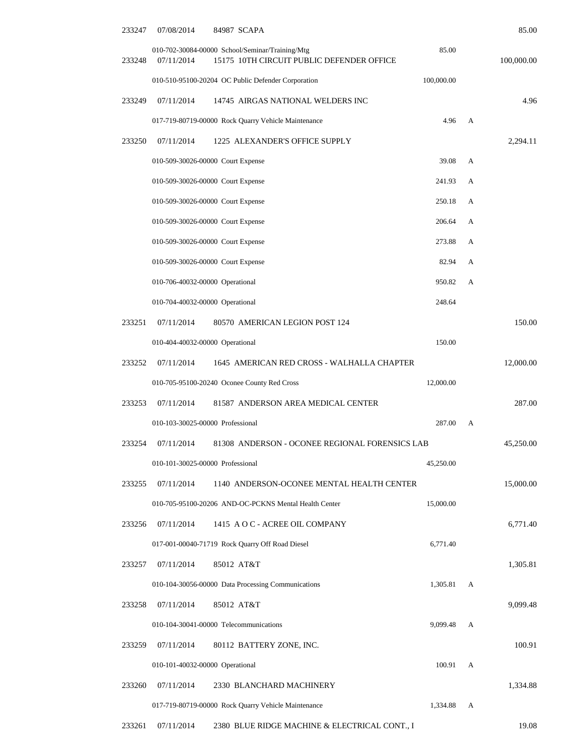| Check | Date | Vendor / Account | Amount | Flag | Total |
|---|---|---|---|---|---|
| 233247 | 07/08/2014 | 84987 SCAPA | | | 85.00 |
| | | 010-702-30084-00000 School/Seminar/Training/Mtg | 85.00 | | |
| 233248 | 07/11/2014 | 15175 10TH CIRCUIT PUBLIC DEFENDER OFFICE | | | 100,000.00 |
| | | 010-510-95100-20204 OC Public Defender Corporation | 100,000.00 | | |
| 233249 | 07/11/2014 | 14745 AIRGAS NATIONAL WELDERS INC | | | 4.96 |
| | | 017-719-80719-00000 Rock Quarry Vehicle Maintenance | 4.96 | A | |
| 233250 | 07/11/2014 | 1225 ALEXANDER'S OFFICE SUPPLY | | | 2,294.11 |
| | | 010-509-30026-00000 Court Expense | 39.08 | A | |
| | | 010-509-30026-00000 Court Expense | 241.93 | A | |
| | | 010-509-30026-00000 Court Expense | 250.18 | A | |
| | | 010-509-30026-00000 Court Expense | 206.64 | A | |
| | | 010-509-30026-00000 Court Expense | 273.88 | A | |
| | | 010-509-30026-00000 Court Expense | 82.94 | A | |
| | | 010-706-40032-00000 Operational | 950.82 | A | |
| | | 010-704-40032-00000 Operational | 248.64 | | |
| 233251 | 07/11/2014 | 80570 AMERICAN LEGION POST 124 | | | 150.00 |
| | | 010-404-40032-00000 Operational | 150.00 | | |
| 233252 | 07/11/2014 | 1645 AMERICAN RED CROSS - WALHALLA CHAPTER | | | 12,000.00 |
| | | 010-705-95100-20240 Oconee County Red Cross | 12,000.00 | | |
| 233253 | 07/11/2014 | 81587 ANDERSON AREA MEDICAL CENTER | | | 287.00 |
| | | 010-103-30025-00000 Professional | 287.00 | A | |
| 233254 | 07/11/2014 | 81308 ANDERSON - OCONEE REGIONAL FORENSICS LAB | | | 45,250.00 |
| | | 010-101-30025-00000 Professional | 45,250.00 | | |
| 233255 | 07/11/2014 | 1140 ANDERSON-OCONEE MENTAL HEALTH CENTER | | | 15,000.00 |
| | | 010-705-95100-20206 AND-OC-PCKNS Mental Health Center | 15,000.00 | | |
| 233256 | 07/11/2014 | 1415 A O C - ACREE OIL COMPANY | | | 6,771.40 |
| | | 017-001-00040-71719 Rock Quarry Off Road Diesel | 6,771.40 | | |
| 233257 | 07/11/2014 | 85012 AT&T | | | 1,305.81 |
| | | 010-104-30056-00000 Data Processing Communications | 1,305.81 | A | |
| 233258 | 07/11/2014 | 85012 AT&T | | | 9,099.48 |
| | | 010-104-30041-00000 Telecommunications | 9,099.48 | A | |
| 233259 | 07/11/2014 | 80112 BATTERY ZONE, INC. | | | 100.91 |
| | | 010-101-40032-00000 Operational | 100.91 | A | |
| 233260 | 07/11/2014 | 2330 BLANCHARD MACHINERY | | | 1,334.88 |
| | | 017-719-80719-00000 Rock Quarry Vehicle Maintenance | 1,334.88 | A | |
| 233261 | 07/11/2014 | 2380 BLUE RIDGE MACHINE & ELECTRICAL CONT., I | | | 19.08 |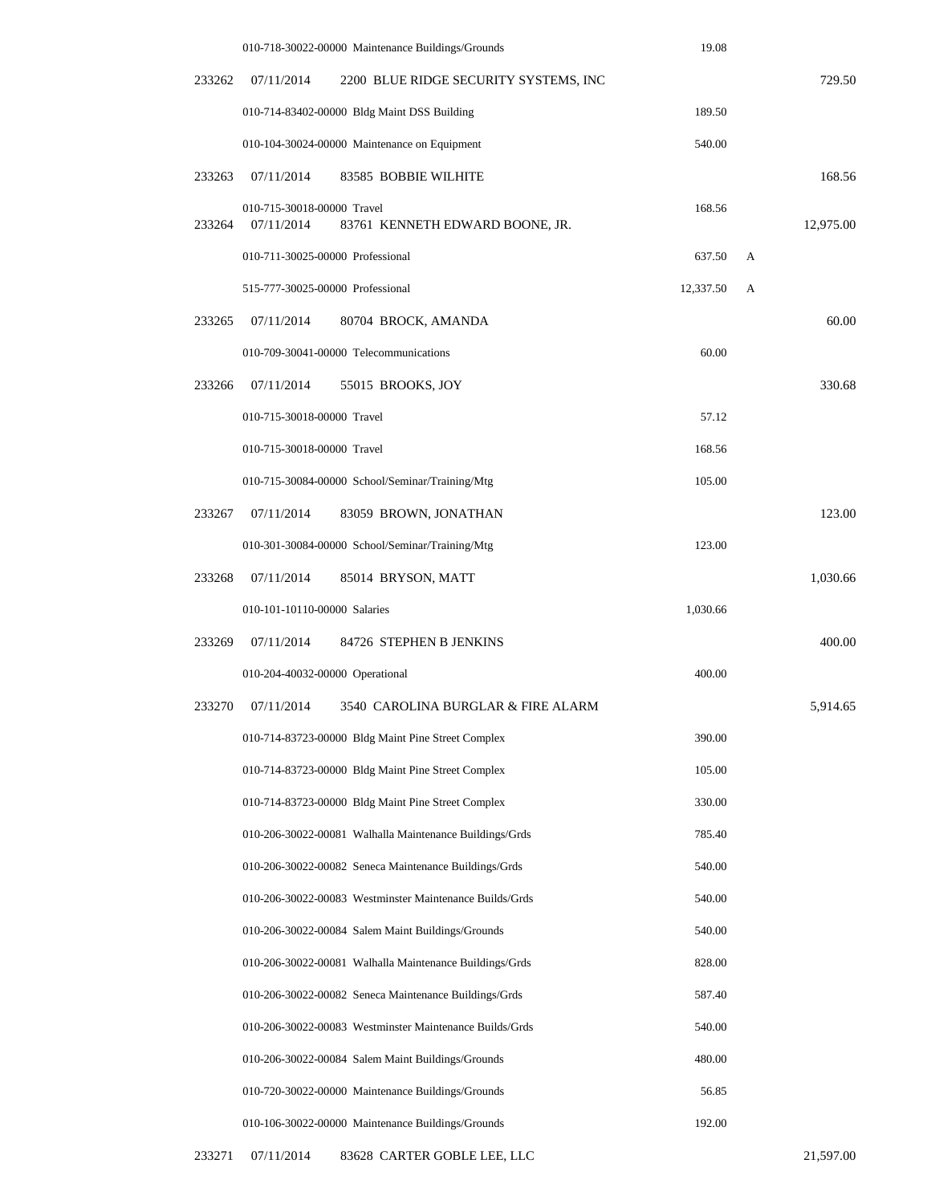| Check # | Date | Vendor / Account | Line Amount | | Check Amount |
|---|---|---|---|---|---|
| | | 010-718-30022-00000 Maintenance Buildings/Grounds | 19.08 | | |
| 233262 | 07/11/2014 | 2200 BLUE RIDGE SECURITY SYSTEMS, INC | | | 729.50 |
| | | 010-714-83402-00000 Bldg Maint DSS Building | 189.50 | | |
| | | 010-104-30024-00000 Maintenance on Equipment | 540.00 | | |
| 233263 | 07/11/2014 | 83585 BOBBIE WILHITE | | | 168.56 |
| | | 010-715-30018-00000 Travel | 168.56 | | |
| 233264 | 07/11/2014 | 83761 KENNETH EDWARD BOONE, JR. | | | 12,975.00 |
| | | 010-711-30025-00000 Professional | 637.50 | A | |
| | | 515-777-30025-00000 Professional | 12,337.50 | A | |
| 233265 | 07/11/2014 | 80704 BROCK, AMANDA | | | 60.00 |
| | | 010-709-30041-00000 Telecommunications | 60.00 | | |
| 233266 | 07/11/2014 | 55015 BROOKS, JOY | | | 330.68 |
| | | 010-715-30018-00000 Travel | 57.12 | | |
| | | 010-715-30018-00000 Travel | 168.56 | | |
| | | 010-715-30084-00000 School/Seminar/Training/Mtg | 105.00 | | |
| 233267 | 07/11/2014 | 83059 BROWN, JONATHAN | | | 123.00 |
| | | 010-301-30084-00000 School/Seminar/Training/Mtg | 123.00 | | |
| 233268 | 07/11/2014 | 85014 BRYSON, MATT | | | 1,030.66 |
| | | 010-101-10110-00000 Salaries | 1,030.66 | | |
| 233269 | 07/11/2014 | 84726 STEPHEN B JENKINS | | | 400.00 |
| | | 010-204-40032-00000 Operational | 400.00 | | |
| 233270 | 07/11/2014 | 3540 CAROLINA BURGLAR & FIRE ALARM | | | 5,914.65 |
| | | 010-714-83723-00000 Bldg Maint Pine Street Complex | 390.00 | | |
| | | 010-714-83723-00000 Bldg Maint Pine Street Complex | 105.00 | | |
| | | 010-714-83723-00000 Bldg Maint Pine Street Complex | 330.00 | | |
| | | 010-206-30022-00081 Walhalla Maintenance Buildings/Grds | 785.40 | | |
| | | 010-206-30022-00082 Seneca Maintenance Buildings/Grds | 540.00 | | |
| | | 010-206-30022-00083 Westminster Maintenance Builds/Grds | 540.00 | | |
| | | 010-206-30022-00084 Salem Maint Buildings/Grounds | 540.00 | | |
| | | 010-206-30022-00081 Walhalla Maintenance Buildings/Grds | 828.00 | | |
| | | 010-206-30022-00082 Seneca Maintenance Buildings/Grds | 587.40 | | |
| | | 010-206-30022-00083 Westminster Maintenance Builds/Grds | 540.00 | | |
| | | 010-206-30022-00084 Salem Maint Buildings/Grounds | 480.00 | | |
| | | 010-720-30022-00000 Maintenance Buildings/Grounds | 56.85 | | |
| | | 010-106-30022-00000 Maintenance Buildings/Grounds | 192.00 | | |
| 233271 | 07/11/2014 | 83628 CARTER GOBLE LEE, LLC | | | 21,597.00 |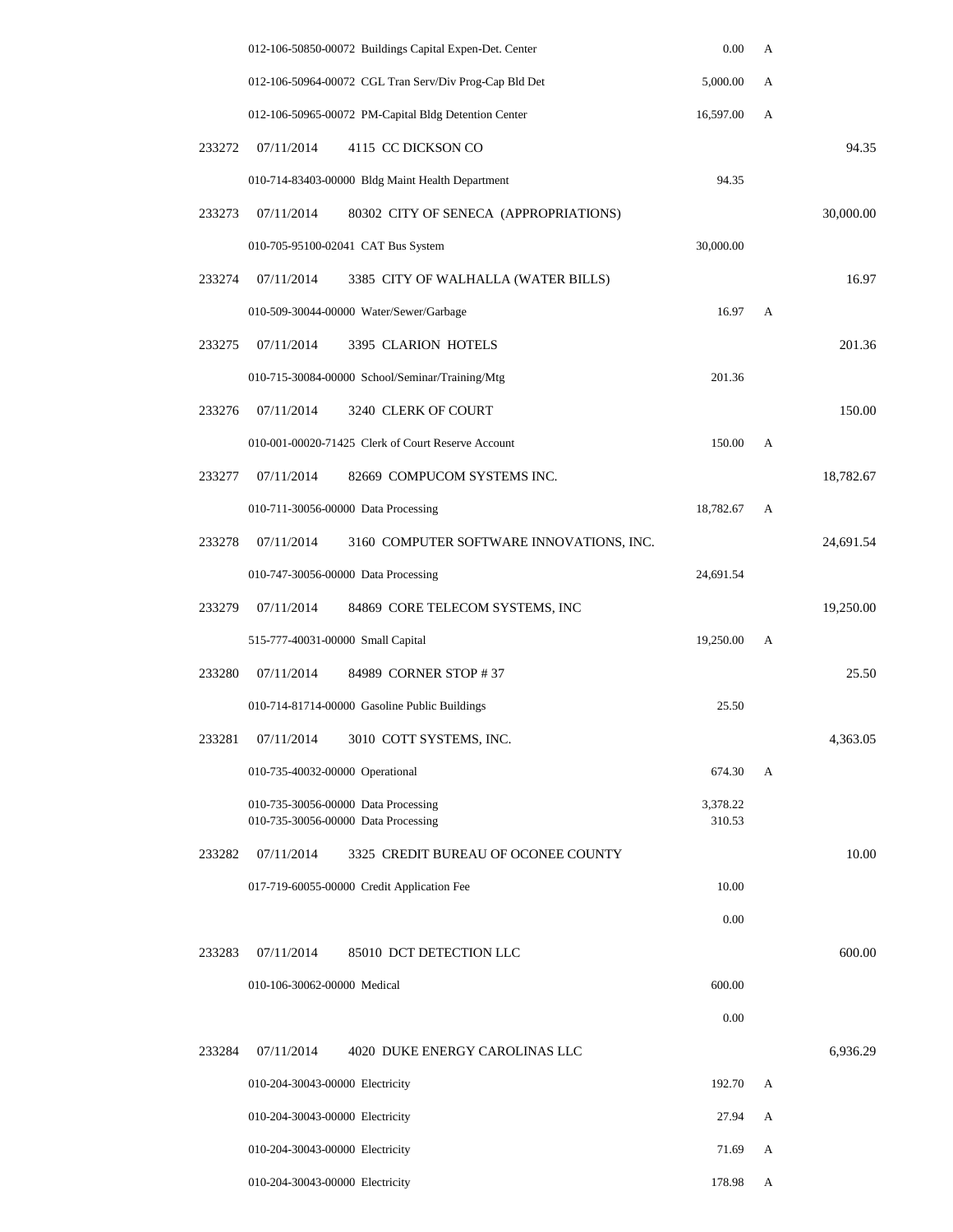| | | | | | |
|---|---|---|---|---|---|
| | | 012-106-50850-00072 Buildings Capital Expen-Det. Center | 0.00 | A | |
| | | 012-106-50964-00072 CGL Tran Serv/Div Prog-Cap Bld Det | 5,000.00 | A | |
| | | 012-106-50965-00072 PM-Capital Bldg Detention Center | 16,597.00 | A | |
| 233272 | 07/11/2014 | 4115 CC DICKSON CO | | | 94.35 |
| | | 010-714-83403-00000 Bldg Maint Health Department | 94.35 | | |
| 233273 | 07/11/2014 | 80302 CITY OF SENECA (APPROPRIATIONS) | | | 30,000.00 |
| | | 010-705-95100-02041 CAT Bus System | 30,000.00 | | |
| 233274 | 07/11/2014 | 3385 CITY OF WALHALLA (WATER BILLS) | | | 16.97 |
| | | 010-509-30044-00000 Water/Sewer/Garbage | 16.97 | A | |
| 233275 | 07/11/2014 | 3395 CLARION HOTELS | | | 201.36 |
| | | 010-715-30084-00000 School/Seminar/Training/Mtg | 201.36 | | |
| 233276 | 07/11/2014 | 3240 CLERK OF COURT | | | 150.00 |
| | | 010-001-00020-71425 Clerk of Court Reserve Account | 150.00 | A | |
| 233277 | 07/11/2014 | 82669 COMPUCOM SYSTEMS INC. | | | 18,782.67 |
| | | 010-711-30056-00000 Data Processing | 18,782.67 | A | |
| 233278 | 07/11/2014 | 3160 COMPUTER SOFTWARE INNOVATIONS, INC. | | | 24,691.54 |
| | | 010-747-30056-00000 Data Processing | 24,691.54 | | |
| 233279 | 07/11/2014 | 84869 CORE TELECOM SYSTEMS, INC | | | 19,250.00 |
| | | 515-777-40031-00000 Small Capital | 19,250.00 | A | |
| 233280 | 07/11/2014 | 84989 CORNER STOP # 37 | | | 25.50 |
| | | 010-714-81714-00000 Gasoline Public Buildings | 25.50 | | |
| 233281 | 07/11/2014 | 3010 COTT SYSTEMS, INC. | | | 4,363.05 |
| | | 010-735-40032-00000 Operational | 674.30 | A | |
| | | 010-735-30056-00000 Data Processing | 3,378.22 | | |
| | | 010-735-30056-00000 Data Processing | 310.53 | | |
| 233282 | 07/11/2014 | 3325 CREDIT BUREAU OF OCONEE COUNTY | | | 10.00 |
| | | 017-719-60055-00000 Credit Application Fee | 10.00 | | |
| | | | 0.00 | | |
| 233283 | 07/11/2014 | 85010 DCT DETECTION LLC | | | 600.00 |
| | | 010-106-30062-00000 Medical | 600.00 | | |
| | | | 0.00 | | |
| 233284 | 07/11/2014 | 4020 DUKE ENERGY CAROLINAS LLC | | | 6,936.29 |
| | | 010-204-30043-00000 Electricity | 192.70 | A | |
| | | 010-204-30043-00000 Electricity | 27.94 | A | |
| | | 010-204-30043-00000 Electricity | 71.69 | A | |
| | | 010-204-30043-00000 Electricity | 178.98 | A | |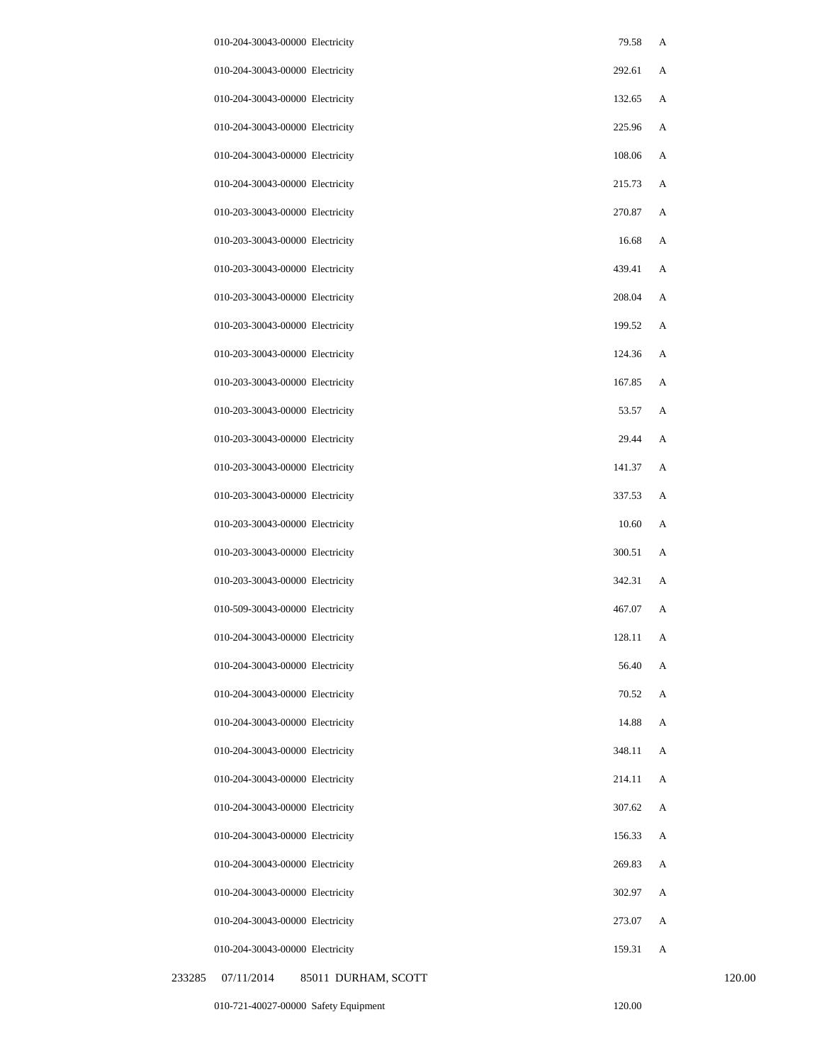| Check No. | Date | Vendor | Account | Description | Amount | Code | Total |
|---|---|---|---|---|---|---|---|
| | | | 010-204-30043-00000 | Electricity | 79.58 | A | |
| | | | 010-204-30043-00000 | Electricity | 292.61 | A | |
| | | | 010-204-30043-00000 | Electricity | 132.65 | A | |
| | | | 010-204-30043-00000 | Electricity | 225.96 | A | |
| | | | 010-204-30043-00000 | Electricity | 108.06 | A | |
| | | | 010-204-30043-00000 | Electricity | 215.73 | A | |
| | | | 010-203-30043-00000 | Electricity | 270.87 | A | |
| | | | 010-203-30043-00000 | Electricity | 16.68 | A | |
| | | | 010-203-30043-00000 | Electricity | 439.41 | A | |
| | | | 010-203-30043-00000 | Electricity | 208.04 | A | |
| | | | 010-203-30043-00000 | Electricity | 199.52 | A | |
| | | | 010-203-30043-00000 | Electricity | 124.36 | A | |
| | | | 010-203-30043-00000 | Electricity | 167.85 | A | |
| | | | 010-203-30043-00000 | Electricity | 53.57 | A | |
| | | | 010-203-30043-00000 | Electricity | 29.44 | A | |
| | | | 010-203-30043-00000 | Electricity | 141.37 | A | |
| | | | 010-203-30043-00000 | Electricity | 337.53 | A | |
| | | | 010-203-30043-00000 | Electricity | 10.60 | A | |
| | | | 010-203-30043-00000 | Electricity | 300.51 | A | |
| | | | 010-203-30043-00000 | Electricity | 342.31 | A | |
| | | | 010-509-30043-00000 | Electricity | 467.07 | A | |
| | | | 010-204-30043-00000 | Electricity | 128.11 | A | |
| | | | 010-204-30043-00000 | Electricity | 56.40 | A | |
| | | | 010-204-30043-00000 | Electricity | 70.52 | A | |
| | | | 010-204-30043-00000 | Electricity | 14.88 | A | |
| | | | 010-204-30043-00000 | Electricity | 348.11 | A | |
| | | | 010-204-30043-00000 | Electricity | 214.11 | A | |
| | | | 010-204-30043-00000 | Electricity | 307.62 | A | |
| | | | 010-204-30043-00000 | Electricity | 156.33 | A | |
| | | | 010-204-30043-00000 | Electricity | 269.83 | A | |
| | | | 010-204-30043-00000 | Electricity | 302.97 | A | |
| | | | 010-204-30043-00000 | Electricity | 273.07 | A | |
| | | | 010-204-30043-00000 | Electricity | 159.31 | A | |
| 233285 | 07/11/2014 | 85011 DURHAM, SCOTT | | | | | 120.00 |
| | | | 010-721-40027-00000 | Safety Equipment | 120.00 | | |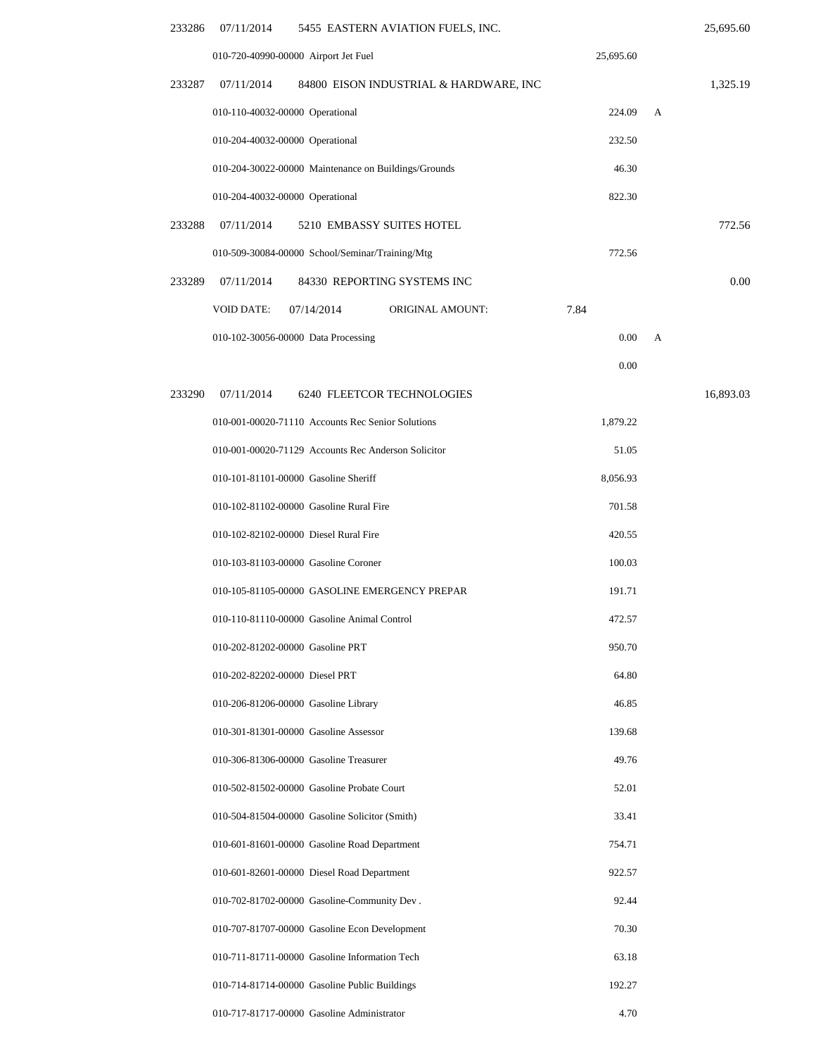| Check No. | Date | Vendor / Account | Line Amount | Flag | Check Amount |
|---|---|---|---|---|---|
| 233286 | 07/11/2014 | 5455 EASTERN AVIATION FUELS, INC. | | | 25,695.60 |
| | | 010-720-40990-00000 Airport Jet Fuel | 25,695.60 | | |
| 233287 | 07/11/2014 | 84800 EISON INDUSTRIAL & HARDWARE, INC | | | 1,325.19 |
| | | 010-110-40032-00000 Operational | 224.09 | A | |
| | | 010-204-40032-00000 Operational | 232.50 | | |
| | | 010-204-30022-00000 Maintenance on Buildings/Grounds | 46.30 | | |
| | | 010-204-40032-00000 Operational | 822.30 | | |
| 233288 | 07/11/2014 | 5210 EMBASSY SUITES HOTEL | | | 772.56 |
| | | 010-509-30084-00000 School/Seminar/Training/Mtg | 772.56 | | |
| 233289 | 07/11/2014 | 84330 REPORTING SYSTEMS INC | | | 0.00 |
| | | VOID DATE: 07/14/2014 ORIGINAL AMOUNT: 7.84 | | | |
| | | 010-102-30056-00000 Data Processing | 0.00 | A | |
| | | | 0.00 | | |
| 233290 | 07/11/2014 | 6240 FLEETCOR TECHNOLOGIES | | | 16,893.03 |
| | | 010-001-00020-71110 Accounts Rec Senior Solutions | 1,879.22 | | |
| | | 010-001-00020-71129 Accounts Rec Anderson Solicitor | 51.05 | | |
| | | 010-101-81101-00000 Gasoline Sheriff | 8,056.93 | | |
| | | 010-102-81102-00000 Gasoline Rural Fire | 701.58 | | |
| | | 010-102-82102-00000 Diesel Rural Fire | 420.55 | | |
| | | 010-103-81103-00000 Gasoline Coroner | 100.03 | | |
| | | 010-105-81105-00000 GASOLINE EMERGENCY PREPAR | 191.71 | | |
| | | 010-110-81110-00000 Gasoline Animal Control | 472.57 | | |
| | | 010-202-81202-00000 Gasoline PRT | 950.70 | | |
| | | 010-202-82202-00000 Diesel PRT | 64.80 | | |
| | | 010-206-81206-00000 Gasoline Library | 46.85 | | |
| | | 010-301-81301-00000 Gasoline Assessor | 139.68 | | |
| | | 010-306-81306-00000 Gasoline Treasurer | 49.76 | | |
| | | 010-502-81502-00000 Gasoline Probate Court | 52.01 | | |
| | | 010-504-81504-00000 Gasoline Solicitor (Smith) | 33.41 | | |
| | | 010-601-81601-00000 Gasoline Road Department | 754.71 | | |
| | | 010-601-82601-00000 Diesel Road Department | 922.57 | | |
| | | 010-702-81702-00000 Gasoline-Community Dev . | 92.44 | | |
| | | 010-707-81707-00000 Gasoline Econ Development | 70.30 | | |
| | | 010-711-81711-00000 Gasoline Information Tech | 63.18 | | |
| | | 010-714-81714-00000 Gasoline Public Buildings | 192.27 | | |
| | | 010-717-81717-00000 Gasoline Administrator | 4.70 | | |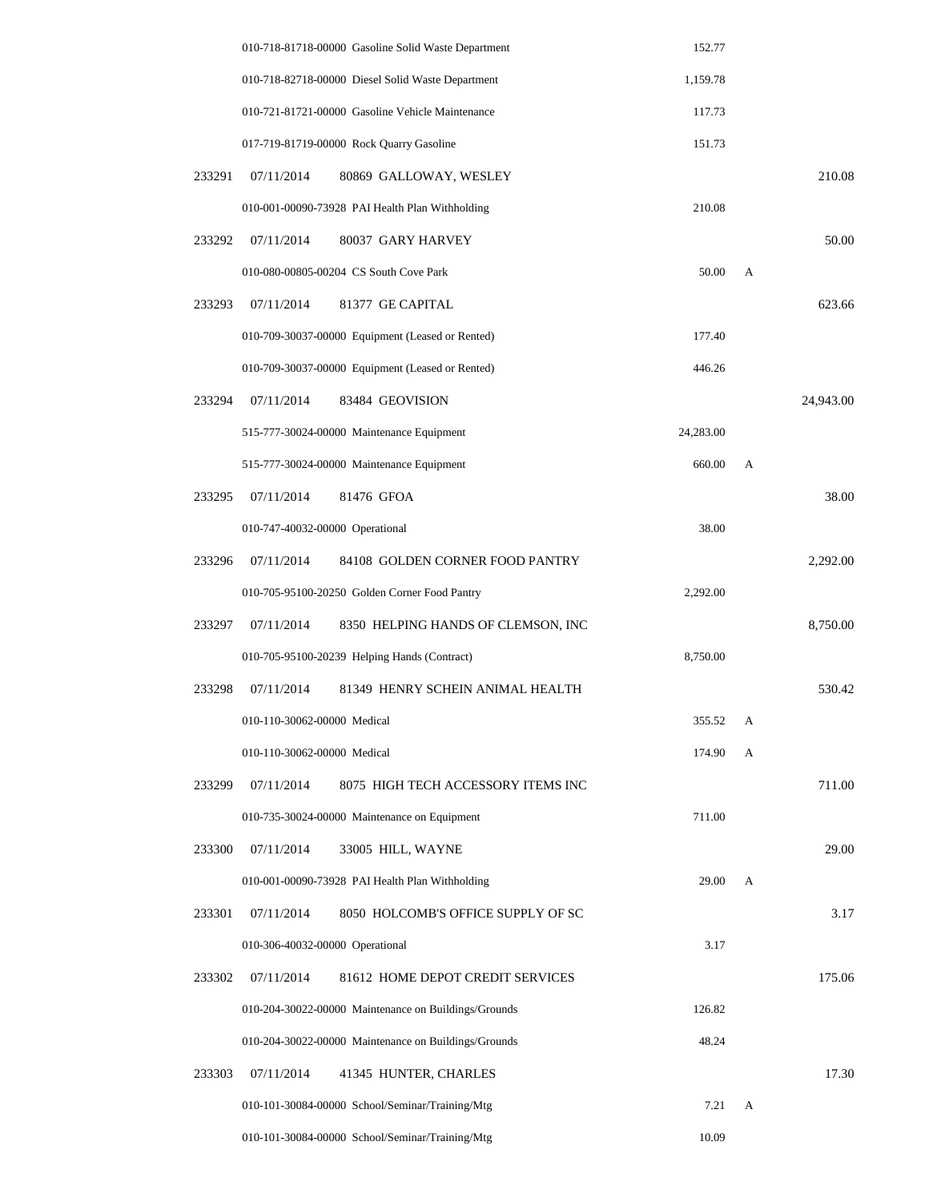| Check # | Date | Vendor / Account | Amount | Flag | Total |
|---|---|---|---|---|---|
| | | 010-718-81718-00000 Gasoline Solid Waste Department | 152.77 | | |
| | | 010-718-82718-00000 Diesel Solid Waste Department | 1,159.78 | | |
| | | 010-721-81721-00000 Gasoline Vehicle Maintenance | 117.73 | | |
| | | 017-719-81719-00000 Rock Quarry Gasoline | 151.73 | | |
| 233291 | 07/11/2014 | 80869 GALLOWAY, WESLEY | | | 210.08 |
| | | 010-001-00090-73928 PAI Health Plan Withholding | 210.08 | | |
| 233292 | 07/11/2014 | 80037 GARY HARVEY | | | 50.00 |
| | | 010-080-00805-00204 CS South Cove Park | 50.00 | A | |
| 233293 | 07/11/2014 | 81377 GE CAPITAL | | | 623.66 |
| | | 010-709-30037-00000 Equipment (Leased or Rented) | 177.40 | | |
| | | 010-709-30037-00000 Equipment (Leased or Rented) | 446.26 | | |
| 233294 | 07/11/2014 | 83484 GEOVISION | | | 24,943.00 |
| | | 515-777-30024-00000 Maintenance Equipment | 24,283.00 | | |
| | | 515-777-30024-00000 Maintenance Equipment | 660.00 | A | |
| 233295 | 07/11/2014 | 81476 GFOA | | | 38.00 |
| | | 010-747-40032-00000 Operational | 38.00 | | |
| 233296 | 07/11/2014 | 84108 GOLDEN CORNER FOOD PANTRY | | | 2,292.00 |
| | | 010-705-95100-20250 Golden Corner Food Pantry | 2,292.00 | | |
| 233297 | 07/11/2014 | 8350 HELPING HANDS OF CLEMSON, INC | | | 8,750.00 |
| | | 010-705-95100-20239 Helping Hands (Contract) | 8,750.00 | | |
| 233298 | 07/11/2014 | 81349 HENRY SCHEIN ANIMAL HEALTH | | | 530.42 |
| | | 010-110-30062-00000 Medical | 355.52 | A | |
| | | 010-110-30062-00000 Medical | 174.90 | A | |
| 233299 | 07/11/2014 | 8075 HIGH TECH ACCESSORY ITEMS INC | | | 711.00 |
| | | 010-735-30024-00000 Maintenance on Equipment | 711.00 | | |
| 233300 | 07/11/2014 | 33005 HILL, WAYNE | | | 29.00 |
| | | 010-001-00090-73928 PAI Health Plan Withholding | 29.00 | A | |
| 233301 | 07/11/2014 | 8050 HOLCOMB'S OFFICE SUPPLY OF SC | | | 3.17 |
| | | 010-306-40032-00000 Operational | 3.17 | | |
| 233302 | 07/11/2014 | 81612 HOME DEPOT CREDIT SERVICES | | | 175.06 |
| | | 010-204-30022-00000 Maintenance on Buildings/Grounds | 126.82 | | |
| | | 010-204-30022-00000 Maintenance on Buildings/Grounds | 48.24 | | |
| 233303 | 07/11/2014 | 41345 HUNTER, CHARLES | | | 17.30 |
| | | 010-101-30084-00000 School/Seminar/Training/Mtg | 7.21 | A | |
| | | 010-101-30084-00000 School/Seminar/Training/Mtg | 10.09 | | |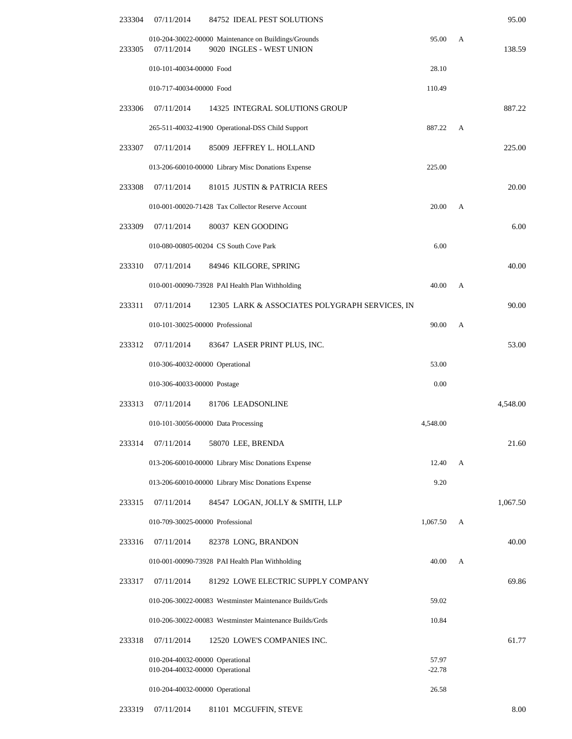| Check | Date | Vendor / Account | Line Amount | Flag | Check Amount |
|---|---|---|---|---|---|
| 233304 | 07/11/2014 | 84752 IDEAL PEST SOLUTIONS | | | 95.00 |
| | | 010-204-30022-00000 Maintenance on Buildings/Grounds | 95.00 | A | |
| 233305 | 07/11/2014 | 9020 INGLES - WEST UNION | | | 138.59 |
| | | 010-101-40034-00000 Food | 28.10 | | |
| | | 010-717-40034-00000 Food | 110.49 | | |
| 233306 | 07/11/2014 | 14325 INTEGRAL SOLUTIONS GROUP | | | 887.22 |
| | | 265-511-40032-41900 Operational-DSS Child Support | 887.22 | A | |
| 233307 | 07/11/2014 | 85009 JEFFREY L. HOLLAND | | | 225.00 |
| | | 013-206-60010-00000 Library Misc Donations Expense | 225.00 | | |
| 233308 | 07/11/2014 | 81015 JUSTIN & PATRICIA REES | | | 20.00 |
| | | 010-001-00020-71428 Tax Collector Reserve Account | 20.00 | A | |
| 233309 | 07/11/2014 | 80037 KEN GOODING | | | 6.00 |
| | | 010-080-00805-00204 CS South Cove Park | 6.00 | | |
| 233310 | 07/11/2014 | 84946 KILGORE, SPRING | | | 40.00 |
| | | 010-001-00090-73928 PAI Health Plan Withholding | 40.00 | A | |
| 233311 | 07/11/2014 | 12305 LARK & ASSOCIATES POLYGRAPH SERVICES, IN | | | 90.00 |
| | | 010-101-30025-00000 Professional | 90.00 | A | |
| 233312 | 07/11/2014 | 83647 LASER PRINT PLUS, INC. | | | 53.00 |
| | | 010-306-40032-00000 Operational | 53.00 | | |
| | | 010-306-40033-00000 Postage | 0.00 | | |
| 233313 | 07/11/2014 | 81706 LEADSONLINE | | | 4,548.00 |
| | | 010-101-30056-00000 Data Processing | 4,548.00 | | |
| 233314 | 07/11/2014 | 58070 LEE, BRENDA | | | 21.60 |
| | | 013-206-60010-00000 Library Misc Donations Expense | 12.40 | A | |
| | | 013-206-60010-00000 Library Misc Donations Expense | 9.20 | | |
| 233315 | 07/11/2014 | 84547 LOGAN, JOLLY & SMITH, LLP | | | 1,067.50 |
| | | 010-709-30025-00000 Professional | 1,067.50 | A | |
| 233316 | 07/11/2014 | 82378 LONG, BRANDON | | | 40.00 |
| | | 010-001-00090-73928 PAI Health Plan Withholding | 40.00 | A | |
| 233317 | 07/11/2014 | 81292 LOWE ELECTRIC SUPPLY COMPANY | | | 69.86 |
| | | 010-206-30022-00083 Westminster Maintenance Builds/Grds | 59.02 | | |
| | | 010-206-30022-00083 Westminster Maintenance Builds/Grds | 10.84 | | |
| 233318 | 07/11/2014 | 12520 LOWE'S COMPANIES INC. | | | 61.77 |
| | | 010-204-40032-00000 Operational | 57.97 | | |
| | | 010-204-40032-00000 Operational | -22.78 | | |
| | | 010-204-40032-00000 Operational | 26.58 | | |
| 233319 | 07/11/2014 | 81101 MCGUFFIN, STEVE | | | 8.00 |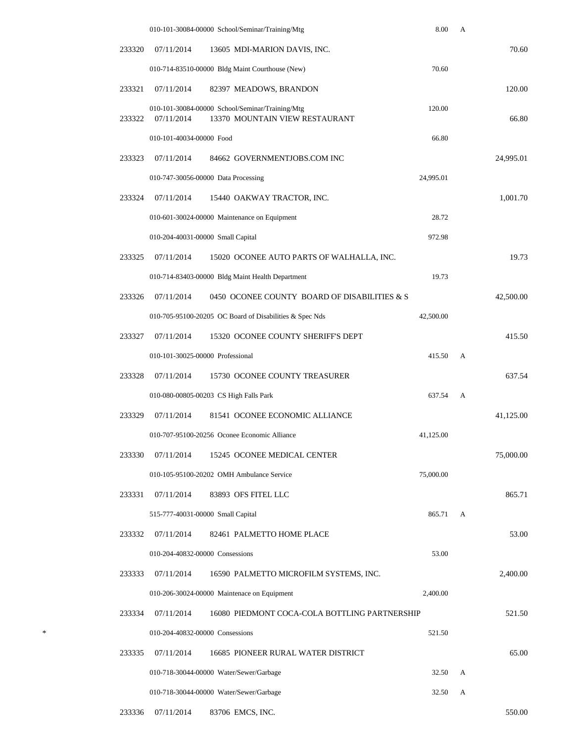| Check # | Date | Vendor / Account | Line Amount | Flag | Check Amount |
|---|---|---|---|---|---|
| | | 010-101-30084-00000 School/Seminar/Training/Mtg | 8.00 | A | |
| 233320 | 07/11/2014 | 13605 MDI-MARION DAVIS, INC. | | | 70.60 |
| | | 010-714-83510-00000 Bldg Maint Courthouse (New) | 70.60 | | |
| 233321 | 07/11/2014 | 82397 MEADOWS, BRANDON | | | 120.00 |
| | | 010-101-30084-00000 School/Seminar/Training/Mtg | 120.00 | | |
| 233322 | 07/11/2014 | 13370 MOUNTAIN VIEW RESTAURANT | | | 66.80 |
| | | 010-101-40034-00000 Food | 66.80 | | |
| 233323 | 07/11/2014 | 84662 GOVERNMENTJOBS.COM INC | | | 24,995.01 |
| | | 010-747-30056-00000 Data Processing | 24,995.01 | | |
| 233324 | 07/11/2014 | 15440 OAKWAY TRACTOR, INC. | | | 1,001.70 |
| | | 010-601-30024-00000 Maintenance on Equipment | 28.72 | | |
| | | 010-204-40031-00000 Small Capital | 972.98 | | |
| 233325 | 07/11/2014 | 15020 OCONEE AUTO PARTS OF WALHALLA, INC. | | | 19.73 |
| | | 010-714-83403-00000 Bldg Maint Health Department | 19.73 | | |
| 233326 | 07/11/2014 | 0450 OCONEE COUNTY BOARD OF DISABILITIES & S | | | 42,500.00 |
| | | 010-705-95100-20205 OC Board of Disabilities & Spec Nds | 42,500.00 | | |
| 233327 | 07/11/2014 | 15320 OCONEE COUNTY SHERIFF'S DEPT | | | 415.50 |
| | | 010-101-30025-00000 Professional | 415.50 | A | |
| 233328 | 07/11/2014 | 15730 OCONEE COUNTY TREASURER | | | 637.54 |
| | | 010-080-00805-00203 CS High Falls Park | 637.54 | A | |
| 233329 | 07/11/2014 | 81541 OCONEE ECONOMIC ALLIANCE | | | 41,125.00 |
| | | 010-707-95100-20256 Oconee Economic Alliance | 41,125.00 | | |
| 233330 | 07/11/2014 | 15245 OCONEE MEDICAL CENTER | | | 75,000.00 |
| | | 010-105-95100-20202 OMH Ambulance Service | 75,000.00 | | |
| 233331 | 07/11/2014 | 83893 OFS FITEL LLC | | | 865.71 |
| | | 515-777-40031-00000 Small Capital | 865.71 | A | |
| 233332 | 07/11/2014 | 82461 PALMETTO HOME PLACE | | | 53.00 |
| | | 010-204-40832-00000 Consessions | 53.00 | | |
| 233333 | 07/11/2014 | 16590 PALMETTO MICROFILM SYSTEMS, INC. | | | 2,400.00 |
| | | 010-206-30024-00000 Maintenace on Equipment | 2,400.00 | | |
| 233334 | 07/11/2014 | 16080 PIEDMONT COCA-COLA BOTTLING PARTNERSHIP | | | 521.50 |
| * | | 010-204-40832-00000 Consessions | 521.50 | | |
| 233335 | 07/11/2014 | 16685 PIONEER RURAL WATER DISTRICT | | | 65.00 |
| | | 010-718-30044-00000 Water/Sewer/Garbage | 32.50 | A | |
| | | 010-718-30044-00000 Water/Sewer/Garbage | 32.50 | A | |
| 233336 | 07/11/2014 | 83706 EMCS, INC. | | | 550.00 |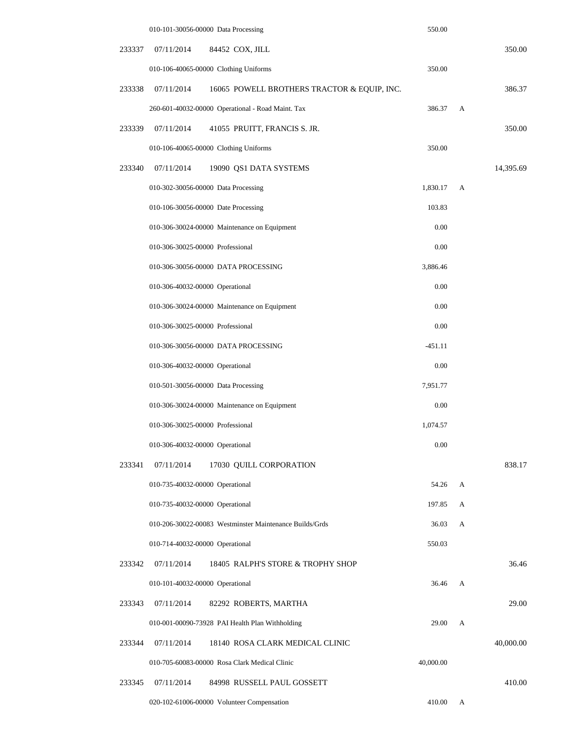| Check # | Date | Vendor / Account | Amount | Flag | Total |
|---|---|---|---|---|---|
| | | 010-101-30056-00000 Data Processing | 550.00 | | |
| 233337 | 07/11/2014 | 84452 COX, JILL | | | 350.00 |
| | | 010-106-40065-00000 Clothing Uniforms | 350.00 | | |
| 233338 | 07/11/2014 | 16065 POWELL BROTHERS TRACTOR & EQUIP, INC. | | | 386.37 |
| | | 260-601-40032-00000 Operational - Road Maint. Tax | 386.37 | A | |
| 233339 | 07/11/2014 | 41055 PRUITT, FRANCIS S. JR. | | | 350.00 |
| | | 010-106-40065-00000 Clothing Uniforms | 350.00 | | |
| 233340 | 07/11/2014 | 19090 QS1 DATA SYSTEMS | | | 14,395.69 |
| | | 010-302-30056-00000 Data Processing | 1,830.17 | A | |
| | | 010-106-30056-00000 Date Processing | 103.83 | | |
| | | 010-306-30024-00000 Maintenance on Equipment | 0.00 | | |
| | | 010-306-30025-00000 Professional | 0.00 | | |
| | | 010-306-30056-00000 DATA PROCESSING | 3,886.46 | | |
| | | 010-306-40032-00000 Operational | 0.00 | | |
| | | 010-306-30024-00000 Maintenance on Equipment | 0.00 | | |
| | | 010-306-30025-00000 Professional | 0.00 | | |
| | | 010-306-30056-00000 DATA PROCESSING | -451.11 | | |
| | | 010-306-40032-00000 Operational | 0.00 | | |
| | | 010-501-30056-00000 Data Processing | 7,951.77 | | |
| | | 010-306-30024-00000 Maintenance on Equipment | 0.00 | | |
| | | 010-306-30025-00000 Professional | 1,074.57 | | |
| | | 010-306-40032-00000 Operational | 0.00 | | |
| 233341 | 07/11/2014 | 17030 QUILL CORPORATION | | | 838.17 |
| | | 010-735-40032-00000 Operational | 54.26 | A | |
| | | 010-735-40032-00000 Operational | 197.85 | A | |
| | | 010-206-30022-00083 Westminster Maintenance Builds/Grds | 36.03 | A | |
| | | 010-714-40032-00000 Operational | 550.03 | | |
| 233342 | 07/11/2014 | 18405 RALPH'S STORE & TROPHY SHOP | | | 36.46 |
| | | 010-101-40032-00000 Operational | 36.46 | A | |
| 233343 | 07/11/2014 | 82292 ROBERTS, MARTHA | | | 29.00 |
| | | 010-001-00090-73928 PAI Health Plan Withholding | 29.00 | A | |
| 233344 | 07/11/2014 | 18140 ROSA CLARK MEDICAL CLINIC | | | 40,000.00 |
| | | 010-705-60083-00000 Rosa Clark Medical Clinic | 40,000.00 | | |
| 233345 | 07/11/2014 | 84998 RUSSELL PAUL GOSSETT | | | 410.00 |
| | | 020-102-61006-00000 Volunteer Compensation | 410.00 | A | |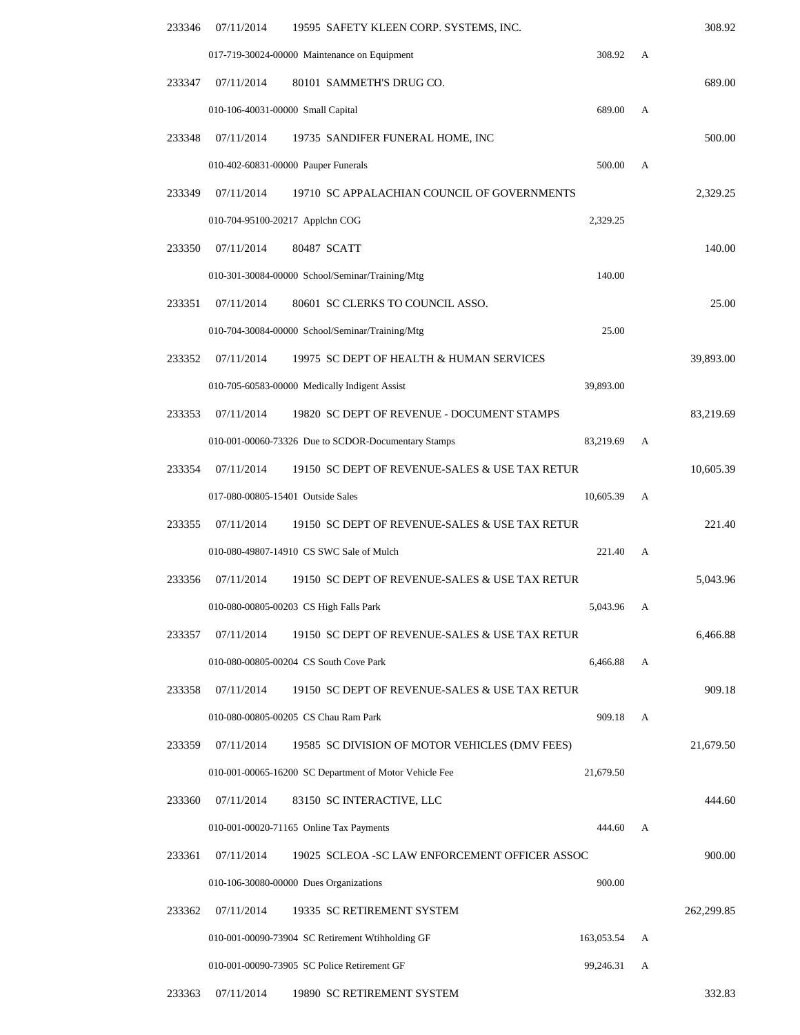| Check # | Date | Vendor / Account | Amount | | Total |
|---|---|---|---|---|---|
| 233346 | 07/11/2014 | 19595 SAFETY KLEEN CORP. SYSTEMS, INC. | | | 308.92 |
| | | 017-719-30024-00000 Maintenance on Equipment | 308.92 | A | |
| 233347 | 07/11/2014 | 80101 SAMMETH'S DRUG CO. | | | 689.00 |
| | | 010-106-40031-00000 Small Capital | 689.00 | A | |
| 233348 | 07/11/2014 | 19735 SANDIFER FUNERAL HOME, INC | | | 500.00 |
| | | 010-402-60831-00000 Pauper Funerals | 500.00 | A | |
| 233349 | 07/11/2014 | 19710 SC APPALACHIAN COUNCIL OF GOVERNMENTS | | | 2,329.25 |
| | | 010-704-95100-20217 Applchn COG | 2,329.25 | | |
| 233350 | 07/11/2014 | 80487 SCATT | | | 140.00 |
| | | 010-301-30084-00000 School/Seminar/Training/Mtg | 140.00 | | |
| 233351 | 07/11/2014 | 80601 SC CLERKS TO COUNCIL ASSO. | | | 25.00 |
| | | 010-704-30084-00000 School/Seminar/Training/Mtg | 25.00 | | |
| 233352 | 07/11/2014 | 19975 SC DEPT OF HEALTH & HUMAN SERVICES | | | 39,893.00 |
| | | 010-705-60583-00000 Medically Indigent Assist | 39,893.00 | | |
| 233353 | 07/11/2014 | 19820 SC DEPT OF REVENUE - DOCUMENT STAMPS | | | 83,219.69 |
| | | 010-001-00060-73326 Due to SCDOR-Documentary Stamps | 83,219.69 | A | |
| 233354 | 07/11/2014 | 19150 SC DEPT OF REVENUE-SALES & USE TAX RETUR | | | 10,605.39 |
| | | 017-080-00805-15401 Outside Sales | 10,605.39 | A | |
| 233355 | 07/11/2014 | 19150 SC DEPT OF REVENUE-SALES & USE TAX RETUR | | | 221.40 |
| | | 010-080-49807-14910 CS SWC Sale of Mulch | 221.40 | A | |
| 233356 | 07/11/2014 | 19150 SC DEPT OF REVENUE-SALES & USE TAX RETUR | | | 5,043.96 |
| | | 010-080-00805-00203 CS High Falls Park | 5,043.96 | A | |
| 233357 | 07/11/2014 | 19150 SC DEPT OF REVENUE-SALES & USE TAX RETUR | | | 6,466.88 |
| | | 010-080-00805-00204 CS South Cove Park | 6,466.88 | A | |
| 233358 | 07/11/2014 | 19150 SC DEPT OF REVENUE-SALES & USE TAX RETUR | | | 909.18 |
| | | 010-080-00805-00205 CS Chau Ram Park | 909.18 | A | |
| 233359 | 07/11/2014 | 19585 SC DIVISION OF MOTOR VEHICLES (DMV FEES) | | | 21,679.50 |
| | | 010-001-00065-16200 SC Department of Motor Vehicle Fee | 21,679.50 | | |
| 233360 | 07/11/2014 | 83150 SC INTERACTIVE, LLC | | | 444.60 |
| | | 010-001-00020-71165 Online Tax Payments | 444.60 | A | |
| 233361 | 07/11/2014 | 19025 SCLEOA -SC LAW ENFORCEMENT OFFICER ASSOC | | | 900.00 |
| | | 010-106-30080-00000 Dues Organizations | 900.00 | | |
| 233362 | 07/11/2014 | 19335 SC RETIREMENT SYSTEM | | | 262,299.85 |
| | | 010-001-00090-73904 SC Retirement Wtihholding GF | 163,053.54 | A | |
| | | 010-001-00090-73905 SC Police Retirement GF | 99,246.31 | A | |
| 233363 | 07/11/2014 | 19890 SC RETIREMENT SYSTEM | | | 332.83 |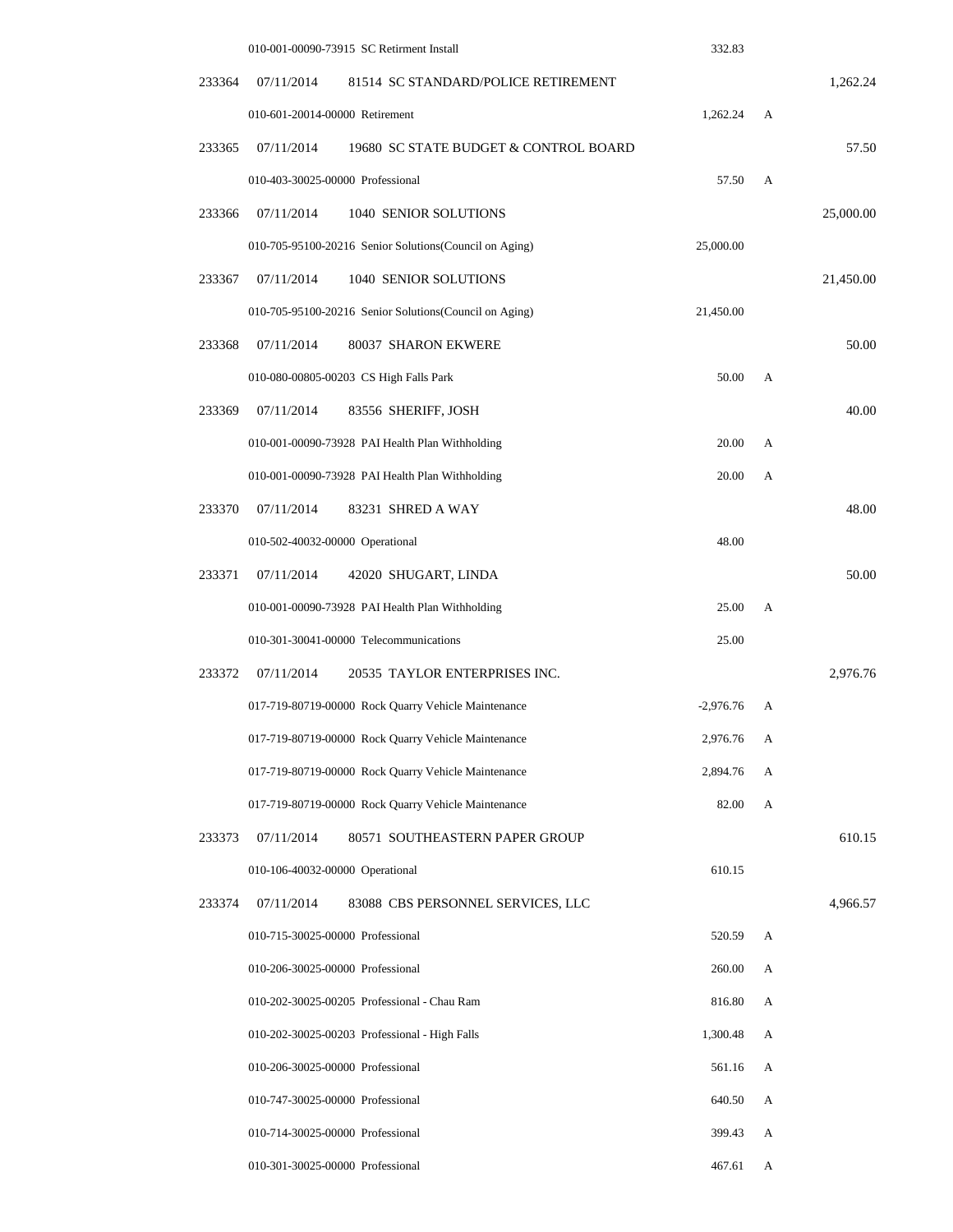| Check # | Date | Vendor / Account | Amount | | Total |
|---|---|---|---|---|---|
| | | 010-001-00090-73915 SC Retirment Install | 332.83 | | |
| 233364 | 07/11/2014 | 81514 SC STANDARD/POLICE RETIREMENT | | | 1,262.24 |
| | | 010-601-20014-00000 Retirement | 1,262.24 | A | |
| 233365 | 07/11/2014 | 19680 SC STATE BUDGET & CONTROL BOARD | | | 57.50 |
| | | 010-403-30025-00000 Professional | 57.50 | A | |
| 233366 | 07/11/2014 | 1040 SENIOR SOLUTIONS | | | 25,000.00 |
| | | 010-705-95100-20216 Senior Solutions(Council on Aging) | 25,000.00 | | |
| 233367 | 07/11/2014 | 1040 SENIOR SOLUTIONS | | | 21,450.00 |
| | | 010-705-95100-20216 Senior Solutions(Council on Aging) | 21,450.00 | | |
| 233368 | 07/11/2014 | 80037 SHARON EKWERE | | | 50.00 |
| | | 010-080-00805-00203 CS High Falls Park | 50.00 | A | |
| 233369 | 07/11/2014 | 83556 SHERIFF, JOSH | | | 40.00 |
| | | 010-001-00090-73928 PAI Health Plan Withholding | 20.00 | A | |
| | | 010-001-00090-73928 PAI Health Plan Withholding | 20.00 | A | |
| 233370 | 07/11/2014 | 83231 SHRED A WAY | | | 48.00 |
| | | 010-502-40032-00000 Operational | 48.00 | | |
| 233371 | 07/11/2014 | 42020 SHUGART, LINDA | | | 50.00 |
| | | 010-001-00090-73928 PAI Health Plan Withholding | 25.00 | A | |
| | | 010-301-30041-00000 Telecommunications | 25.00 | | |
| 233372 | 07/11/2014 | 20535 TAYLOR ENTERPRISES INC. | | | 2,976.76 |
| | | 017-719-80719-00000 Rock Quarry Vehicle Maintenance | -2,976.76 | A | |
| | | 017-719-80719-00000 Rock Quarry Vehicle Maintenance | 2,976.76 | A | |
| | | 017-719-80719-00000 Rock Quarry Vehicle Maintenance | 2,894.76 | A | |
| | | 017-719-80719-00000 Rock Quarry Vehicle Maintenance | 82.00 | A | |
| 233373 | 07/11/2014 | 80571 SOUTHEASTERN PAPER GROUP | | | 610.15 |
| | | 010-106-40032-00000 Operational | 610.15 | | |
| 233374 | 07/11/2014 | 83088 CBS PERSONNEL SERVICES, LLC | | | 4,966.57 |
| | | 010-715-30025-00000 Professional | 520.59 | A | |
| | | 010-206-30025-00000 Professional | 260.00 | A | |
| | | 010-202-30025-00205 Professional - Chau Ram | 816.80 | A | |
| | | 010-202-30025-00203 Professional - High Falls | 1,300.48 | A | |
| | | 010-206-30025-00000 Professional | 561.16 | A | |
| | | 010-747-30025-00000 Professional | 640.50 | A | |
| | | 010-714-30025-00000 Professional | 399.43 | A | |
| | | 010-301-30025-00000 Professional | 467.61 | A | |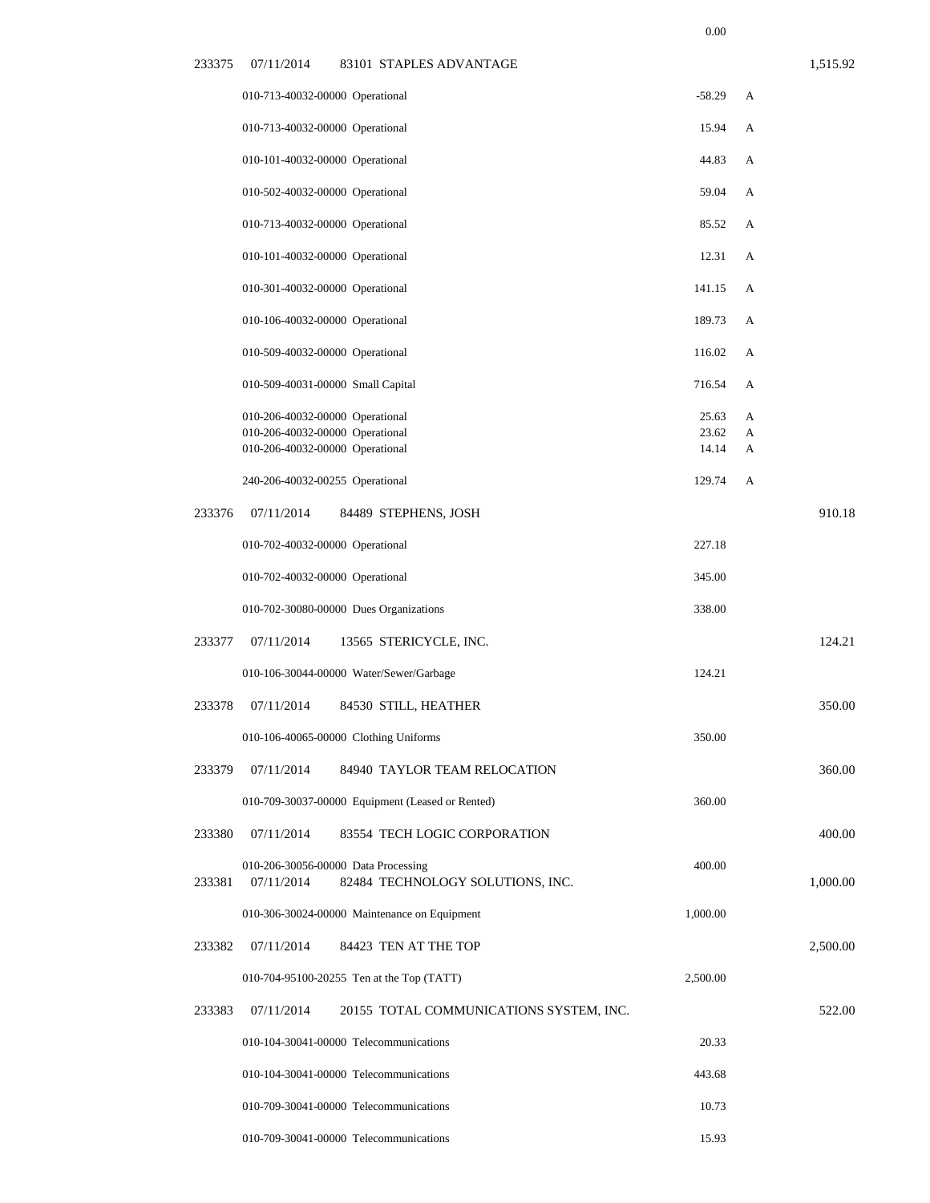| Check | Date | Vendor / Account | Amount | Flag | Total |
|---|---|---|---|---|---|
| | | | 0.00 | | |
| 233375 | 07/11/2014 | 83101 STAPLES ADVANTAGE | | | 1,515.92 |
| | | 010-713-40032-00000 Operational | -58.29 | A | |
| | | 010-713-40032-00000 Operational | 15.94 | A | |
| | | 010-101-40032-00000 Operational | 44.83 | A | |
| | | 010-502-40032-00000 Operational | 59.04 | A | |
| | | 010-713-40032-00000 Operational | 85.52 | A | |
| | | 010-101-40032-00000 Operational | 12.31 | A | |
| | | 010-301-40032-00000 Operational | 141.15 | A | |
| | | 010-106-40032-00000 Operational | 189.73 | A | |
| | | 010-509-40032-00000 Operational | 116.02 | A | |
| | | 010-509-40031-00000 Small Capital | 716.54 | A | |
| | | 010-206-40032-00000 Operational | 25.63 | A | |
| | | 010-206-40032-00000 Operational | 23.62 | A | |
| | | 010-206-40032-00000 Operational | 14.14 | A | |
| | | 240-206-40032-00255 Operational | 129.74 | A | |
| 233376 | 07/11/2014 | 84489 STEPHENS, JOSH | | | 910.18 |
| | | 010-702-40032-00000 Operational | 227.18 | | |
| | | 010-702-40032-00000 Operational | 345.00 | | |
| | | 010-702-30080-00000 Dues Organizations | 338.00 | | |
| 233377 | 07/11/2014 | 13565 STERICYCLE, INC. | | | 124.21 |
| | | 010-106-30044-00000 Water/Sewer/Garbage | 124.21 | | |
| 233378 | 07/11/2014 | 84530 STILL, HEATHER | | | 350.00 |
| | | 010-106-40065-00000 Clothing Uniforms | 350.00 | | |
| 233379 | 07/11/2014 | 84940 TAYLOR TEAM RELOCATION | | | 360.00 |
| | | 010-709-30037-00000 Equipment (Leased or Rented) | 360.00 | | |
| 233380 | 07/11/2014 | 83554 TECH LOGIC CORPORATION | | | 400.00 |
| | | 010-206-30056-00000 Data Processing | 400.00 | | |
| 233381 | 07/11/2014 | 82484 TECHNOLOGY SOLUTIONS, INC. | | | 1,000.00 |
| | | 010-306-30024-00000 Maintenance on Equipment | 1,000.00 | | |
| 233382 | 07/11/2014 | 84423 TEN AT THE TOP | | | 2,500.00 |
| | | 010-704-95100-20255 Ten at the Top (TATT) | 2,500.00 | | |
| 233383 | 07/11/2014 | 20155 TOTAL COMMUNICATIONS SYSTEM, INC. | | | 522.00 |
| | | 010-104-30041-00000 Telecommunications | 20.33 | | |
| | | 010-104-30041-00000 Telecommunications | 443.68 | | |
| | | 010-709-30041-00000 Telecommunications | 10.73 | | |
| | | 010-709-30041-00000 Telecommunications | 15.93 | | |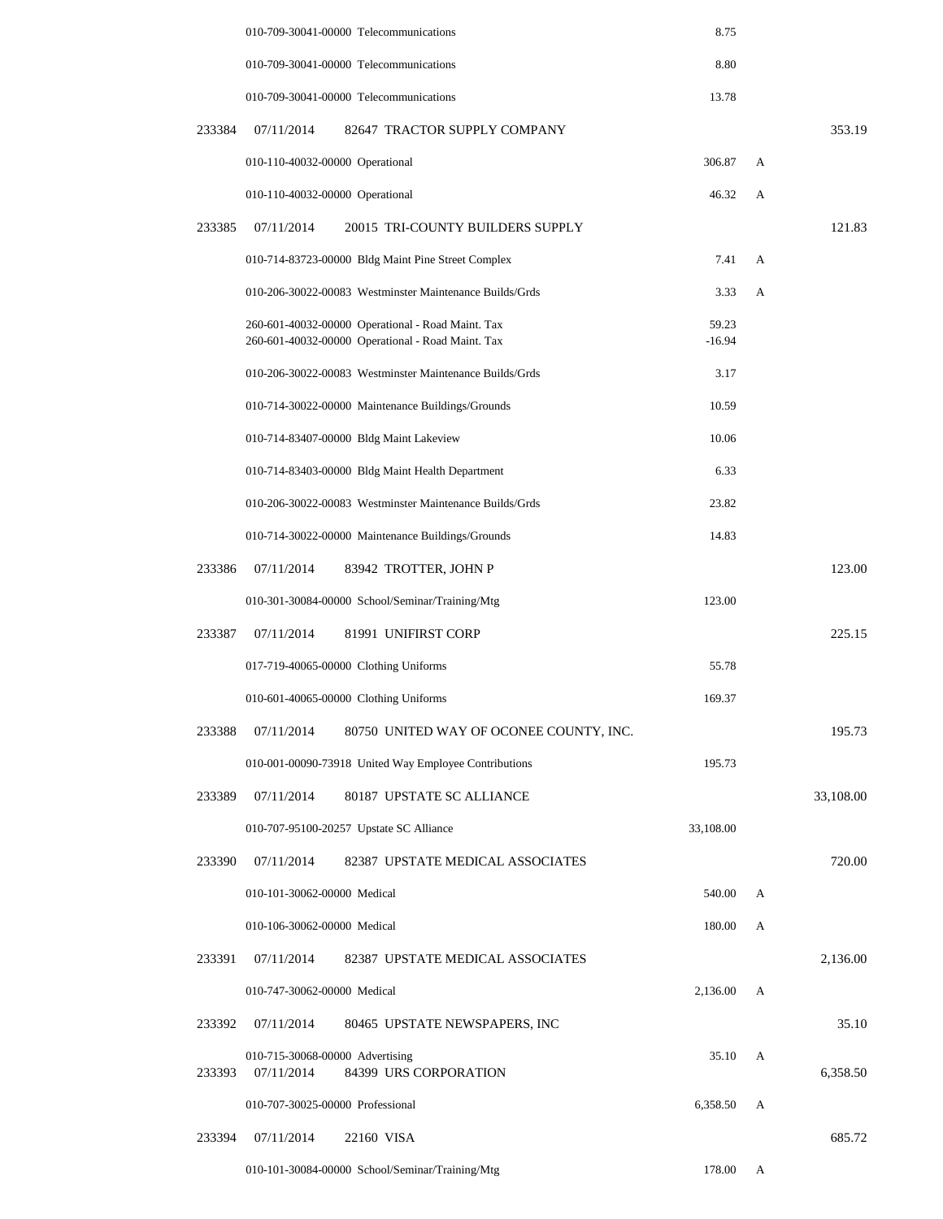| Check No. | Date | Vendor / Account | Amount | Flag | Check Total |
|---|---|---|---|---|---|
| | | 010-709-30041-00000 Telecommunications | 8.75 | | |
| | | 010-709-30041-00000 Telecommunications | 8.80 | | |
| | | 010-709-30041-00000 Telecommunications | 13.78 | | |
| 233384 | 07/11/2014 | 82647 TRACTOR SUPPLY COMPANY | | | 353.19 |
| | | 010-110-40032-00000 Operational | 306.87 | A | |
| | | 010-110-40032-00000 Operational | 46.32 | A | |
| 233385 | 07/11/2014 | 20015 TRI-COUNTY BUILDERS SUPPLY | | | 121.83 |
| | | 010-714-83723-00000 Bldg Maint Pine Street Complex | 7.41 | A | |
| | | 010-206-30022-00083 Westminster Maintenance Builds/Grds | 3.33 | A | |
| | | 260-601-40032-00000 Operational - Road Maint. Tax | 59.23 | | |
| | | 260-601-40032-00000 Operational - Road Maint. Tax | -16.94 | | |
| | | 010-206-30022-00083 Westminster Maintenance Builds/Grds | 3.17 | | |
| | | 010-714-30022-00000 Maintenance Buildings/Grounds | 10.59 | | |
| | | 010-714-83407-00000 Bldg Maint Lakeview | 10.06 | | |
| | | 010-714-83403-00000 Bldg Maint Health Department | 6.33 | | |
| | | 010-206-30022-00083 Westminster Maintenance Builds/Grds | 23.82 | | |
| | | 010-714-30022-00000 Maintenance Buildings/Grounds | 14.83 | | |
| 233386 | 07/11/2014 | 83942 TROTTER, JOHN P | | | 123.00 |
| | | 010-301-30084-00000 School/Seminar/Training/Mtg | 123.00 | | |
| 233387 | 07/11/2014 | 81991 UNIFIRST CORP | | | 225.15 |
| | | 017-719-40065-00000 Clothing Uniforms | 55.78 | | |
| | | 010-601-40065-00000 Clothing Uniforms | 169.37 | | |
| 233388 | 07/11/2014 | 80750 UNITED WAY OF OCONEE COUNTY, INC. | | | 195.73 |
| | | 010-001-00090-73918 United Way Employee Contributions | 195.73 | | |
| 233389 | 07/11/2014 | 80187 UPSTATE SC ALLIANCE | | | 33,108.00 |
| | | 010-707-95100-20257 Upstate SC Alliance | 33,108.00 | | |
| 233390 | 07/11/2014 | 82387 UPSTATE MEDICAL ASSOCIATES | | | 720.00 |
| | | 010-101-30062-00000 Medical | 540.00 | A | |
| | | 010-106-30062-00000 Medical | 180.00 | A | |
| 233391 | 07/11/2014 | 82387 UPSTATE MEDICAL ASSOCIATES | | | 2,136.00 |
| | | 010-747-30062-00000 Medical | 2,136.00 | A | |
| 233392 | 07/11/2014 | 80465 UPSTATE NEWSPAPERS, INC | | | 35.10 |
| | | 010-715-30068-00000 Advertising | 35.10 | A | |
| 233393 | 07/11/2014 | 84399 URS CORPORATION | | | 6,358.50 |
| | | 010-707-30025-00000 Professional | 6,358.50 | A | |
| 233394 | 07/11/2014 | 22160 VISA | | | 685.72 |
| | | 010-101-30084-00000 School/Seminar/Training/Mtg | 178.00 | A | |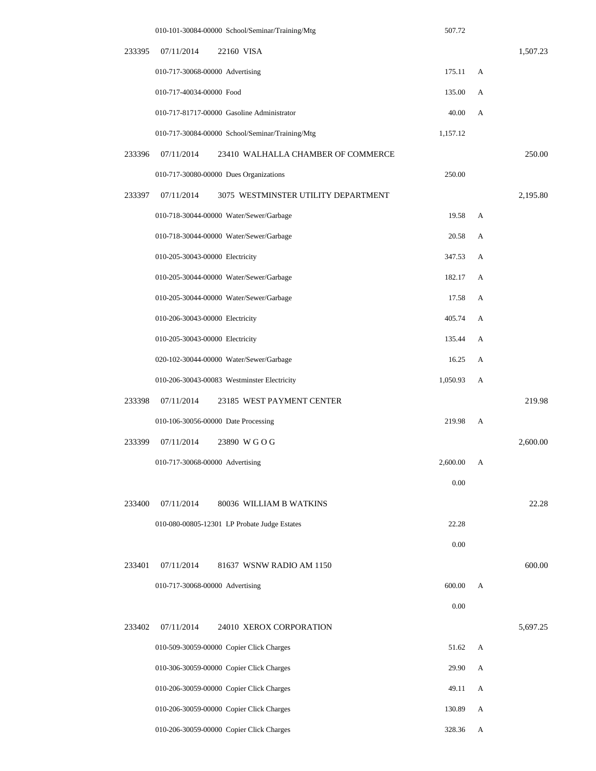| Check No. | Date | Vendor / Account | Amount | | Total |
| --- | --- | --- | --- | --- | --- |
| | | 010-101-30084-00000 School/Seminar/Training/Mtg | 507.72 | | |
| 233395 | 07/11/2014 | 22160 VISA | | | 1,507.23 |
| | | 010-717-30068-00000 Advertising | 175.11 | A | |
| | | 010-717-40034-00000 Food | 135.00 | A | |
| | | 010-717-81717-00000 Gasoline Administrator | 40.00 | A | |
| | | 010-717-30084-00000 School/Seminar/Training/Mtg | 1,157.12 | | |
| 233396 | 07/11/2014 | 23410 WALHALLA CHAMBER OF COMMERCE | | | 250.00 |
| | | 010-717-30080-00000 Dues Organizations | 250.00 | | |
| 233397 | 07/11/2014 | 3075 WESTMINSTER UTILITY DEPARTMENT | | | 2,195.80 |
| | | 010-718-30044-00000 Water/Sewer/Garbage | 19.58 | A | |
| | | 010-718-30044-00000 Water/Sewer/Garbage | 20.58 | A | |
| | | 010-205-30043-00000 Electricity | 347.53 | A | |
| | | 010-205-30044-00000 Water/Sewer/Garbage | 182.17 | A | |
| | | 010-205-30044-00000 Water/Sewer/Garbage | 17.58 | A | |
| | | 010-206-30043-00000 Electricity | 405.74 | A | |
| | | 010-205-30043-00000 Electricity | 135.44 | A | |
| | | 020-102-30044-00000 Water/Sewer/Garbage | 16.25 | A | |
| | | 010-206-30043-00083 Westminster Electricity | 1,050.93 | A | |
| 233398 | 07/11/2014 | 23185 WEST PAYMENT CENTER | | | 219.98 |
| | | 010-106-30056-00000 Date Processing | 219.98 | A | |
| 233399 | 07/11/2014 | 23890 W G O G | | | 2,600.00 |
| | | 010-717-30068-00000 Advertising | 2,600.00 | A | |
| | | | 0.00 | | |
| 233400 | 07/11/2014 | 80036 WILLIAM B WATKINS | | | 22.28 |
| | | 010-080-00805-12301 LP Probate Judge Estates | 22.28 | | |
| | | | 0.00 | | |
| 233401 | 07/11/2014 | 81637 WSNW RADIO AM 1150 | | | 600.00 |
| | | 010-717-30068-00000 Advertising | 600.00 | A | |
| | | | 0.00 | | |
| 233402 | 07/11/2014 | 24010 XEROX CORPORATION | | | 5,697.25 |
| | | 010-509-30059-00000 Copier Click Charges | 51.62 | A | |
| | | 010-306-30059-00000 Copier Click Charges | 29.90 | A | |
| | | 010-206-30059-00000 Copier Click Charges | 49.11 | A | |
| | | 010-206-30059-00000 Copier Click Charges | 130.89 | A | |
| | | 010-206-30059-00000 Copier Click Charges | 328.36 | A | |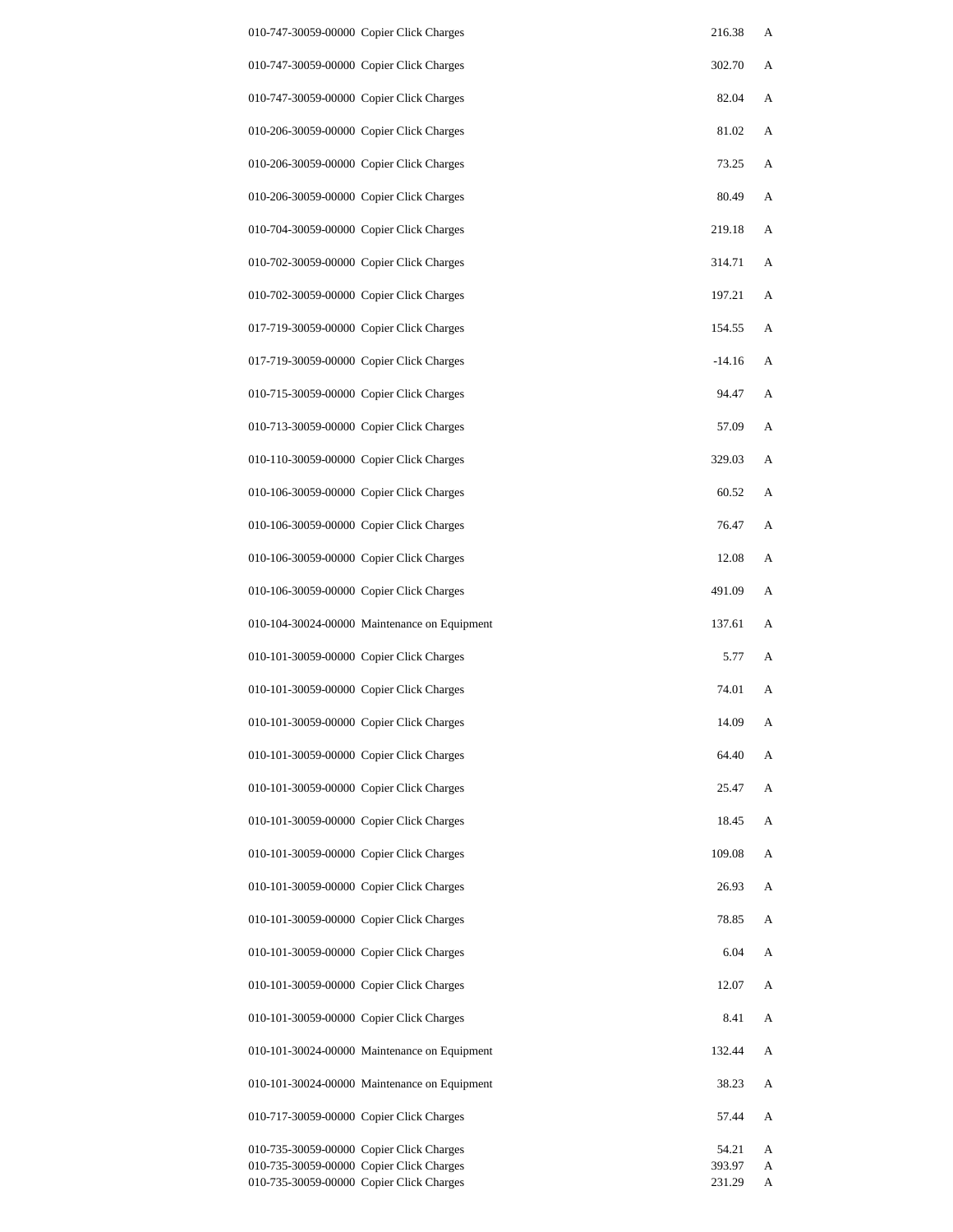| | | | |
|---|---|---|---|
| 010-747-30059-00000 | Copier Click Charges | 216.38 | A |
| 010-747-30059-00000 | Copier Click Charges | 302.70 | A |
| 010-747-30059-00000 | Copier Click Charges | 82.04 | A |
| 010-206-30059-00000 | Copier Click Charges | 81.02 | A |
| 010-206-30059-00000 | Copier Click Charges | 73.25 | A |
| 010-206-30059-00000 | Copier Click Charges | 80.49 | A |
| 010-704-30059-00000 | Copier Click Charges | 219.18 | A |
| 010-702-30059-00000 | Copier Click Charges | 314.71 | A |
| 010-702-30059-00000 | Copier Click Charges | 197.21 | A |
| 017-719-30059-00000 | Copier Click Charges | 154.55 | A |
| 017-719-30059-00000 | Copier Click Charges | -14.16 | A |
| 010-715-30059-00000 | Copier Click Charges | 94.47 | A |
| 010-713-30059-00000 | Copier Click Charges | 57.09 | A |
| 010-110-30059-00000 | Copier Click Charges | 329.03 | A |
| 010-106-30059-00000 | Copier Click Charges | 60.52 | A |
| 010-106-30059-00000 | Copier Click Charges | 76.47 | A |
| 010-106-30059-00000 | Copier Click Charges | 12.08 | A |
| 010-106-30059-00000 | Copier Click Charges | 491.09 | A |
| 010-104-30024-00000 | Maintenance on Equipment | 137.61 | A |
| 010-101-30059-00000 | Copier Click Charges | 5.77 | A |
| 010-101-30059-00000 | Copier Click Charges | 74.01 | A |
| 010-101-30059-00000 | Copier Click Charges | 14.09 | A |
| 010-101-30059-00000 | Copier Click Charges | 64.40 | A |
| 010-101-30059-00000 | Copier Click Charges | 25.47 | A |
| 010-101-30059-00000 | Copier Click Charges | 18.45 | A |
| 010-101-30059-00000 | Copier Click Charges | 109.08 | A |
| 010-101-30059-00000 | Copier Click Charges | 26.93 | A |
| 010-101-30059-00000 | Copier Click Charges | 78.85 | A |
| 010-101-30059-00000 | Copier Click Charges | 6.04 | A |
| 010-101-30059-00000 | Copier Click Charges | 12.07 | A |
| 010-101-30059-00000 | Copier Click Charges | 8.41 | A |
| 010-101-30024-00000 | Maintenance on Equipment | 132.44 | A |
| 010-101-30024-00000 | Maintenance on Equipment | 38.23 | A |
| 010-717-30059-00000 | Copier Click Charges | 57.44 | A |
| 010-735-30059-00000 | Copier Click Charges | 54.21 | A |
| 010-735-30059-00000 | Copier Click Charges | 393.97 | A |
| 010-735-30059-00000 | Copier Click Charges | 231.29 | A |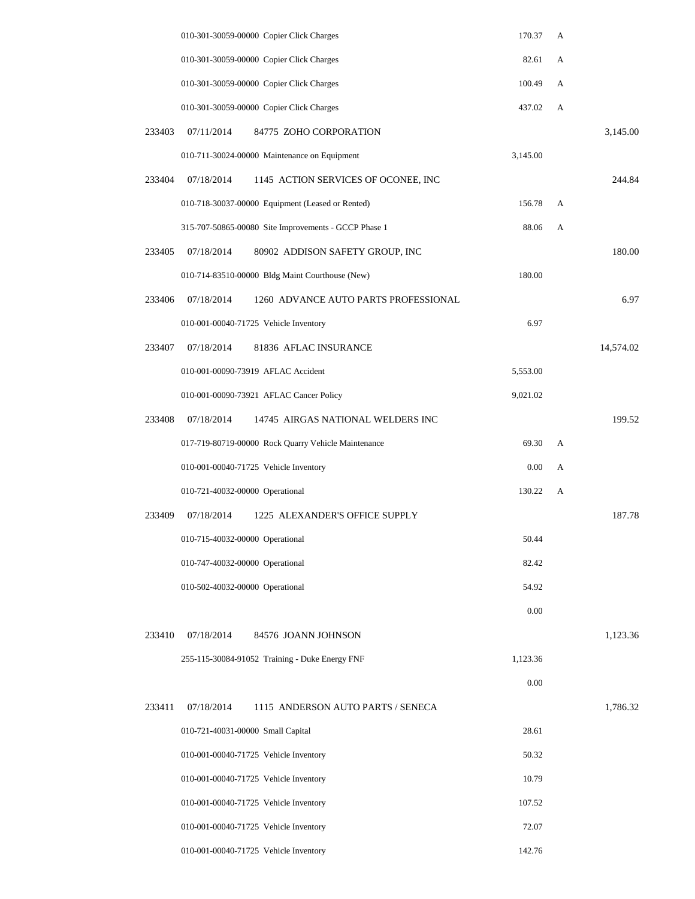| Check # | Date | Vendor / Account | Amount | Flag | Total |
|---|---|---|---|---|---|
| | | 010-301-30059-00000 Copier Click Charges | 170.37 | A | |
| | | 010-301-30059-00000 Copier Click Charges | 82.61 | A | |
| | | 010-301-30059-00000 Copier Click Charges | 100.49 | A | |
| | | 010-301-30059-00000 Copier Click Charges | 437.02 | A | |
| 233403 | 07/11/2014 | 84775 ZOHO CORPORATION | | | 3,145.00 |
| | | 010-711-30024-00000 Maintenance on Equipment | 3,145.00 | | |
| 233404 | 07/18/2014 | 1145 ACTION SERVICES OF OCONEE, INC | | | 244.84 |
| | | 010-718-30037-00000 Equipment (Leased or Rented) | 156.78 | A | |
| | | 315-707-50865-00080 Site Improvements - GCCP Phase 1 | 88.06 | A | |
| 233405 | 07/18/2014 | 80902 ADDISON SAFETY GROUP, INC | | | 180.00 |
| | | 010-714-83510-00000 Bldg Maint Courthouse (New) | 180.00 | | |
| 233406 | 07/18/2014 | 1260 ADVANCE AUTO PARTS PROFESSIONAL | | | 6.97 |
| | | 010-001-00040-71725 Vehicle Inventory | 6.97 | | |
| 233407 | 07/18/2014 | 81836 AFLAC INSURANCE | | | 14,574.02 |
| | | 010-001-00090-73919 AFLAC Accident | 5,553.00 | | |
| | | 010-001-00090-73921 AFLAC Cancer Policy | 9,021.02 | | |
| 233408 | 07/18/2014 | 14745 AIRGAS NATIONAL WELDERS INC | | | 199.52 |
| | | 017-719-80719-00000 Rock Quarry Vehicle Maintenance | 69.30 | A | |
| | | 010-001-00040-71725 Vehicle Inventory | 0.00 | A | |
| | | 010-721-40032-00000 Operational | 130.22 | A | |
| 233409 | 07/18/2014 | 1225 ALEXANDER'S OFFICE SUPPLY | | | 187.78 |
| | | 010-715-40032-00000 Operational | 50.44 | | |
| | | 010-747-40032-00000 Operational | 82.42 | | |
| | | 010-502-40032-00000 Operational | 54.92 | | |
| | | | 0.00 | | |
| 233410 | 07/18/2014 | 84576 JOANN JOHNSON | | | 1,123.36 |
| | | 255-115-30084-91052 Training - Duke Energy FNF | 1,123.36 | | |
| | | | 0.00 | | |
| 233411 | 07/18/2014 | 1115 ANDERSON AUTO PARTS / SENECA | | | 1,786.32 |
| | | 010-721-40031-00000 Small Capital | 28.61 | | |
| | | 010-001-00040-71725 Vehicle Inventory | 50.32 | | |
| | | 010-001-00040-71725 Vehicle Inventory | 10.79 | | |
| | | 010-001-00040-71725 Vehicle Inventory | 107.52 | | |
| | | 010-001-00040-71725 Vehicle Inventory | 72.07 | | |
| | | 010-001-00040-71725 Vehicle Inventory | 142.76 | | |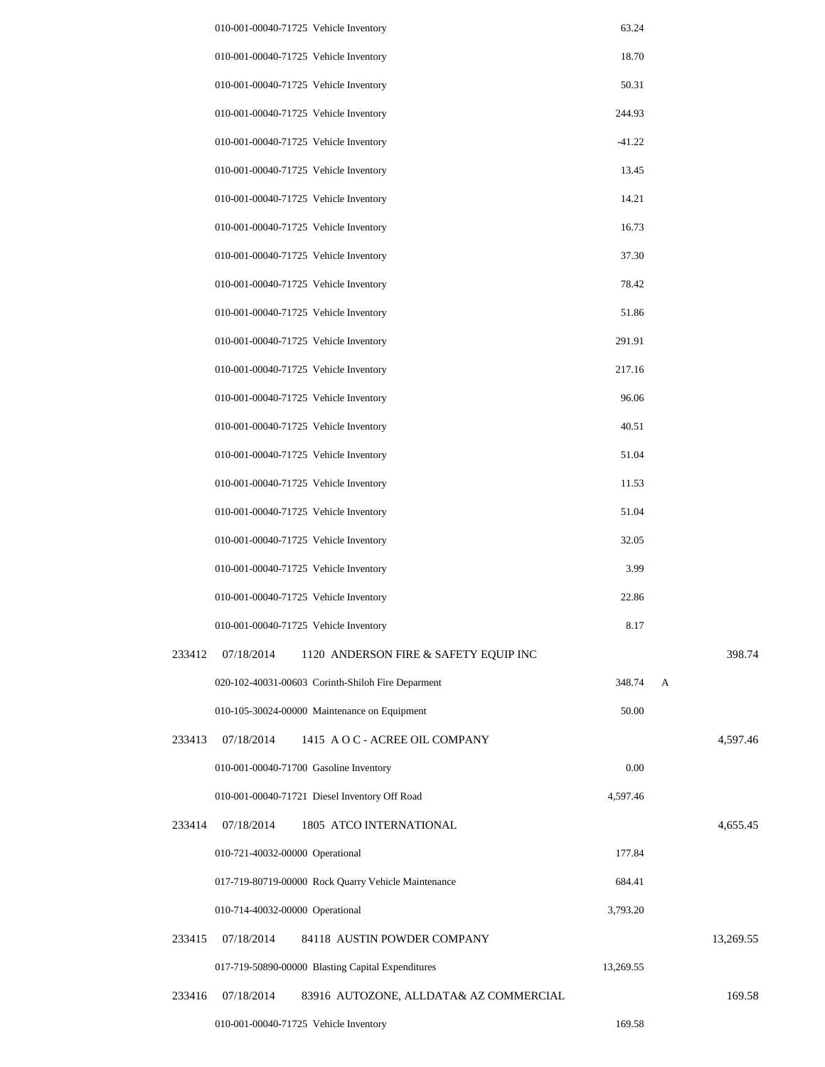| Check # | Date | Vendor / Account | Amount | Flag | Check Total |
|---|---|---|---|---|---|
| | | 010-001-00040-71725 Vehicle Inventory | 63.24 | | |
| | | 010-001-00040-71725 Vehicle Inventory | 18.70 | | |
| | | 010-001-00040-71725 Vehicle Inventory | 50.31 | | |
| | | 010-001-00040-71725 Vehicle Inventory | 244.93 | | |
| | | 010-001-00040-71725 Vehicle Inventory | -41.22 | | |
| | | 010-001-00040-71725 Vehicle Inventory | 13.45 | | |
| | | 010-001-00040-71725 Vehicle Inventory | 14.21 | | |
| | | 010-001-00040-71725 Vehicle Inventory | 16.73 | | |
| | | 010-001-00040-71725 Vehicle Inventory | 37.30 | | |
| | | 010-001-00040-71725 Vehicle Inventory | 78.42 | | |
| | | 010-001-00040-71725 Vehicle Inventory | 51.86 | | |
| | | 010-001-00040-71725 Vehicle Inventory | 291.91 | | |
| | | 010-001-00040-71725 Vehicle Inventory | 217.16 | | |
| | | 010-001-00040-71725 Vehicle Inventory | 96.06 | | |
| | | 010-001-00040-71725 Vehicle Inventory | 40.51 | | |
| | | 010-001-00040-71725 Vehicle Inventory | 51.04 | | |
| | | 010-001-00040-71725 Vehicle Inventory | 11.53 | | |
| | | 010-001-00040-71725 Vehicle Inventory | 51.04 | | |
| | | 010-001-00040-71725 Vehicle Inventory | 32.05 | | |
| | | 010-001-00040-71725 Vehicle Inventory | 3.99 | | |
| | | 010-001-00040-71725 Vehicle Inventory | 22.86 | | |
| | | 010-001-00040-71725 Vehicle Inventory | 8.17 | | |
| 233412 | 07/18/2014 | 1120 ANDERSON FIRE & SAFETY EQUIP INC | | | 398.74 |
| | | 020-102-40031-00603 Corinth-Shiloh Fire Deparment | 348.74 | A | |
| | | 010-105-30024-00000 Maintenance on Equipment | 50.00 | | |
| 233413 | 07/18/2014 | 1415 A O C - ACREE OIL COMPANY | | | 4,597.46 |
| | | 010-001-00040-71700 Gasoline Inventory | 0.00 | | |
| | | 010-001-00040-71721 Diesel Inventory Off Road | 4,597.46 | | |
| 233414 | 07/18/2014 | 1805 ATCO INTERNATIONAL | | | 4,655.45 |
| | | 010-721-40032-00000 Operational | 177.84 | | |
| | | 017-719-80719-00000 Rock Quarry Vehicle Maintenance | 684.41 | | |
| | | 010-714-40032-00000 Operational | 3,793.20 | | |
| 233415 | 07/18/2014 | 84118 AUSTIN POWDER COMPANY | | | 13,269.55 |
| | | 017-719-50890-00000 Blasting Capital Expenditures | 13,269.55 | | |
| 233416 | 07/18/2014 | 83916 AUTOZONE, ALLDATA& AZ COMMERCIAL | | | 169.58 |
| | | 010-001-00040-71725 Vehicle Inventory | 169.58 | | |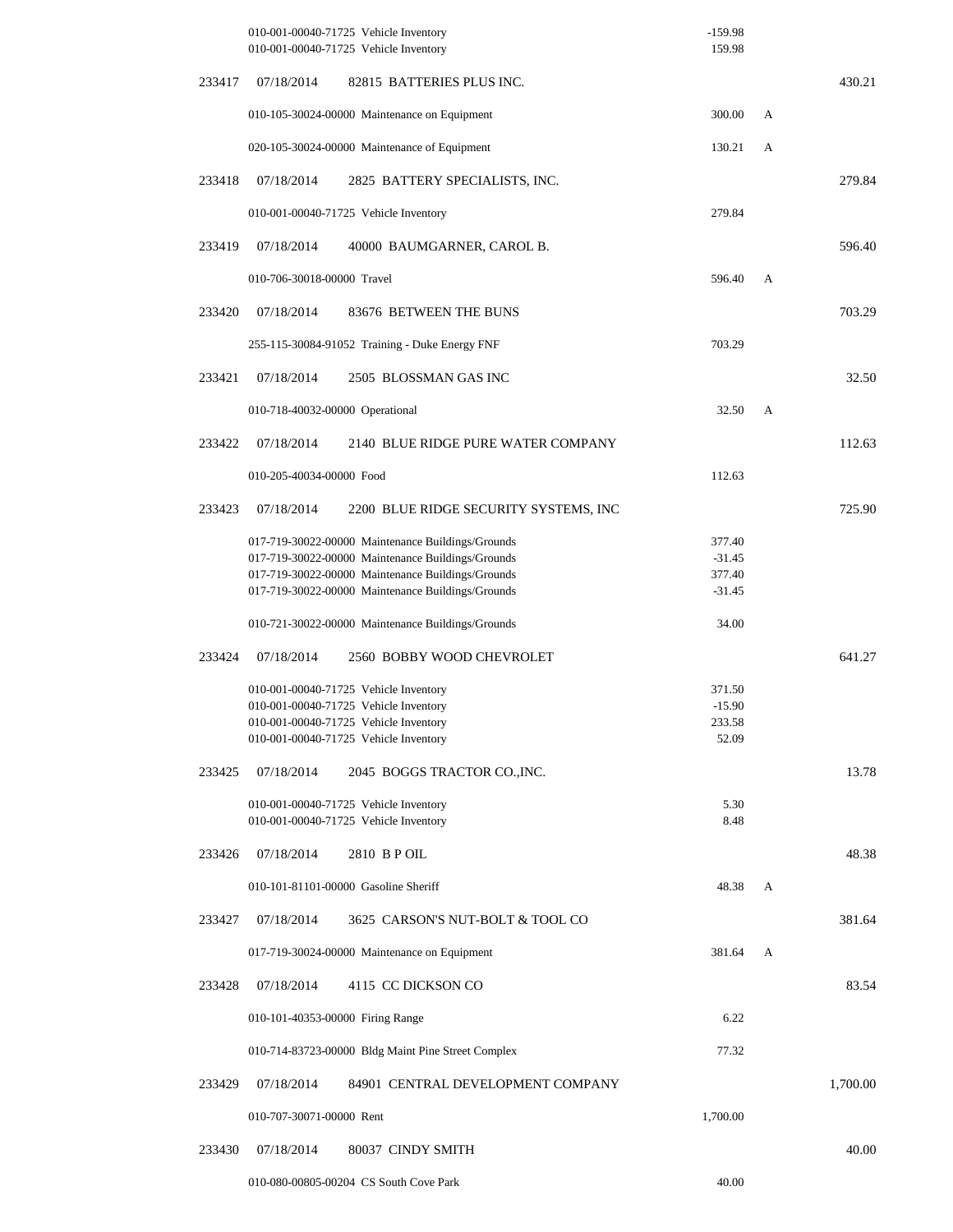| Check # | Date | Vendor / Account | Amount | Flag | Total |
|---|---|---|---|---|---|
| | | 010-001-00040-71725 Vehicle Inventory | -159.98 | | |
| | | 010-001-00040-71725 Vehicle Inventory | 159.98 | | |
| 233417 | 07/18/2014 | 82815 BATTERIES PLUS INC. | | | 430.21 |
| | | 010-105-30024-00000 Maintenance on Equipment | 300.00 | A | |
| | | 020-105-30024-00000 Maintenance of Equipment | 130.21 | A | |
| 233418 | 07/18/2014 | 2825 BATTERY SPECIALISTS, INC. | | | 279.84 |
| | | 010-001-00040-71725 Vehicle Inventory | 279.84 | | |
| 233419 | 07/18/2014 | 40000 BAUMGARNER, CAROL B. | | | 596.40 |
| | | 010-706-30018-00000 Travel | 596.40 | A | |
| 233420 | 07/18/2014 | 83676 BETWEEN THE BUNS | | | 703.29 |
| | | 255-115-30084-91052 Training - Duke Energy FNF | 703.29 | | |
| 233421 | 07/18/2014 | 2505 BLOSSMAN GAS INC | | | 32.50 |
| | | 010-718-40032-00000 Operational | 32.50 | A | |
| 233422 | 07/18/2014 | 2140 BLUE RIDGE PURE WATER COMPANY | | | 112.63 |
| | | 010-205-40034-00000 Food | 112.63 | | |
| 233423 | 07/18/2014 | 2200 BLUE RIDGE SECURITY SYSTEMS, INC | | | 725.90 |
| | | 017-719-30022-00000 Maintenance Buildings/Grounds | 377.40 | | |
| | | 017-719-30022-00000 Maintenance Buildings/Grounds | -31.45 | | |
| | | 017-719-30022-00000 Maintenance Buildings/Grounds | 377.40 | | |
| | | 017-719-30022-00000 Maintenance Buildings/Grounds | -31.45 | | |
| | | 010-721-30022-00000 Maintenance Buildings/Grounds | 34.00 | | |
| 233424 | 07/18/2014 | 2560 BOBBY WOOD CHEVROLET | | | 641.27 |
| | | 010-001-00040-71725 Vehicle Inventory | 371.50 | | |
| | | 010-001-00040-71725 Vehicle Inventory | -15.90 | | |
| | | 010-001-00040-71725 Vehicle Inventory | 233.58 | | |
| | | 010-001-00040-71725 Vehicle Inventory | 52.09 | | |
| 233425 | 07/18/2014 | 2045 BOGGS TRACTOR CO.,INC. | | | 13.78 |
| | | 010-001-00040-71725 Vehicle Inventory | 5.30 | | |
| | | 010-001-00040-71725 Vehicle Inventory | 8.48 | | |
| 233426 | 07/18/2014 | 2810 B P OIL | | | 48.38 |
| | | 010-101-81101-00000 Gasoline Sheriff | 48.38 | A | |
| 233427 | 07/18/2014 | 3625 CARSON'S NUT-BOLT & TOOL CO | | | 381.64 |
| | | 017-719-30024-00000 Maintenance on Equipment | 381.64 | A | |
| 233428 | 07/18/2014 | 4115 CC DICKSON CO | | | 83.54 |
| | | 010-101-40353-00000 Firing Range | 6.22 | | |
| | | 010-714-83723-00000 Bldg Maint Pine Street Complex | 77.32 | | |
| 233429 | 07/18/2014 | 84901 CENTRAL DEVELOPMENT COMPANY | | | 1,700.00 |
| | | 010-707-30071-00000 Rent | 1,700.00 | | |
| 233430 | 07/18/2014 | 80037 CINDY SMITH | | | 40.00 |
| | | 010-080-00805-00204 CS South Cove Park | 40.00 | | |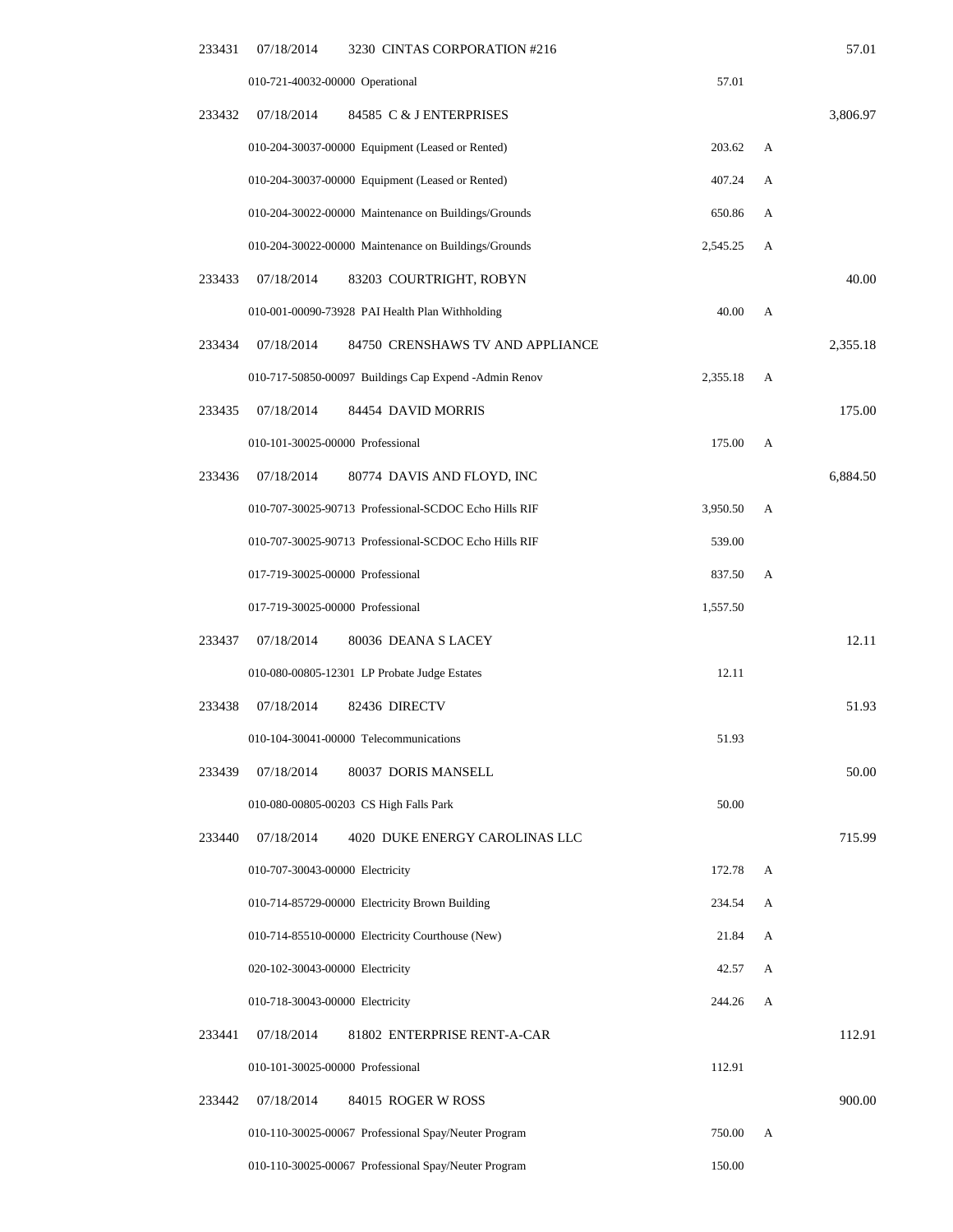| Check | Date | Vendor | Amount | Flag | Total |
|---|---|---|---|---|---|
| 233431 | 07/18/2014 | 3230 CINTAS CORPORATION #216 | | | 57.01 |
| | 010-721-40032-00000 Operational | | 57.01 | | |
| 233432 | 07/18/2014 | 84585 C & J ENTERPRISES | | | 3,806.97 |
| | 010-204-30037-00000 Equipment (Leased or Rented) | | 203.62 | A | |
| | 010-204-30037-00000 Equipment (Leased or Rented) | | 407.24 | A | |
| | 010-204-30022-00000 Maintenance on Buildings/Grounds | | 650.86 | A | |
| | 010-204-30022-00000 Maintenance on Buildings/Grounds | | 2,545.25 | A | |
| 233433 | 07/18/2014 | 83203 COURTRIGHT, ROBYN | | | 40.00 |
| | 010-001-00090-73928 PAI Health Plan Withholding | | 40.00 | A | |
| 233434 | 07/18/2014 | 84750 CRENSHAWS TV AND APPLIANCE | | | 2,355.18 |
| | 010-717-50850-00097 Buildings Cap Expend -Admin Renov | | 2,355.18 | A | |
| 233435 | 07/18/2014 | 84454 DAVID MORRIS | | | 175.00 |
| | 010-101-30025-00000 Professional | | 175.00 | A | |
| 233436 | 07/18/2014 | 80774 DAVIS AND FLOYD, INC | | | 6,884.50 |
| | 010-707-30025-90713 Professional-SCDOC Echo Hills RIF | | 3,950.50 | A | |
| | 010-707-30025-90713 Professional-SCDOC Echo Hills RIF | | 539.00 | | |
| | 017-719-30025-00000 Professional | | 837.50 | A | |
| | 017-719-30025-00000 Professional | | 1,557.50 | | |
| 233437 | 07/18/2014 | 80036 DEANA S LACEY | | | 12.11 |
| | 010-080-00805-12301 LP Probate Judge Estates | | 12.11 | | |
| 233438 | 07/18/2014 | 82436 DIRECTV | | | 51.93 |
| | 010-104-30041-00000 Telecommunications | | 51.93 | | |
| 233439 | 07/18/2014 | 80037 DORIS MANSELL | | | 50.00 |
| | 010-080-00805-00203 CS High Falls Park | | 50.00 | | |
| 233440 | 07/18/2014 | 4020 DUKE ENERGY CAROLINAS LLC | | | 715.99 |
| | 010-707-30043-00000 Electricity | | 172.78 | A | |
| | 010-714-85729-00000 Electricity Brown Building | | 234.54 | A | |
| | 010-714-85510-00000 Electricity Courthouse (New) | | 21.84 | A | |
| | 020-102-30043-00000 Electricity | | 42.57 | A | |
| | 010-718-30043-00000 Electricity | | 244.26 | A | |
| 233441 | 07/18/2014 | 81802 ENTERPRISE RENT-A-CAR | | | 112.91 |
| | 010-101-30025-00000 Professional | | 112.91 | | |
| 233442 | 07/18/2014 | 84015 ROGER W ROSS | | | 900.00 |
| | 010-110-30025-00067 Professional Spay/Neuter Program | | 750.00 | A | |
| | 010-110-30025-00067 Professional Spay/Neuter Program | | 150.00 | | |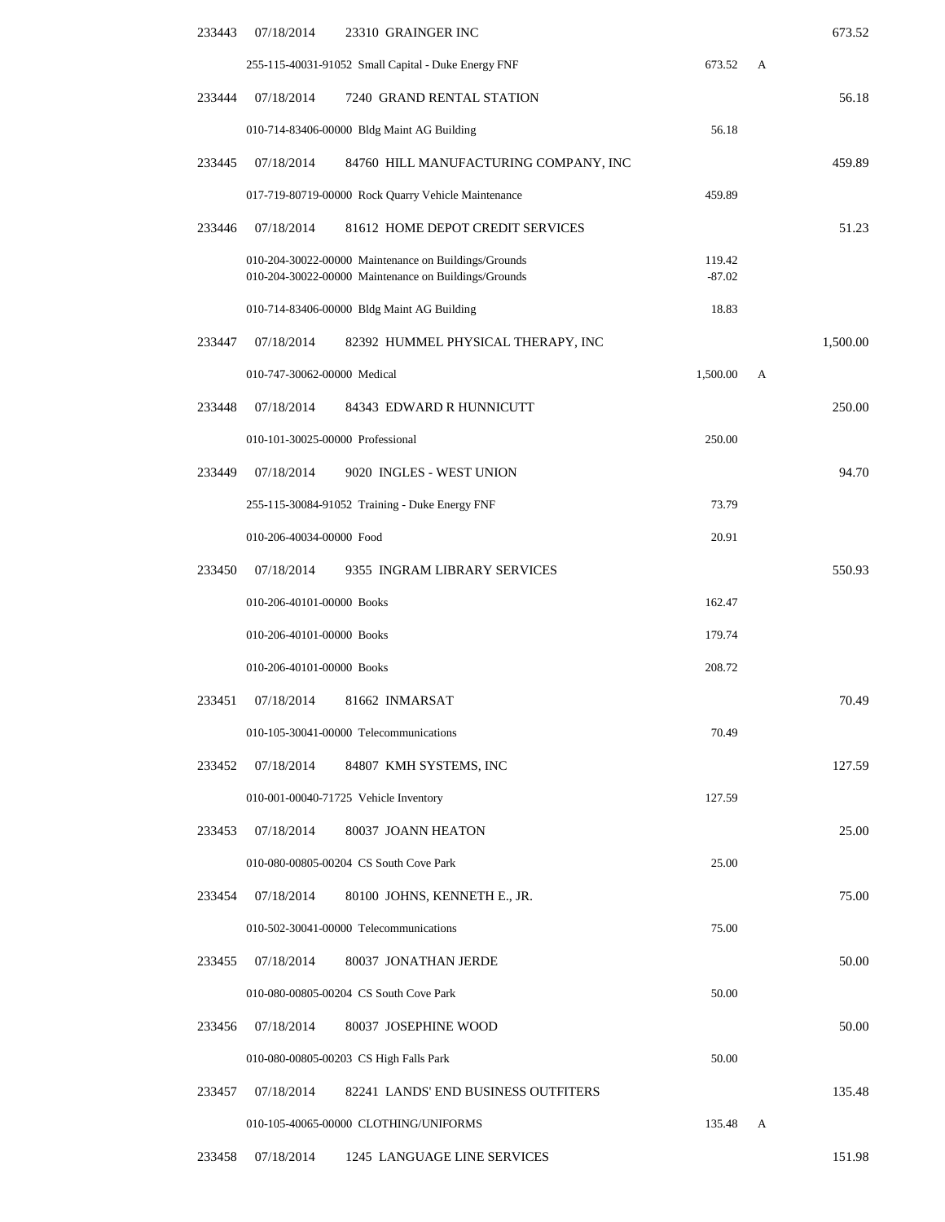| Check | Date | Vendor / Account | Amount | Flag | Total |
|---|---|---|---|---|---|
| 233443 | 07/18/2014 | 23310 GRAINGER INC | | | 673.52 |
| | | 255-115-40031-91052 Small Capital - Duke Energy FNF | 673.52 | A | |
| 233444 | 07/18/2014 | 7240 GRAND RENTAL STATION | | | 56.18 |
| | | 010-714-83406-00000 Bldg Maint AG Building | 56.18 | | |
| 233445 | 07/18/2014 | 84760 HILL MANUFACTURING COMPANY, INC | | | 459.89 |
| | | 017-719-80719-00000 Rock Quarry Vehicle Maintenance | 459.89 | | |
| 233446 | 07/18/2014 | 81612 HOME DEPOT CREDIT SERVICES | | | 51.23 |
| | | 010-204-30022-00000 Maintenance on Buildings/Grounds | 119.42 | | |
| | | 010-204-30022-00000 Maintenance on Buildings/Grounds | -87.02 | | |
| | | 010-714-83406-00000 Bldg Maint AG Building | 18.83 | | |
| 233447 | 07/18/2014 | 82392 HUMMEL PHYSICAL THERAPY, INC | | | 1,500.00 |
| | | 010-747-30062-00000 Medical | 1,500.00 | A | |
| 233448 | 07/18/2014 | 84343 EDWARD R HUNNICUTT | | | 250.00 |
| | | 010-101-30025-00000 Professional | 250.00 | | |
| 233449 | 07/18/2014 | 9020 INGLES - WEST UNION | | | 94.70 |
| | | 255-115-30084-91052 Training - Duke Energy FNF | 73.79 | | |
| | | 010-206-40034-00000 Food | 20.91 | | |
| 233450 | 07/18/2014 | 9355 INGRAM LIBRARY SERVICES | | | 550.93 |
| | | 010-206-40101-00000 Books | 162.47 | | |
| | | 010-206-40101-00000 Books | 179.74 | | |
| | | 010-206-40101-00000 Books | 208.72 | | |
| 233451 | 07/18/2014 | 81662 INMARSAT | | | 70.49 |
| | | 010-105-30041-00000 Telecommunications | 70.49 | | |
| 233452 | 07/18/2014 | 84807 KMH SYSTEMS, INC | | | 127.59 |
| | | 010-001-00040-71725 Vehicle Inventory | 127.59 | | |
| 233453 | 07/18/2014 | 80037 JOANN HEATON | | | 25.00 |
| | | 010-080-00805-00204 CS South Cove Park | 25.00 | | |
| 233454 | 07/18/2014 | 80100 JOHNS, KENNETH E., JR. | | | 75.00 |
| | | 010-502-30041-00000 Telecommunications | 75.00 | | |
| 233455 | 07/18/2014 | 80037 JONATHAN JERDE | | | 50.00 |
| | | 010-080-00805-00204 CS South Cove Park | 50.00 | | |
| 233456 | 07/18/2014 | 80037 JOSEPHINE WOOD | | | 50.00 |
| | | 010-080-00805-00203 CS High Falls Park | 50.00 | | |
| 233457 | 07/18/2014 | 82241 LANDS' END BUSINESS OUTFITERS | | | 135.48 |
| | | 010-105-40065-00000 CLOTHING/UNIFORMS | 135.48 | A | |
| 233458 | 07/18/2014 | 1245 LANGUAGE LINE SERVICES | | | 151.98 |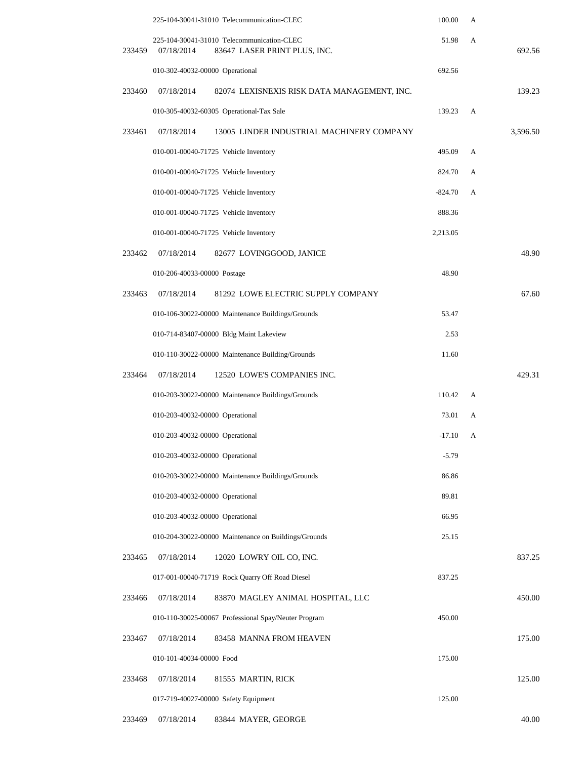| Check | Date | Vendor / Account | Amount | Flag | Total |
|---|---|---|---|---|---|
| | | 225-104-30041-31010 Telecommunication-CLEC | 100.00 | A | |
| | | 225-104-30041-31010 Telecommunication-CLEC | 51.98 | A | |
| 233459 | 07/18/2014 | 83647 LASER PRINT PLUS, INC. | | | 692.56 |
| | | 010-302-40032-00000 Operational | 692.56 | | |
| 233460 | 07/18/2014 | 82074 LEXISNEXIS RISK DATA MANAGEMENT, INC. | | | 139.23 |
| | | 010-305-40032-60305 Operational-Tax Sale | 139.23 | A | |
| 233461 | 07/18/2014 | 13005 LINDER INDUSTRIAL MACHINERY COMPANY | | | 3,596.50 |
| | | 010-001-00040-71725 Vehicle Inventory | 495.09 | A | |
| | | 010-001-00040-71725 Vehicle Inventory | 824.70 | A | |
| | | 010-001-00040-71725 Vehicle Inventory | -824.70 | A | |
| | | 010-001-00040-71725 Vehicle Inventory | 888.36 | | |
| | | 010-001-00040-71725 Vehicle Inventory | 2,213.05 | | |
| 233462 | 07/18/2014 | 82677 LOVINGGOOD, JANICE | | | 48.90 |
| | | 010-206-40033-00000 Postage | 48.90 | | |
| 233463 | 07/18/2014 | 81292 LOWE ELECTRIC SUPPLY COMPANY | | | 67.60 |
| | | 010-106-30022-00000 Maintenance Buildings/Grounds | 53.47 | | |
| | | 010-714-83407-00000 Bldg Maint Lakeview | 2.53 | | |
| | | 010-110-30022-00000 Maintenance Building/Grounds | 11.60 | | |
| 233464 | 07/18/2014 | 12520 LOWE'S COMPANIES INC. | | | 429.31 |
| | | 010-203-30022-00000 Maintenance Buildings/Grounds | 110.42 | A | |
| | | 010-203-40032-00000 Operational | 73.01 | A | |
| | | 010-203-40032-00000 Operational | -17.10 | A | |
| | | 010-203-40032-00000 Operational | -5.79 | | |
| | | 010-203-30022-00000 Maintenance Buildings/Grounds | 86.86 | | |
| | | 010-203-40032-00000 Operational | 89.81 | | |
| | | 010-203-40032-00000 Operational | 66.95 | | |
| | | 010-204-30022-00000 Maintenance on Buildings/Grounds | 25.15 | | |
| 233465 | 07/18/2014 | 12020 LOWRY OIL CO, INC. | | | 837.25 |
| | | 017-001-00040-71719 Rock Quarry Off Road Diesel | 837.25 | | |
| 233466 | 07/18/2014 | 83870 MAGLEY ANIMAL HOSPITAL, LLC | | | 450.00 |
| | | 010-110-30025-00067 Professional Spay/Neuter Program | 450.00 | | |
| 233467 | 07/18/2014 | 83458 MANNA FROM HEAVEN | | | 175.00 |
| | | 010-101-40034-00000 Food | 175.00 | | |
| 233468 | 07/18/2014 | 81555 MARTIN, RICK | | | 125.00 |
| | | 017-719-40027-00000 Safety Equipment | 125.00 | | |
| 233469 | 07/18/2014 | 83844 MAYER, GEORGE | | | 40.00 |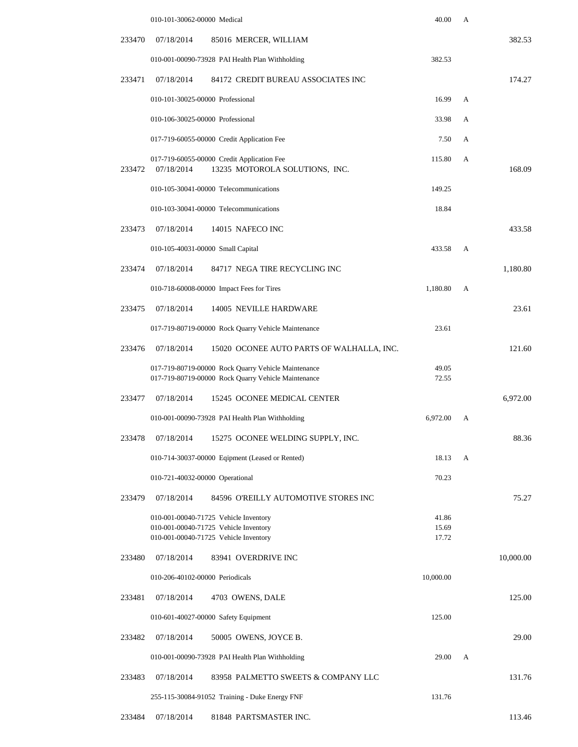| Check # | Date | Vendor / Account | Amount | Flag | Total |
|---|---|---|---|---|---|
| | | 010-101-30062-00000 Medical | 40.00 | A | |
| 233470 | 07/18/2014 | 85016 MERCER, WILLIAM | | | 382.53 |
| | | 010-001-00090-73928 PAI Health Plan Withholding | 382.53 | | |
| 233471 | 07/18/2014 | 84172 CREDIT BUREAU ASSOCIATES INC | | | 174.27 |
| | | 010-101-30025-00000 Professional | 16.99 | A | |
| | | 010-106-30025-00000 Professional | 33.98 | A | |
| | | 017-719-60055-00000 Credit Application Fee | 7.50 | A | |
| | | 017-719-60055-00000 Credit Application Fee | 115.80 | A | |
| 233472 | 07/18/2014 | 13235 MOTOROLA SOLUTIONS, INC. | | | 168.09 |
| | | 010-105-30041-00000 Telecommunications | 149.25 | | |
| | | 010-103-30041-00000 Telecommunications | 18.84 | | |
| 233473 | 07/18/2014 | 14015 NAFECO INC | | | 433.58 |
| | | 010-105-40031-00000 Small Capital | 433.58 | A | |
| 233474 | 07/18/2014 | 84717 NEGA TIRE RECYCLING INC | | | 1,180.80 |
| | | 010-718-60008-00000 Impact Fees for Tires | 1,180.80 | A | |
| 233475 | 07/18/2014 | 14005 NEVILLE HARDWARE | | | 23.61 |
| | | 017-719-80719-00000 Rock Quarry Vehicle Maintenance | 23.61 | | |
| 233476 | 07/18/2014 | 15020 OCONEE AUTO PARTS OF WALHALLA, INC. | | | 121.60 |
| | | 017-719-80719-00000 Rock Quarry Vehicle Maintenance | 49.05 | | |
| | | 017-719-80719-00000 Rock Quarry Vehicle Maintenance | 72.55 | | |
| 233477 | 07/18/2014 | 15245 OCONEE MEDICAL CENTER | | | 6,972.00 |
| | | 010-001-00090-73928 PAI Health Plan Withholding | 6,972.00 | A | |
| 233478 | 07/18/2014 | 15275 OCONEE WELDING SUPPLY, INC. | | | 88.36 |
| | | 010-714-30037-00000 Eqipment (Leased or Rented) | 18.13 | A | |
| | | 010-721-40032-00000 Operational | 70.23 | | |
| 233479 | 07/18/2014 | 84596 O'REILLY AUTOMOTIVE STORES INC | | | 75.27 |
| | | 010-001-00040-71725 Vehicle Inventory | 41.86 | | |
| | | 010-001-00040-71725 Vehicle Inventory | 15.69 | | |
| | | 010-001-00040-71725 Vehicle Inventory | 17.72 | | |
| 233480 | 07/18/2014 | 83941 OVERDRIVE INC | | | 10,000.00 |
| | | 010-206-40102-00000 Periodicals | 10,000.00 | | |
| 233481 | 07/18/2014 | 4703 OWENS, DALE | | | 125.00 |
| | | 010-601-40027-00000 Safety Equipment | 125.00 | | |
| 233482 | 07/18/2014 | 50005 OWENS, JOYCE B. | | | 29.00 |
| | | 010-001-00090-73928 PAI Health Plan Withholding | 29.00 | A | |
| 233483 | 07/18/2014 | 83958 PALMETTO SWEETS & COMPANY LLC | | | 131.76 |
| | | 255-115-30084-91052 Training - Duke Energy FNF | 131.76 | | |
| 233484 | 07/18/2014 | 81848 PARTSMASTER INC. | | | 113.46 |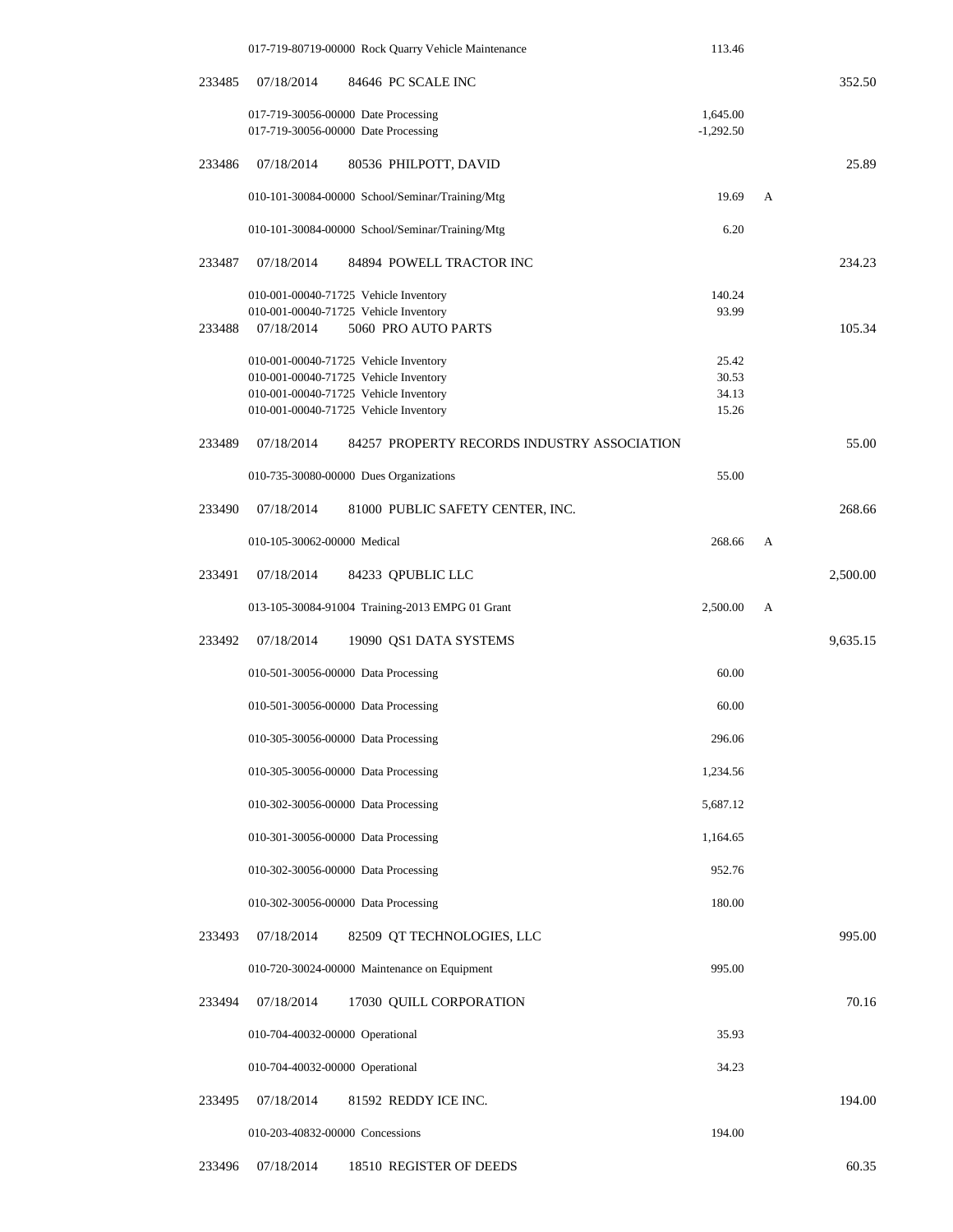| Check | Date | Vendor | Account / Description | Amount | Flag | Total |
|---|---|---|---|---|---|---|
| | | | 017-719-80719-00000 Rock Quarry Vehicle Maintenance | 113.46 | | |
| 233485 | 07/18/2014 | 84646 PC SCALE INC | | | | 352.50 |
| | | | 017-719-30056-00000 Date Processing | 1,645.00 | | |
| | | | 017-719-30056-00000 Date Processing | -1,292.50 | | |
| 233486 | 07/18/2014 | 80536 PHILPOTT, DAVID | | | | 25.89 |
| | | | 010-101-30084-00000 School/Seminar/Training/Mtg | 19.69 | A | |
| | | | 010-101-30084-00000 School/Seminar/Training/Mtg | 6.20 | | |
| 233487 | 07/18/2014 | 84894 POWELL TRACTOR INC | | | | 234.23 |
| | | | 010-001-00040-71725 Vehicle Inventory | 140.24 | | |
| | | | 010-001-00040-71725 Vehicle Inventory | 93.99 | | |
| 233488 | 07/18/2014 | 5060 PRO AUTO PARTS | | | | 105.34 |
| | | | 010-001-00040-71725 Vehicle Inventory | 25.42 | | |
| | | | 010-001-00040-71725 Vehicle Inventory | 30.53 | | |
| | | | 010-001-00040-71725 Vehicle Inventory | 34.13 | | |
| | | | 010-001-00040-71725 Vehicle Inventory | 15.26 | | |
| 233489 | 07/18/2014 | 84257 PROPERTY RECORDS INDUSTRY ASSOCIATION | | | | 55.00 |
| | | | 010-735-30080-00000 Dues Organizations | 55.00 | | |
| 233490 | 07/18/2014 | 81000 PUBLIC SAFETY CENTER, INC. | | | | 268.66 |
| | | | 010-105-30062-00000 Medical | 268.66 | A | |
| 233491 | 07/18/2014 | 84233 QPUBLIC LLC | | | | 2,500.00 |
| | | | 013-105-30084-91004 Training-2013 EMPG 01 Grant | 2,500.00 | A | |
| 233492 | 07/18/2014 | 19090 QS1 DATA SYSTEMS | | | | 9,635.15 |
| | | | 010-501-30056-00000 Data Processing | 60.00 | | |
| | | | 010-501-30056-00000 Data Processing | 60.00 | | |
| | | | 010-305-30056-00000 Data Processing | 296.06 | | |
| | | | 010-305-30056-00000 Data Processing | 1,234.56 | | |
| | | | 010-302-30056-00000 Data Processing | 5,687.12 | | |
| | | | 010-301-30056-00000 Data Processing | 1,164.65 | | |
| | | | 010-302-30056-00000 Data Processing | 952.76 | | |
| | | | 010-302-30056-00000 Data Processing | 180.00 | | |
| 233493 | 07/18/2014 | 82509 QT TECHNOLOGIES, LLC | | | | 995.00 |
| | | | 010-720-30024-00000 Maintenance on Equipment | 995.00 | | |
| 233494 | 07/18/2014 | 17030 QUILL CORPORATION | | | | 70.16 |
| | | | 010-704-40032-00000 Operational | 35.93 | | |
| | | | 010-704-40032-00000 Operational | 34.23 | | |
| 233495 | 07/18/2014 | 81592 REDDY ICE INC. | | | | 194.00 |
| | | | 010-203-40832-00000 Concessions | 194.00 | | |
| 233496 | 07/18/2014 | 18510 REGISTER OF DEEDS | | | | 60.35 |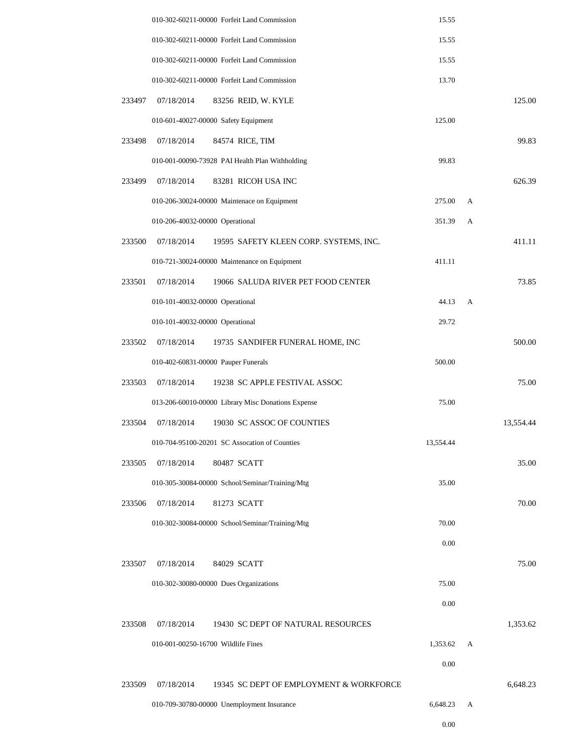| | | | | | |
|---|---|---|---|---|---|
| | 010-302-60211-00000 Forfeit Land Commission | | 15.55 | | |
| | 010-302-60211-00000 Forfeit Land Commission | | 15.55 | | |
| | 010-302-60211-00000 Forfeit Land Commission | | 15.55 | | |
| | 010-302-60211-00000 Forfeit Land Commission | | 13.70 | | |
| 233497 | 07/18/2014 | 83256 REID, W. KYLE | | | 125.00 |
| | 010-601-40027-00000 Safety Equipment | | 125.00 | | |
| 233498 | 07/18/2014 | 84574 RICE, TIM | | | 99.83 |
| | 010-001-00090-73928 PAI Health Plan Withholding | | 99.83 | | |
| 233499 | 07/18/2014 | 83281 RICOH USA INC | | | 626.39 |
| | 010-206-30024-00000 Maintenace on Equipment | | 275.00 | A | |
| | 010-206-40032-00000 Operational | | 351.39 | A | |
| 233500 | 07/18/2014 | 19595 SAFETY KLEEN CORP. SYSTEMS, INC. | | | 411.11 |
| | 010-721-30024-00000 Maintenance on Equipment | | 411.11 | | |
| 233501 | 07/18/2014 | 19066 SALUDA RIVER PET FOOD CENTER | | | 73.85 |
| | 010-101-40032-00000 Operational | | 44.13 | A | |
| | 010-101-40032-00000 Operational | | 29.72 | | |
| 233502 | 07/18/2014 | 19735 SANDIFER FUNERAL HOME, INC | | | 500.00 |
| | 010-402-60831-00000 Pauper Funerals | | 500.00 | | |
| 233503 | 07/18/2014 | 19238 SC APPLE FESTIVAL ASSOC | | | 75.00 |
| | 013-206-60010-00000 Library Misc Donations Expense | | 75.00 | | |
| 233504 | 07/18/2014 | 19030 SC ASSOC OF COUNTIES | | | 13,554.44 |
| | 010-704-95100-20201 SC Assocation of Counties | | 13,554.44 | | |
| 233505 | 07/18/2014 | 80487 SCATT | | | 35.00 |
| | 010-305-30084-00000 School/Seminar/Training/Mtg | | 35.00 | | |
| 233506 | 07/18/2014 | 81273 SCATT | | | 70.00 |
| | 010-302-30084-00000 School/Seminar/Training/Mtg | | 70.00 | | |
| | | | 0.00 | | |
| 233507 | 07/18/2014 | 84029 SCATT | | | 75.00 |
| | 010-302-30080-00000 Dues Organizations | | 75.00 | | |
| | | | 0.00 | | |
| 233508 | 07/18/2014 | 19430 SC DEPT OF NATURAL RESOURCES | | | 1,353.62 |
| | 010-001-00250-16700 Wildlife Fines | | 1,353.62 | A | |
| | | | 0.00 | | |
| 233509 | 07/18/2014 | 19345 SC DEPT OF EMPLOYMENT & WORKFORCE | | | 6,648.23 |
| | 010-709-30780-00000 Unemployment Insurance | | 6,648.23 | A | |
| | | | 0.00 | | |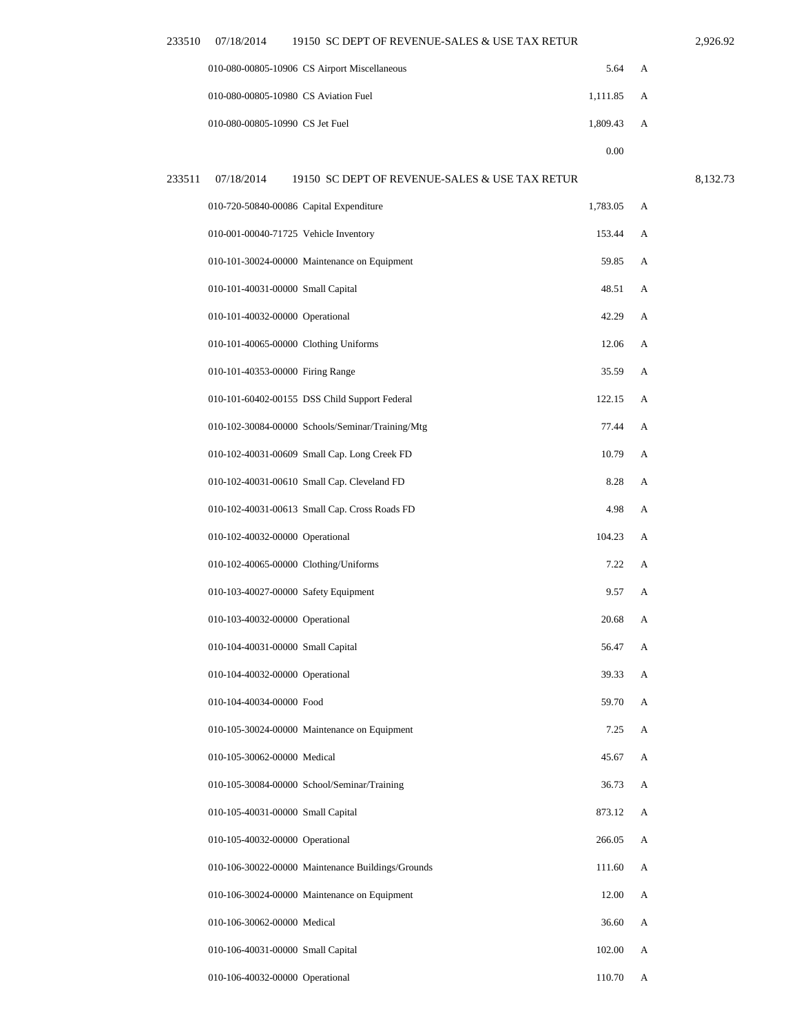| | | | | | |
|---|---|---|---|---|---|
| 233510 | 07/18/2014 | 19150 SC DEPT OF REVENUE-SALES & USE TAX RETUR | | | 2,926.92 |
| | | 010-080-00805-10906 CS Airport Miscellaneous | 5.64 | A | |
| | | 010-080-00805-10980 CS Aviation Fuel | 1,111.85 | A | |
| | | 010-080-00805-10990 CS Jet Fuel | 1,809.43 | A | |
| | | | 0.00 | | |
| 233511 | 07/18/2014 | 19150 SC DEPT OF REVENUE-SALES & USE TAX RETUR | | | 8,132.73 |
| | | 010-720-50840-00086 Capital Expenditure | 1,783.05 | A | |
| | | 010-001-00040-71725 Vehicle Inventory | 153.44 | A | |
| | | 010-101-30024-00000 Maintenance on Equipment | 59.85 | A | |
| | | 010-101-40031-00000 Small Capital | 48.51 | A | |
| | | 010-101-40032-00000 Operational | 42.29 | A | |
| | | 010-101-40065-00000 Clothing Uniforms | 12.06 | A | |
| | | 010-101-40353-00000 Firing Range | 35.59 | A | |
| | | 010-101-60402-00155 DSS Child Support Federal | 122.15 | A | |
| | | 010-102-30084-00000 Schools/Seminar/Training/Mtg | 77.44 | A | |
| | | 010-102-40031-00609 Small Cap. Long Creek FD | 10.79 | A | |
| | | 010-102-40031-00610 Small Cap. Cleveland FD | 8.28 | A | |
| | | 010-102-40031-00613 Small Cap. Cross Roads FD | 4.98 | A | |
| | | 010-102-40032-00000 Operational | 104.23 | A | |
| | | 010-102-40065-00000 Clothing/Uniforms | 7.22 | A | |
| | | 010-103-40027-00000 Safety Equipment | 9.57 | A | |
| | | 010-103-40032-00000 Operational | 20.68 | A | |
| | | 010-104-40031-00000 Small Capital | 56.47 | A | |
| | | 010-104-40032-00000 Operational | 39.33 | A | |
| | | 010-104-40034-00000 Food | 59.70 | A | |
| | | 010-105-30024-00000 Maintenance on Equipment | 7.25 | A | |
| | | 010-105-30062-00000 Medical | 45.67 | A | |
| | | 010-105-30084-00000 School/Seminar/Training | 36.73 | A | |
| | | 010-105-40031-00000 Small Capital | 873.12 | A | |
| | | 010-105-40032-00000 Operational | 266.05 | A | |
| | | 010-106-30022-00000 Maintenance Buildings/Grounds | 111.60 | A | |
| | | 010-106-30024-00000 Maintenance on Equipment | 12.00 | A | |
| | | 010-106-30062-00000 Medical | 36.60 | A | |
| | | 010-106-40031-00000 Small Capital | 102.00 | A | |
| | | 010-106-40032-00000 Operational | 110.70 | A | |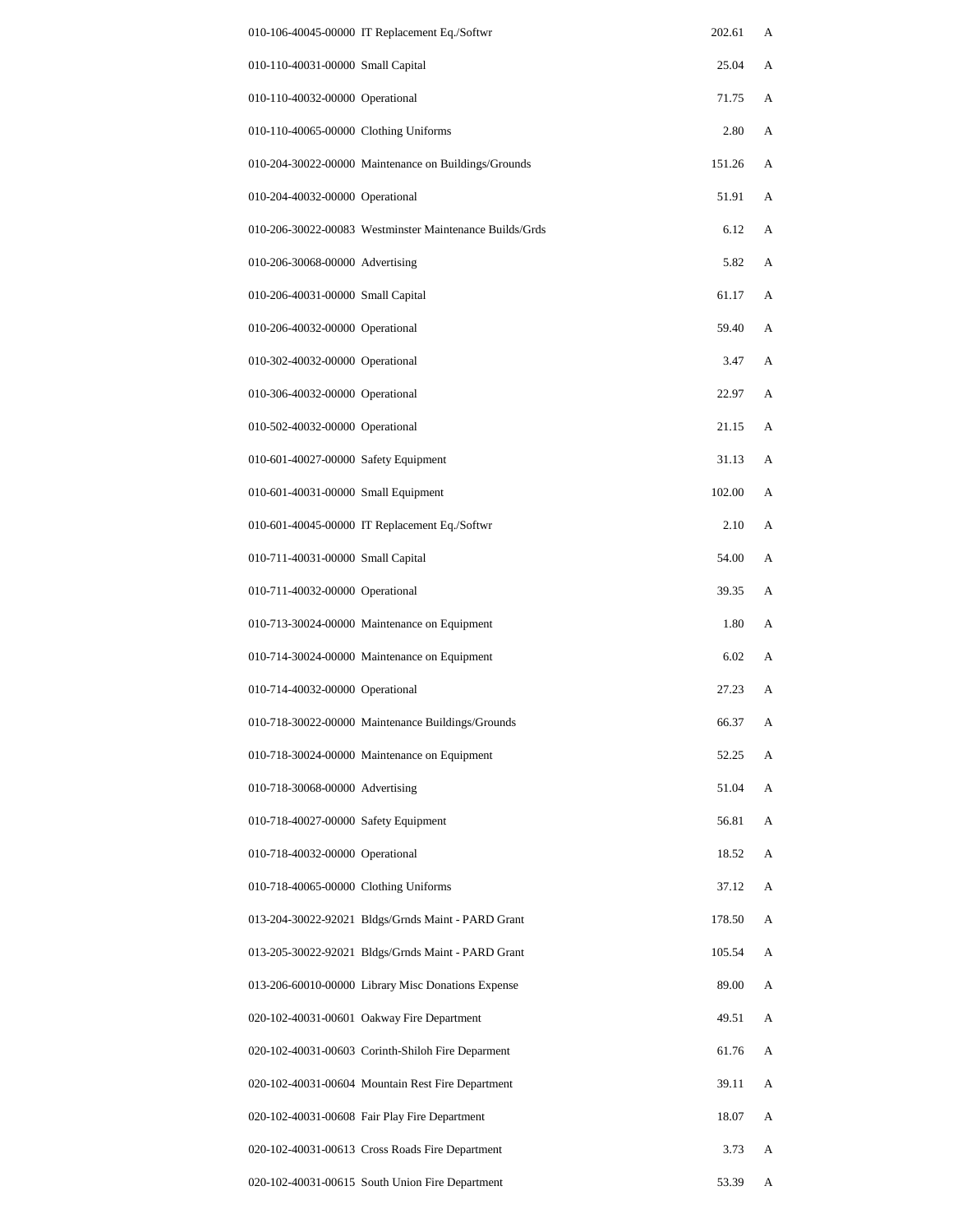| | | | |
|---|---|---|---|
| 010-106-40045-00000 | IT Replacement Eq./Softwr | 202.61 | A |
| 010-110-40031-00000 | Small Capital | 25.04 | A |
| 010-110-40032-00000 | Operational | 71.75 | A |
| 010-110-40065-00000 | Clothing Uniforms | 2.80 | A |
| 010-204-30022-00000 | Maintenance on Buildings/Grounds | 151.26 | A |
| 010-204-40032-00000 | Operational | 51.91 | A |
| 010-206-30022-00083 | Westminster Maintenance Builds/Grds | 6.12 | A |
| 010-206-30068-00000 | Advertising | 5.82 | A |
| 010-206-40031-00000 | Small Capital | 61.17 | A |
| 010-206-40032-00000 | Operational | 59.40 | A |
| 010-302-40032-00000 | Operational | 3.47 | A |
| 010-306-40032-00000 | Operational | 22.97 | A |
| 010-502-40032-00000 | Operational | 21.15 | A |
| 010-601-40027-00000 | Safety Equipment | 31.13 | A |
| 010-601-40031-00000 | Small Equipment | 102.00 | A |
| 010-601-40045-00000 | IT Replacement Eq./Softwr | 2.10 | A |
| 010-711-40031-00000 | Small Capital | 54.00 | A |
| 010-711-40032-00000 | Operational | 39.35 | A |
| 010-713-30024-00000 | Maintenance on Equipment | 1.80 | A |
| 010-714-30024-00000 | Maintenance on Equipment | 6.02 | A |
| 010-714-40032-00000 | Operational | 27.23 | A |
| 010-718-30022-00000 | Maintenance Buildings/Grounds | 66.37 | A |
| 010-718-30024-00000 | Maintenance on Equipment | 52.25 | A |
| 010-718-30068-00000 | Advertising | 51.04 | A |
| 010-718-40027-00000 | Safety Equipment | 56.81 | A |
| 010-718-40032-00000 | Operational | 18.52 | A |
| 010-718-40065-00000 | Clothing Uniforms | 37.12 | A |
| 013-204-30022-92021 | Bldgs/Grnds Maint - PARD Grant | 178.50 | A |
| 013-205-30022-92021 | Bldgs/Grnds Maint - PARD Grant | 105.54 | A |
| 013-206-60010-00000 | Library Misc Donations Expense | 89.00 | A |
| 020-102-40031-00601 | Oakway Fire Department | 49.51 | A |
| 020-102-40031-00603 | Corinth-Shiloh Fire Deparment | 61.76 | A |
| 020-102-40031-00604 | Mountain Rest Fire Department | 39.11 | A |
| 020-102-40031-00608 | Fair Play Fire Department | 18.07 | A |
| 020-102-40031-00613 | Cross Roads Fire Department | 3.73 | A |
| 020-102-40031-00615 | South Union Fire Department | 53.39 | A |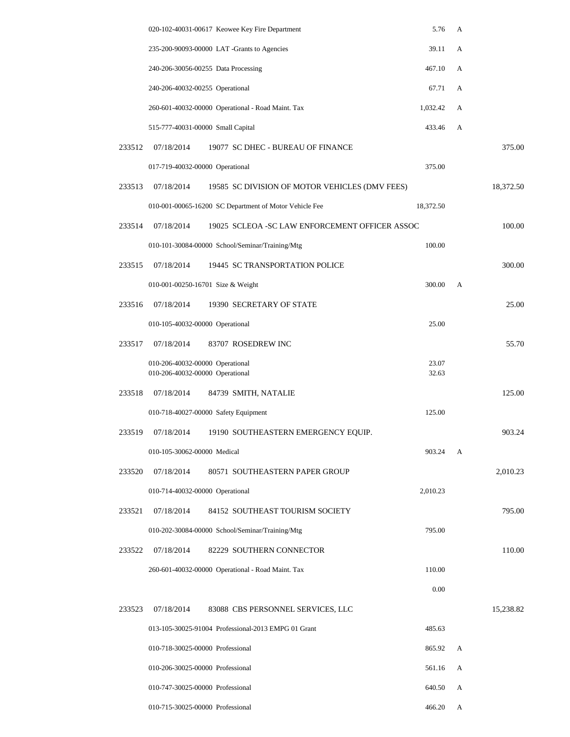| Check # | Date | Vendor / Account | Amount | Flag | Total |
|---|---|---|---|---|---|
| | | 020-102-40031-00617 Keowee Key Fire Department | 5.76 | A | |
| | | 235-200-90093-00000 LAT -Grants to Agencies | 39.11 | A | |
| | | 240-206-30056-00255 Data Processing | 467.10 | A | |
| | | 240-206-40032-00255 Operational | 67.71 | A | |
| | | 260-601-40032-00000 Operational - Road Maint. Tax | 1,032.42 | A | |
| | | 515-777-40031-00000 Small Capital | 433.46 | A | |
| 233512 | 07/18/2014 | 19077 SC DHEC - BUREAU OF FINANCE | | | 375.00 |
| | | 017-719-40032-00000 Operational | 375.00 | | |
| 233513 | 07/18/2014 | 19585 SC DIVISION OF MOTOR VEHICLES (DMV FEES) | | | 18,372.50 |
| | | 010-001-00065-16200 SC Department of Motor Vehicle Fee | 18,372.50 | | |
| 233514 | 07/18/2014 | 19025 SCLEOA -SC LAW ENFORCEMENT OFFICER ASSOC | | | 100.00 |
| | | 010-101-30084-00000 School/Seminar/Training/Mtg | 100.00 | | |
| 233515 | 07/18/2014 | 19445 SC TRANSPORTATION POLICE | | | 300.00 |
| | | 010-001-00250-16701 Size & Weight | 300.00 | A | |
| 233516 | 07/18/2014 | 19390 SECRETARY OF STATE | | | 25.00 |
| | | 010-105-40032-00000 Operational | 25.00 | | |
| 233517 | 07/18/2014 | 83707 ROSEDREW INC | | | 55.70 |
| | | 010-206-40032-00000 Operational | 23.07 | | |
| | | 010-206-40032-00000 Operational | 32.63 | | |
| 233518 | 07/18/2014 | 84739 SMITH, NATALIE | | | 125.00 |
| | | 010-718-40027-00000 Safety Equipment | 125.00 | | |
| 233519 | 07/18/2014 | 19190 SOUTHEASTERN EMERGENCY EQUIP. | | | 903.24 |
| | | 010-105-30062-00000 Medical | 903.24 | A | |
| 233520 | 07/18/2014 | 80571 SOUTHEASTERN PAPER GROUP | | | 2,010.23 |
| | | 010-714-40032-00000 Operational | 2,010.23 | | |
| 233521 | 07/18/2014 | 84152 SOUTHEAST TOURISM SOCIETY | | | 795.00 |
| | | 010-202-30084-00000 School/Seminar/Training/Mtg | 795.00 | | |
| 233522 | 07/18/2014 | 82229 SOUTHERN CONNECTOR | | | 110.00 |
| | | 260-601-40032-00000 Operational - Road Maint. Tax | 110.00 | | |
| | | | 0.00 | | |
| 233523 | 07/18/2014 | 83088 CBS PERSONNEL SERVICES, LLC | | | 15,238.82 |
| | | 013-105-30025-91004 Professional-2013 EMPG 01 Grant | 485.63 | | |
| | | 010-718-30025-00000 Professional | 865.92 | A | |
| | | 010-206-30025-00000 Professional | 561.16 | A | |
| | | 010-747-30025-00000 Professional | 640.50 | A | |
| | | 010-715-30025-00000 Professional | 466.20 | A | |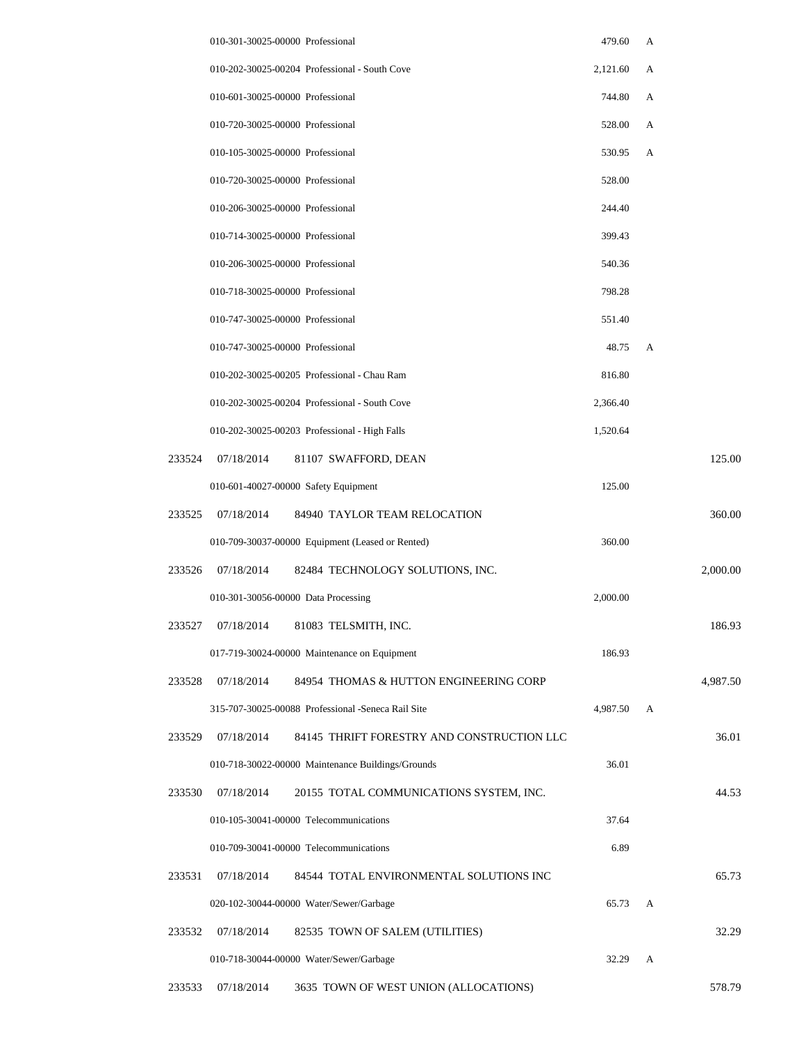| Check # | Date | Vendor / Account | Amount | Flag | Total |
|---|---|---|---|---|---|
| | | 010-301-30025-00000 Professional | 479.60 | A | |
| | | 010-202-30025-00204 Professional - South Cove | 2,121.60 | A | |
| | | 010-601-30025-00000 Professional | 744.80 | A | |
| | | 010-720-30025-00000 Professional | 528.00 | A | |
| | | 010-105-30025-00000 Professional | 530.95 | A | |
| | | 010-720-30025-00000 Professional | 528.00 | | |
| | | 010-206-30025-00000 Professional | 244.40 | | |
| | | 010-714-30025-00000 Professional | 399.43 | | |
| | | 010-206-30025-00000 Professional | 540.36 | | |
| | | 010-718-30025-00000 Professional | 798.28 | | |
| | | 010-747-30025-00000 Professional | 551.40 | | |
| | | 010-747-30025-00000 Professional | 48.75 | A | |
| | | 010-202-30025-00205 Professional - Chau Ram | 816.80 | | |
| | | 010-202-30025-00204 Professional - South Cove | 2,366.40 | | |
| | | 010-202-30025-00203 Professional - High Falls | 1,520.64 | | |
| 233524 | 07/18/2014 | 81107 SWAFFORD, DEAN | | | 125.00 |
| | | 010-601-40027-00000 Safety Equipment | 125.00 | | |
| 233525 | 07/18/2014 | 84940 TAYLOR TEAM RELOCATION | | | 360.00 |
| | | 010-709-30037-00000 Equipment (Leased or Rented) | 360.00 | | |
| 233526 | 07/18/2014 | 82484 TECHNOLOGY SOLUTIONS, INC. | | | 2,000.00 |
| | | 010-301-30056-00000 Data Processing | 2,000.00 | | |
| 233527 | 07/18/2014 | 81083 TELSMITH, INC. | | | 186.93 |
| | | 017-719-30024-00000 Maintenance on Equipment | 186.93 | | |
| 233528 | 07/18/2014 | 84954 THOMAS & HUTTON ENGINEERING CORP | | | 4,987.50 |
| | | 315-707-30025-00088 Professional -Seneca Rail Site | 4,987.50 | A | |
| 233529 | 07/18/2014 | 84145 THRIFT FORESTRY AND CONSTRUCTION LLC | | | 36.01 |
| | | 010-718-30022-00000 Maintenance Buildings/Grounds | 36.01 | | |
| 233530 | 07/18/2014 | 20155 TOTAL COMMUNICATIONS SYSTEM, INC. | | | 44.53 |
| | | 010-105-30041-00000 Telecommunications | 37.64 | | |
| | | 010-709-30041-00000 Telecommunications | 6.89 | | |
| 233531 | 07/18/2014 | 84544 TOTAL ENVIRONMENTAL SOLUTIONS INC | | | 65.73 |
| | | 020-102-30044-00000 Water/Sewer/Garbage | 65.73 | A | |
| 233532 | 07/18/2014 | 82535 TOWN OF SALEM (UTILITIES) | | | 32.29 |
| | | 010-718-30044-00000 Water/Sewer/Garbage | 32.29 | A | |
| 233533 | 07/18/2014 | 3635 TOWN OF WEST UNION (ALLOCATIONS) | | | 578.79 |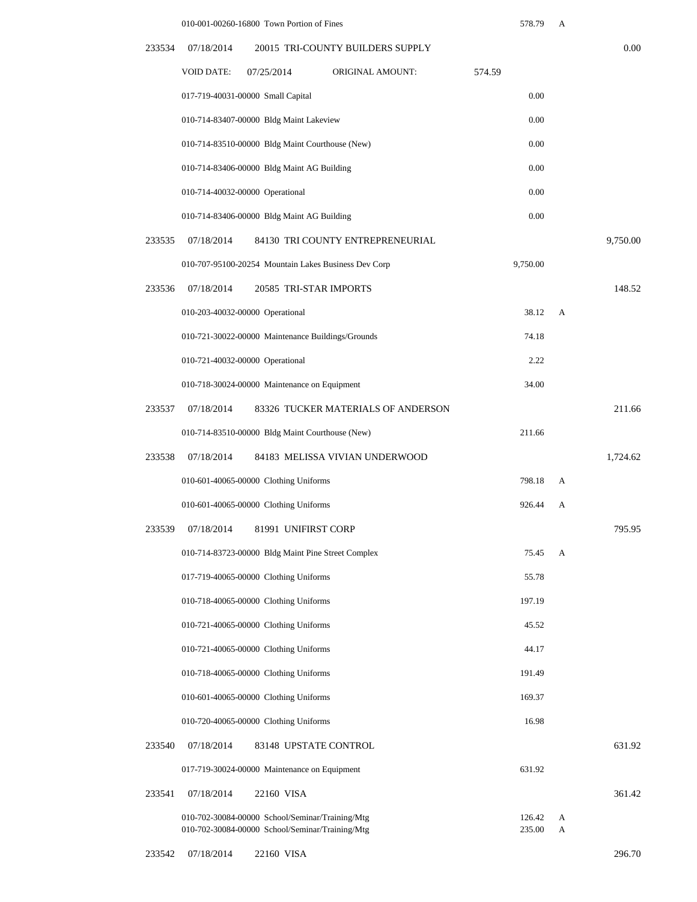| Check No. | Date | Vendor / Account | Amount | Flag | Check Total |
|---|---|---|---|---|---|
| | | 010-001-00260-16800 Town Portion of Fines | 578.79 | A | |
| 233534 | 07/18/2014 | 20015 TRI-COUNTY BUILDERS SUPPLY | | | 0.00 |
| | VOID DATE: 07/25/2014 | ORIGINAL AMOUNT: 574.59 | | | |
| | | 017-719-40031-00000 Small Capital | 0.00 | | |
| | | 010-714-83407-00000 Bldg Maint Lakeview | 0.00 | | |
| | | 010-714-83510-00000 Bldg Maint Courthouse (New) | 0.00 | | |
| | | 010-714-83406-00000 Bldg Maint AG Building | 0.00 | | |
| | | 010-714-40032-00000 Operational | 0.00 | | |
| | | 010-714-83406-00000 Bldg Maint AG Building | 0.00 | | |
| 233535 | 07/18/2014 | 84130 TRI COUNTY ENTREPRENEURIAL | | | 9,750.00 |
| | | 010-707-95100-20254 Mountain Lakes Business Dev Corp | 9,750.00 | | |
| 233536 | 07/18/2014 | 20585 TRI-STAR IMPORTS | | | 148.52 |
| | | 010-203-40032-00000 Operational | 38.12 | A | |
| | | 010-721-30022-00000 Maintenance Buildings/Grounds | 74.18 | | |
| | | 010-721-40032-00000 Operational | 2.22 | | |
| | | 010-718-30024-00000 Maintenance on Equipment | 34.00 | | |
| 233537 | 07/18/2014 | 83326 TUCKER MATERIALS OF ANDERSON | | | 211.66 |
| | | 010-714-83510-00000 Bldg Maint Courthouse (New) | 211.66 | | |
| 233538 | 07/18/2014 | 84183 MELISSA VIVIAN UNDERWOOD | | | 1,724.62 |
| | | 010-601-40065-00000 Clothing Uniforms | 798.18 | A | |
| | | 010-601-40065-00000 Clothing Uniforms | 926.44 | A | |
| 233539 | 07/18/2014 | 81991 UNIFIRST CORP | | | 795.95 |
| | | 010-714-83723-00000 Bldg Maint Pine Street Complex | 75.45 | A | |
| | | 017-719-40065-00000 Clothing Uniforms | 55.78 | | |
| | | 010-718-40065-00000 Clothing Uniforms | 197.19 | | |
| | | 010-721-40065-00000 Clothing Uniforms | 45.52 | | |
| | | 010-721-40065-00000 Clothing Uniforms | 44.17 | | |
| | | 010-718-40065-00000 Clothing Uniforms | 191.49 | | |
| | | 010-601-40065-00000 Clothing Uniforms | 169.37 | | |
| | | 010-720-40065-00000 Clothing Uniforms | 16.98 | | |
| 233540 | 07/18/2014 | 83148 UPSTATE CONTROL | | | 631.92 |
| | | 017-719-30024-00000 Maintenance on Equipment | 631.92 | | |
| 233541 | 07/18/2014 | 22160 VISA | | | 361.42 |
| | | 010-702-30084-00000 School/Seminar/Training/Mtg | 126.42 | A | |
| | | 010-702-30084-00000 School/Seminar/Training/Mtg | 235.00 | A | |
| 233542 | 07/18/2014 | 22160 VISA | | | 296.70 |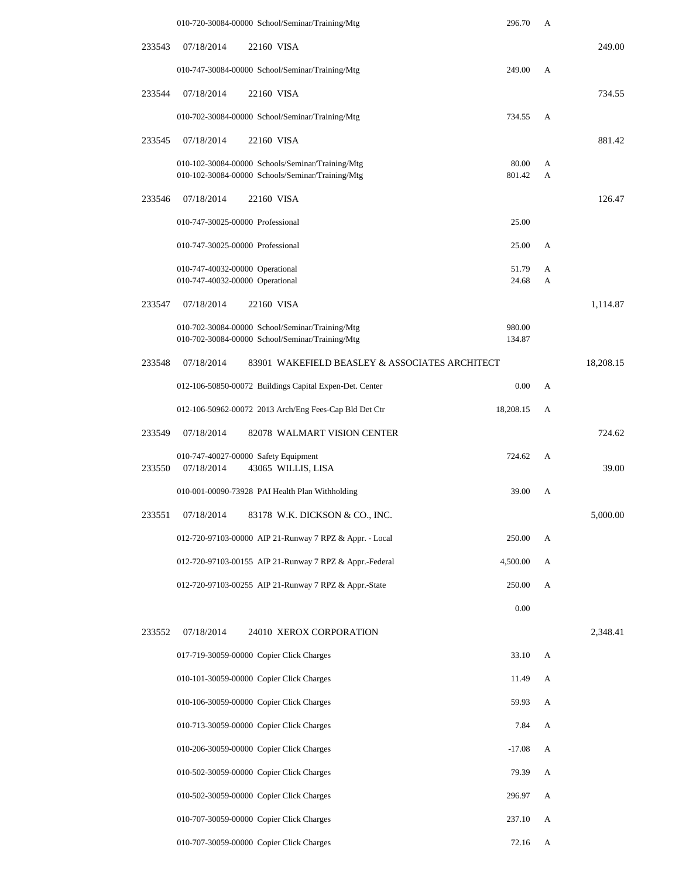| Check No. | Date | Vendor / Account | Amount | Status | Check Total |
|---|---|---|---|---|---|
| | | 010-720-30084-00000 School/Seminar/Training/Mtg | 296.70 | A | |
| 233543 | 07/18/2014 | 22160 VISA | | | 249.00 |
| | | 010-747-30084-00000 School/Seminar/Training/Mtg | 249.00 | A | |
| 233544 | 07/18/2014 | 22160 VISA | | | 734.55 |
| | | 010-702-30084-00000 School/Seminar/Training/Mtg | 734.55 | A | |
| 233545 | 07/18/2014 | 22160 VISA | | | 881.42 |
| | | 010-102-30084-00000 Schools/Seminar/Training/Mtg | 80.00 | A | |
| | | 010-102-30084-00000 Schools/Seminar/Training/Mtg | 801.42 | A | |
| 233546 | 07/18/2014 | 22160 VISA | | | 126.47 |
| | | 010-747-30025-00000 Professional | 25.00 | | |
| | | 010-747-30025-00000 Professional | 25.00 | A | |
| | | 010-747-40032-00000 Operational | 51.79 | A | |
| | | 010-747-40032-00000 Operational | 24.68 | A | |
| 233547 | 07/18/2014 | 22160 VISA | | | 1,114.87 |
| | | 010-702-30084-00000 School/Seminar/Training/Mtg | 980.00 | | |
| | | 010-702-30084-00000 School/Seminar/Training/Mtg | 134.87 | | |
| 233548 | 07/18/2014 | 83901 WAKEFIELD BEASLEY & ASSOCIATES ARCHITECT | | | 18,208.15 |
| | | 012-106-50850-00072 Buildings Capital Expen-Det. Center | 0.00 | A | |
| | | 012-106-50962-00072 2013 Arch/Eng Fees-Cap Bld Det Ctr | 18,208.15 | A | |
| 233549 | 07/18/2014 | 82078 WALMART VISION CENTER | | | 724.62 |
| | | 010-747-40027-00000 Safety Equipment | 724.62 | A | |
| 233550 | 07/18/2014 | 43065 WILLIS, LISA | | | 39.00 |
| | | 010-001-00090-73928 PAI Health Plan Withholding | 39.00 | A | |
| 233551 | 07/18/2014 | 83178 W.K. DICKSON & CO., INC. | | | 5,000.00 |
| | | 012-720-97103-00000 AIP 21-Runway 7 RPZ & Appr. - Local | 250.00 | A | |
| | | 012-720-97103-00155 AIP 21-Runway 7 RPZ & Appr.-Federal | 4,500.00 | A | |
| | | 012-720-97103-00255 AIP 21-Runway 7 RPZ & Appr.-State | 250.00 | A | |
| | | | 0.00 | | |
| 233552 | 07/18/2014 | 24010 XEROX CORPORATION | | | 2,348.41 |
| | | 017-719-30059-00000 Copier Click Charges | 33.10 | A | |
| | | 010-101-30059-00000 Copier Click Charges | 11.49 | A | |
| | | 010-106-30059-00000 Copier Click Charges | 59.93 | A | |
| | | 010-713-30059-00000 Copier Click Charges | 7.84 | A | |
| | | 010-206-30059-00000 Copier Click Charges | -17.08 | A | |
| | | 010-502-30059-00000 Copier Click Charges | 79.39 | A | |
| | | 010-502-30059-00000 Copier Click Charges | 296.97 | A | |
| | | 010-707-30059-00000 Copier Click Charges | 237.10 | A | |
| | | 010-707-30059-00000 Copier Click Charges | 72.16 | A | |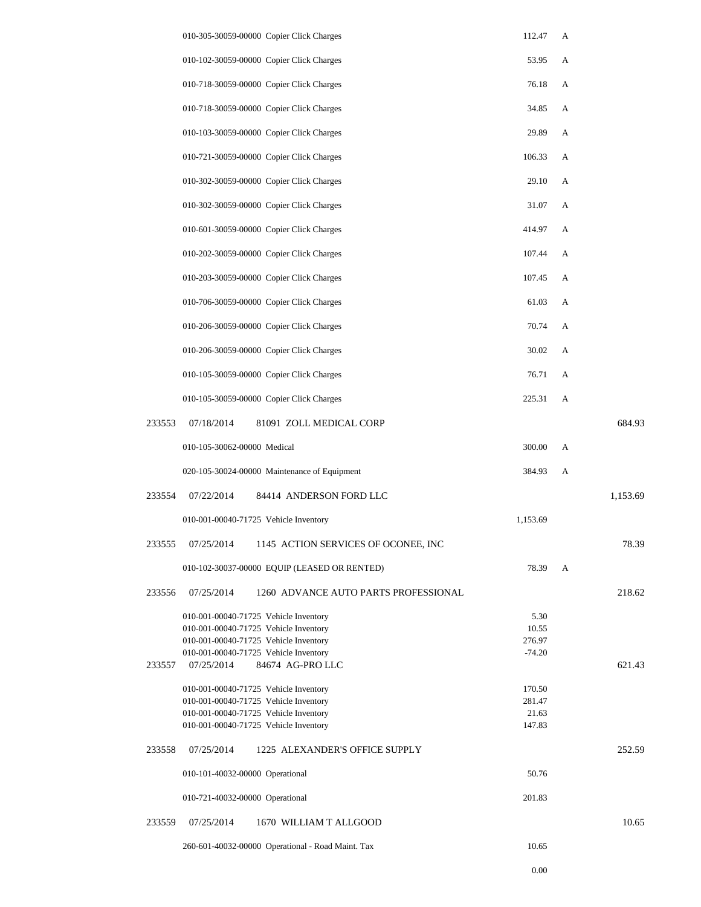| Check # | Date | Vendor / Account | Amount | Flag | Total |
|---|---|---|---|---|---|
| | | 010-305-30059-00000 Copier Click Charges | 112.47 | A | |
| | | 010-102-30059-00000 Copier Click Charges | 53.95 | A | |
| | | 010-718-30059-00000 Copier Click Charges | 76.18 | A | |
| | | 010-718-30059-00000 Copier Click Charges | 34.85 | A | |
| | | 010-103-30059-00000 Copier Click Charges | 29.89 | A | |
| | | 010-721-30059-00000 Copier Click Charges | 106.33 | A | |
| | | 010-302-30059-00000 Copier Click Charges | 29.10 | A | |
| | | 010-302-30059-00000 Copier Click Charges | 31.07 | A | |
| | | 010-601-30059-00000 Copier Click Charges | 414.97 | A | |
| | | 010-202-30059-00000 Copier Click Charges | 107.44 | A | |
| | | 010-203-30059-00000 Copier Click Charges | 107.45 | A | |
| | | 010-706-30059-00000 Copier Click Charges | 61.03 | A | |
| | | 010-206-30059-00000 Copier Click Charges | 70.74 | A | |
| | | 010-206-30059-00000 Copier Click Charges | 30.02 | A | |
| | | 010-105-30059-00000 Copier Click Charges | 76.71 | A | |
| | | 010-105-30059-00000 Copier Click Charges | 225.31 | A | |
| 233553 | 07/18/2014 | 81091 ZOLL MEDICAL CORP | | | 684.93 |
| | | 010-105-30062-00000 Medical | 300.00 | A | |
| | | 020-105-30024-00000 Maintenance of Equipment | 384.93 | A | |
| 233554 | 07/22/2014 | 84414 ANDERSON FORD LLC | | | 1,153.69 |
| | | 010-001-00040-71725 Vehicle Inventory | 1,153.69 | | |
| 233555 | 07/25/2014 | 1145 ACTION SERVICES OF OCONEE, INC | | | 78.39 |
| | | 010-102-30037-00000 EQUIP (LEASED OR RENTED) | 78.39 | A | |
| 233556 | 07/25/2014 | 1260 ADVANCE AUTO PARTS PROFESSIONAL | | | 218.62 |
| | | 010-001-00040-71725 Vehicle Inventory | 5.30 | | |
| | | 010-001-00040-71725 Vehicle Inventory | 10.55 | | |
| | | 010-001-00040-71725 Vehicle Inventory | 276.97 | | |
| | | 010-001-00040-71725 Vehicle Inventory | -74.20 | | |
| 233557 | 07/25/2014 | 84674 AG-PRO LLC | | | 621.43 |
| | | 010-001-00040-71725 Vehicle Inventory | 170.50 | | |
| | | 010-001-00040-71725 Vehicle Inventory | 281.47 | | |
| | | 010-001-00040-71725 Vehicle Inventory | 21.63 | | |
| | | 010-001-00040-71725 Vehicle Inventory | 147.83 | | |
| 233558 | 07/25/2014 | 1225 ALEXANDER'S OFFICE SUPPLY | | | 252.59 |
| | | 010-101-40032-00000 Operational | 50.76 | | |
| | | 010-721-40032-00000 Operational | 201.83 | | |
| 233559 | 07/25/2014 | 1670 WILLIAM T ALLGOOD | | | 10.65 |
| | | 260-601-40032-00000 Operational - Road Maint. Tax | 10.65 | | |
| | | | 0.00 | | |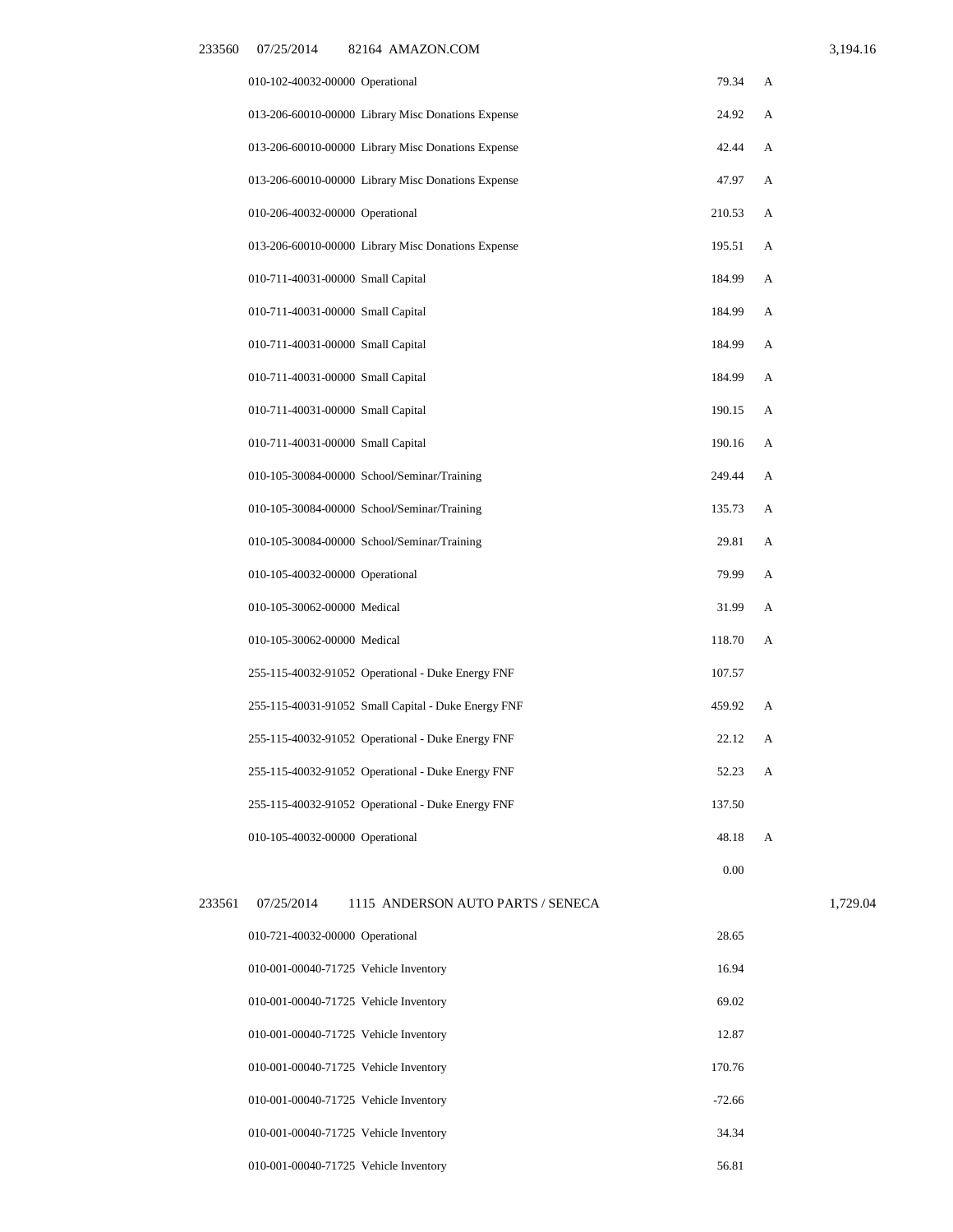| Check | Date | Vendor | Account | Amount | Flag | Total |
|---|---|---|---|---|---|---|
| 233560 | 07/25/2014 | 82164 AMAZON.COM | | | | 3,194.16 |
| | | | 010-102-40032-00000 Operational | 79.34 | A | |
| | | | 013-206-60010-00000 Library Misc Donations Expense | 24.92 | A | |
| | | | 013-206-60010-00000 Library Misc Donations Expense | 42.44 | A | |
| | | | 013-206-60010-00000 Library Misc Donations Expense | 47.97 | A | |
| | | | 010-206-40032-00000 Operational | 210.53 | A | |
| | | | 013-206-60010-00000 Library Misc Donations Expense | 195.51 | A | |
| | | | 010-711-40031-00000 Small Capital | 184.99 | A | |
| | | | 010-711-40031-00000 Small Capital | 184.99 | A | |
| | | | 010-711-40031-00000 Small Capital | 184.99 | A | |
| | | | 010-711-40031-00000 Small Capital | 184.99 | A | |
| | | | 010-711-40031-00000 Small Capital | 190.15 | A | |
| | | | 010-711-40031-00000 Small Capital | 190.16 | A | |
| | | | 010-105-30084-00000 School/Seminar/Training | 249.44 | A | |
| | | | 010-105-30084-00000 School/Seminar/Training | 135.73 | A | |
| | | | 010-105-30084-00000 School/Seminar/Training | 29.81 | A | |
| | | | 010-105-40032-00000 Operational | 79.99 | A | |
| | | | 010-105-30062-00000 Medical | 31.99 | A | |
| | | | 010-105-30062-00000 Medical | 118.70 | A | |
| | | | 255-115-40032-91052 Operational - Duke Energy FNF | 107.57 | | |
| | | | 255-115-40031-91052 Small Capital - Duke Energy FNF | 459.92 | A | |
| | | | 255-115-40032-91052 Operational - Duke Energy FNF | 22.12 | A | |
| | | | 255-115-40032-91052 Operational - Duke Energy FNF | 52.23 | A | |
| | | | 255-115-40032-91052 Operational - Duke Energy FNF | 137.50 | | |
| | | | 010-105-40032-00000 Operational | 48.18 | A | |
| | | | | 0.00 | | |
| 233561 | 07/25/2014 | 1115 ANDERSON AUTO PARTS / SENECA | | | | 1,729.04 |
| | | | 010-721-40032-00000 Operational | 28.65 | | |
| | | | 010-001-00040-71725 Vehicle Inventory | 16.94 | | |
| | | | 010-001-00040-71725 Vehicle Inventory | 69.02 | | |
| | | | 010-001-00040-71725 Vehicle Inventory | 12.87 | | |
| | | | 010-001-00040-71725 Vehicle Inventory | 170.76 | | |
| | | | 010-001-00040-71725 Vehicle Inventory | -72.66 | | |
| | | | 010-001-00040-71725 Vehicle Inventory | 34.34 | | |
| | | | 010-001-00040-71725 Vehicle Inventory | 56.81 | | |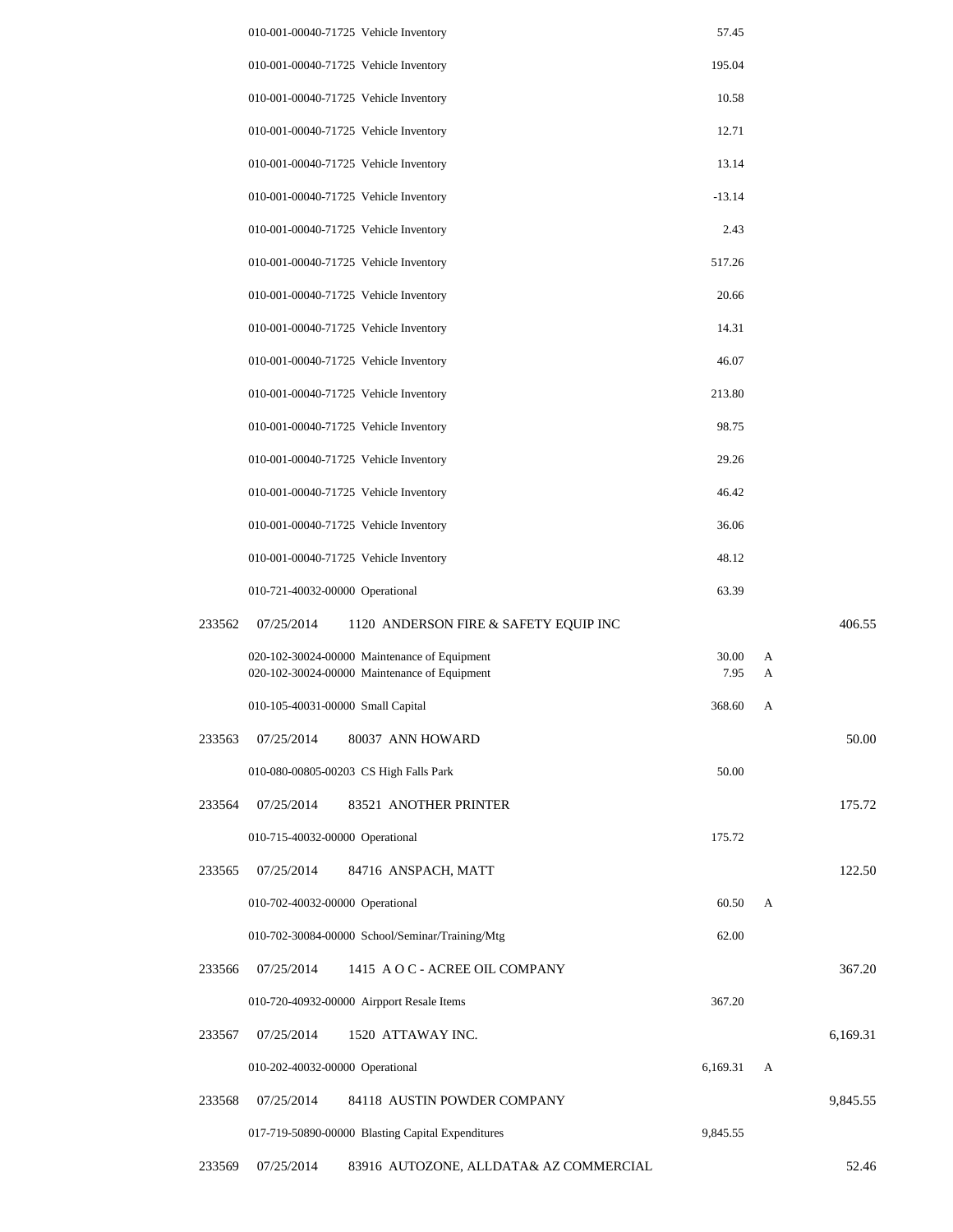| Check # | Date | Vendor / Account | Amount | Flag | Total |
|---|---|---|---|---|---|
| | | 010-001-00040-71725 Vehicle Inventory | 57.45 | | |
| | | 010-001-00040-71725 Vehicle Inventory | 195.04 | | |
| | | 010-001-00040-71725 Vehicle Inventory | 10.58 | | |
| | | 010-001-00040-71725 Vehicle Inventory | 12.71 | | |
| | | 010-001-00040-71725 Vehicle Inventory | 13.14 | | |
| | | 010-001-00040-71725 Vehicle Inventory | -13.14 | | |
| | | 010-001-00040-71725 Vehicle Inventory | 2.43 | | |
| | | 010-001-00040-71725 Vehicle Inventory | 517.26 | | |
| | | 010-001-00040-71725 Vehicle Inventory | 20.66 | | |
| | | 010-001-00040-71725 Vehicle Inventory | 14.31 | | |
| | | 010-001-00040-71725 Vehicle Inventory | 46.07 | | |
| | | 010-001-00040-71725 Vehicle Inventory | 213.80 | | |
| | | 010-001-00040-71725 Vehicle Inventory | 98.75 | | |
| | | 010-001-00040-71725 Vehicle Inventory | 29.26 | | |
| | | 010-001-00040-71725 Vehicle Inventory | 46.42 | | |
| | | 010-001-00040-71725 Vehicle Inventory | 36.06 | | |
| | | 010-001-00040-71725 Vehicle Inventory | 48.12 | | |
| | | 010-721-40032-00000 Operational | 63.39 | | |
| 233562 | 07/25/2014 | 1120 ANDERSON FIRE & SAFETY EQUIP INC | | | 406.55 |
| | | 020-102-30024-00000 Maintenance of Equipment | 30.00 | A | |
| | | 020-102-30024-00000 Maintenance of Equipment | 7.95 | A | |
| | | 010-105-40031-00000 Small Capital | 368.60 | A | |
| 233563 | 07/25/2014 | 80037 ANN HOWARD | | | 50.00 |
| | | 010-080-00805-00203 CS High Falls Park | 50.00 | | |
| 233564 | 07/25/2014 | 83521 ANOTHER PRINTER | | | 175.72 |
| | | 010-715-40032-00000 Operational | 175.72 | | |
| 233565 | 07/25/2014 | 84716 ANSPACH, MATT | | | 122.50 |
| | | 010-702-40032-00000 Operational | 60.50 | A | |
| | | 010-702-30084-00000 School/Seminar/Training/Mtg | 62.00 | | |
| 233566 | 07/25/2014 | 1415 A O C - ACREE OIL COMPANY | | | 367.20 |
| | | 010-720-40932-00000 Airpport Resale Items | 367.20 | | |
| 233567 | 07/25/2014 | 1520 ATTAWAY INC. | | | 6,169.31 |
| | | 010-202-40032-00000 Operational | 6,169.31 | A | |
| 233568 | 07/25/2014 | 84118 AUSTIN POWDER COMPANY | | | 9,845.55 |
| | | 017-719-50890-00000 Blasting Capital Expenditures | 9,845.55 | | |
| 233569 | 07/25/2014 | 83916 AUTOZONE, ALLDATA& AZ COMMERCIAL | | | 52.46 |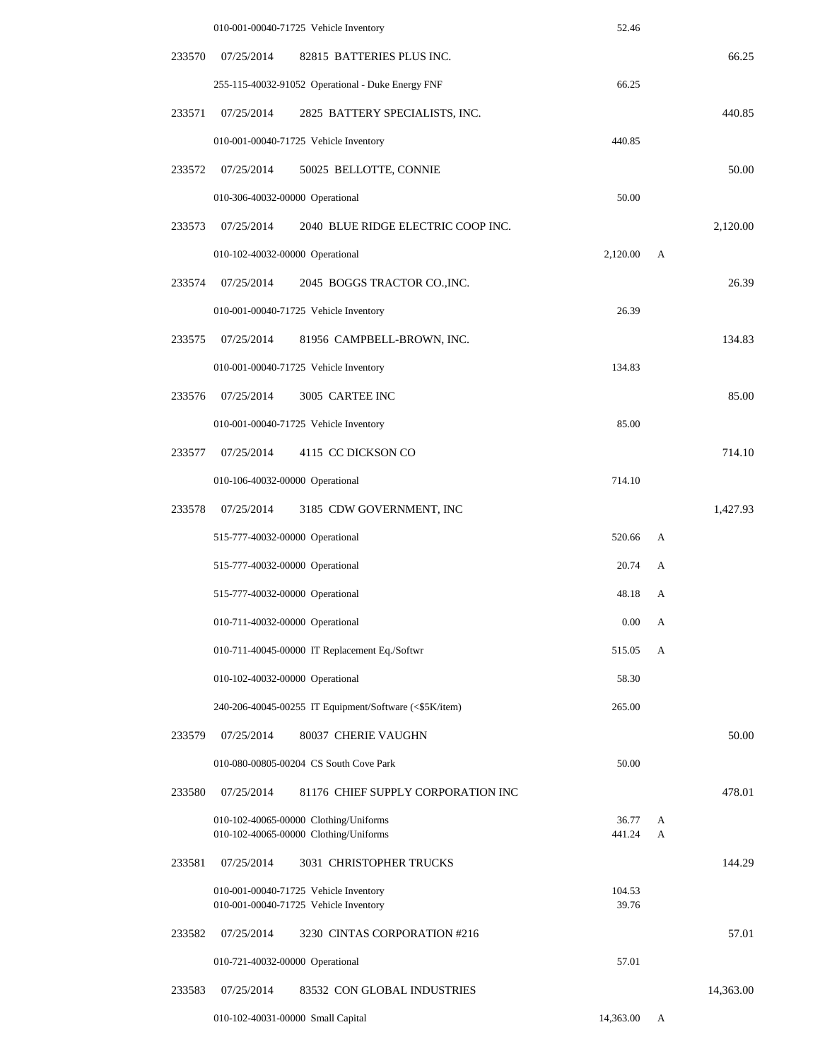| Check # | Date | Vendor / Account | Line Amount | Flag | Check Amount |
|---|---|---|---|---|---|
| | | 010-001-00040-71725 Vehicle Inventory | 52.46 | | |
| 233570 | 07/25/2014 | 82815 BATTERIES PLUS INC. | | | 66.25 |
| | | 255-115-40032-91052 Operational - Duke Energy FNF | 66.25 | | |
| 233571 | 07/25/2014 | 2825 BATTERY SPECIALISTS, INC. | | | 440.85 |
| | | 010-001-00040-71725 Vehicle Inventory | 440.85 | | |
| 233572 | 07/25/2014 | 50025 BELLOTTE, CONNIE | | | 50.00 |
| | | 010-306-40032-00000 Operational | 50.00 | | |
| 233573 | 07/25/2014 | 2040 BLUE RIDGE ELECTRIC COOP INC. | | | 2,120.00 |
| | | 010-102-40032-00000 Operational | 2,120.00 | A | |
| 233574 | 07/25/2014 | 2045 BOGGS TRACTOR CO.,INC. | | | 26.39 |
| | | 010-001-00040-71725 Vehicle Inventory | 26.39 | | |
| 233575 | 07/25/2014 | 81956 CAMPBELL-BROWN, INC. | | | 134.83 |
| | | 010-001-00040-71725 Vehicle Inventory | 134.83 | | |
| 233576 | 07/25/2014 | 3005 CARTEE INC | | | 85.00 |
| | | 010-001-00040-71725 Vehicle Inventory | 85.00 | | |
| 233577 | 07/25/2014 | 4115 CC DICKSON CO | | | 714.10 |
| | | 010-106-40032-00000 Operational | 714.10 | | |
| 233578 | 07/25/2014 | 3185 CDW GOVERNMENT, INC | | | 1,427.93 |
| | | 515-777-40032-00000 Operational | 520.66 | A | |
| | | 515-777-40032-00000 Operational | 20.74 | A | |
| | | 515-777-40032-00000 Operational | 48.18 | A | |
| | | 010-711-40032-00000 Operational | 0.00 | A | |
| | | 010-711-40045-00000 IT Replacement Eq./Softwr | 515.05 | A | |
| | | 010-102-40032-00000 Operational | 58.30 | | |
| | | 240-206-40045-00255 IT Equipment/Software (<$5K/item) | 265.00 | | |
| 233579 | 07/25/2014 | 80037 CHERIE VAUGHN | | | 50.00 |
| | | 010-080-00805-00204 CS South Cove Park | 50.00 | | |
| 233580 | 07/25/2014 | 81176 CHIEF SUPPLY CORPORATION INC | | | 478.01 |
| | | 010-102-40065-00000 Clothing/Uniforms | 36.77 | A | |
| | | 010-102-40065-00000 Clothing/Uniforms | 441.24 | A | |
| 233581 | 07/25/2014 | 3031 CHRISTOPHER TRUCKS | | | 144.29 |
| | | 010-001-00040-71725 Vehicle Inventory | 104.53 | | |
| | | 010-001-00040-71725 Vehicle Inventory | 39.76 | | |
| 233582 | 07/25/2014 | 3230 CINTAS CORPORATION #216 | | | 57.01 |
| | | 010-721-40032-00000 Operational | 57.01 | | |
| 233583 | 07/25/2014 | 83532 CON GLOBAL INDUSTRIES | | | 14,363.00 |
| | | 010-102-40031-00000 Small Capital | 14,363.00 | A | |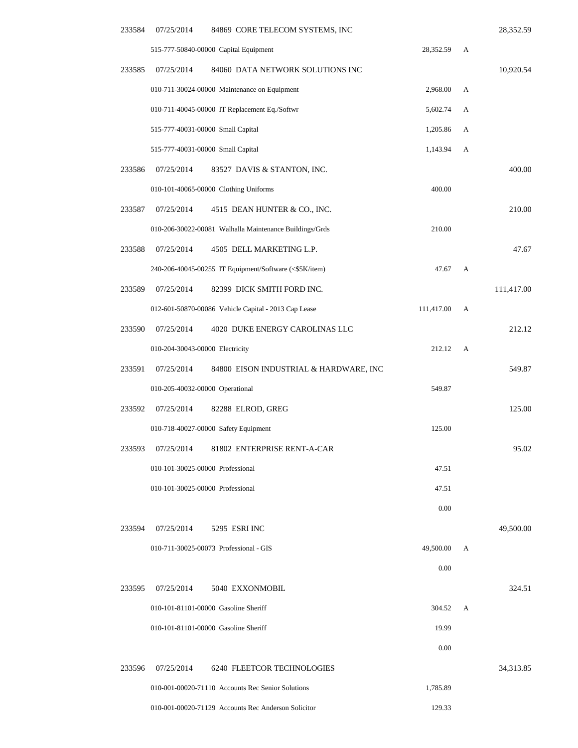| Check | Date | Vendor / Account | Amount | Flag | Total |
|---|---|---|---|---|---|
| 233584 | 07/25/2014 | 84869 CORE TELECOM SYSTEMS, INC | | | 28,352.59 |
| | | 515-777-50840-00000 Capital Equipment | 28,352.59 | A | |
| 233585 | 07/25/2014 | 84060 DATA NETWORK SOLUTIONS INC | | | 10,920.54 |
| | | 010-711-30024-00000 Maintenance on Equipment | 2,968.00 | A | |
| | | 010-711-40045-00000 IT Replacement Eq./Softwr | 5,602.74 | A | |
| | | 515-777-40031-00000 Small Capital | 1,205.86 | A | |
| | | 515-777-40031-00000 Small Capital | 1,143.94 | A | |
| 233586 | 07/25/2014 | 83527 DAVIS & STANTON, INC. | | | 400.00 |
| | | 010-101-40065-00000 Clothing Uniforms | 400.00 | | |
| 233587 | 07/25/2014 | 4515 DEAN HUNTER & CO., INC. | | | 210.00 |
| | | 010-206-30022-00081 Walhalla Maintenance Buildings/Grds | 210.00 | | |
| 233588 | 07/25/2014 | 4505 DELL MARKETING L.P. | | | 47.67 |
| | | 240-206-40045-00255 IT Equipment/Software (<$5K/item) | 47.67 | A | |
| 233589 | 07/25/2014 | 82399 DICK SMITH FORD INC. | | | 111,417.00 |
| | | 012-601-50870-00086 Vehicle Capital - 2013 Cap Lease | 111,417.00 | A | |
| 233590 | 07/25/2014 | 4020 DUKE ENERGY CAROLINAS LLC | | | 212.12 |
| | | 010-204-30043-00000 Electricity | 212.12 | A | |
| 233591 | 07/25/2014 | 84800 EISON INDUSTRIAL & HARDWARE, INC | | | 549.87 |
| | | 010-205-40032-00000 Operational | 549.87 | | |
| 233592 | 07/25/2014 | 82288 ELROD, GREG | | | 125.00 |
| | | 010-718-40027-00000 Safety Equipment | 125.00 | | |
| 233593 | 07/25/2014 | 81802 ENTERPRISE RENT-A-CAR | | | 95.02 |
| | | 010-101-30025-00000 Professional | 47.51 | | |
| | | 010-101-30025-00000 Professional | 47.51 | | |
| | | | 0.00 | | |
| 233594 | 07/25/2014 | 5295 ESRI INC | | | 49,500.00 |
| | | 010-711-30025-00073 Professional - GIS | 49,500.00 | A | |
| | | | 0.00 | | |
| 233595 | 07/25/2014 | 5040 EXXONMOBIL | | | 324.51 |
| | | 010-101-81101-00000 Gasoline Sheriff | 304.52 | A | |
| | | 010-101-81101-00000 Gasoline Sheriff | 19.99 | | |
| | | | 0.00 | | |
| 233596 | 07/25/2014 | 6240 FLEETCOR TECHNOLOGIES | | | 34,313.85 |
| | | 010-001-00020-71110 Accounts Rec Senior Solutions | 1,785.89 | | |
| | | 010-001-00020-71129 Accounts Rec Anderson Solicitor | 129.33 | | |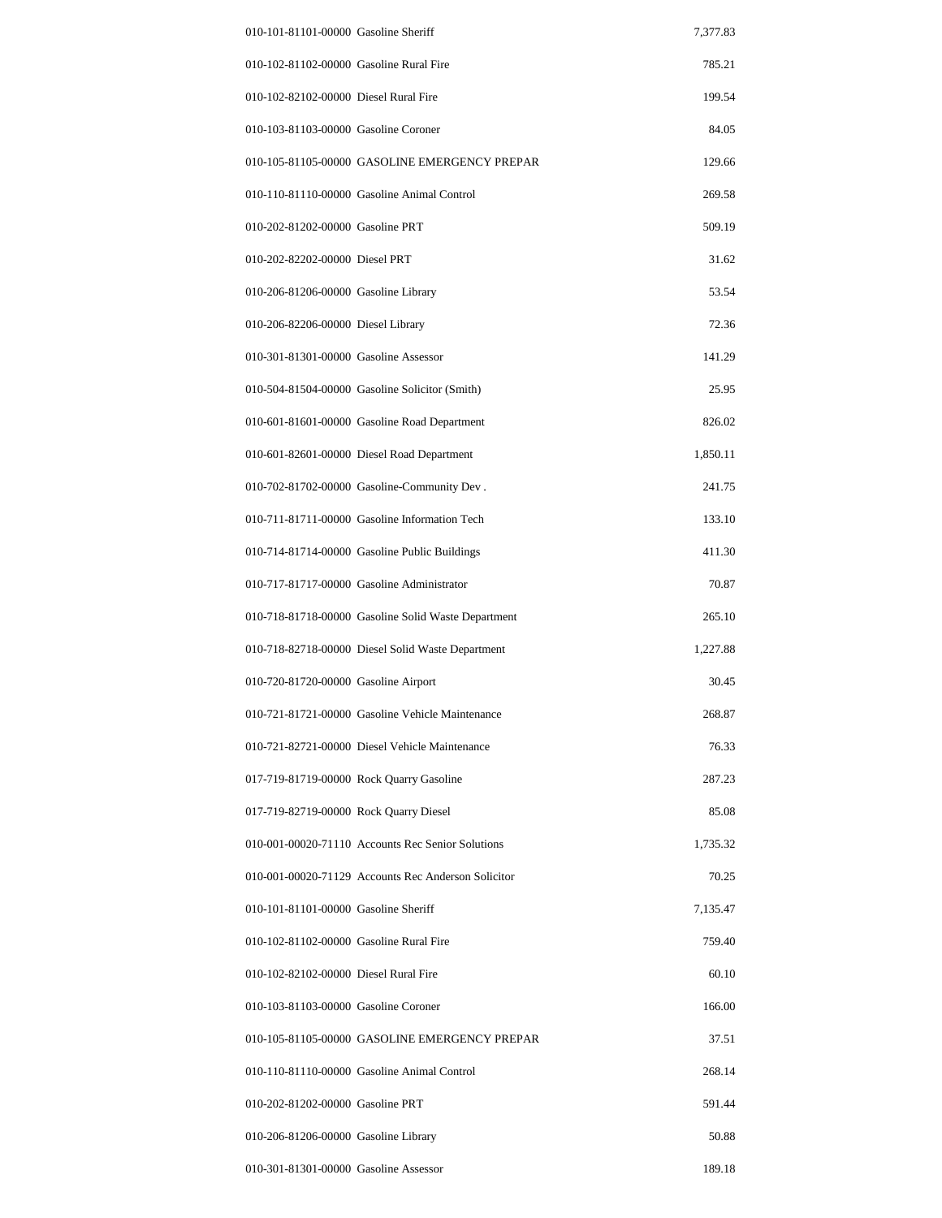| Account | Description | Amount |
|---|---|---|
| 010-101-81101-00000 | Gasoline Sheriff | 7,377.83 |
| 010-102-81102-00000 | Gasoline Rural Fire | 785.21 |
| 010-102-82102-00000 | Diesel Rural Fire | 199.54 |
| 010-103-81103-00000 | Gasoline Coroner | 84.05 |
| 010-105-81105-00000 | GASOLINE EMERGENCY PREPAR | 129.66 |
| 010-110-81110-00000 | Gasoline Animal Control | 269.58 |
| 010-202-81202-00000 | Gasoline PRT | 509.19 |
| 010-202-82202-00000 | Diesel PRT | 31.62 |
| 010-206-81206-00000 | Gasoline Library | 53.54 |
| 010-206-82206-00000 | Diesel Library | 72.36 |
| 010-301-81301-00000 | Gasoline Assessor | 141.29 |
| 010-504-81504-00000 | Gasoline Solicitor (Smith) | 25.95 |
| 010-601-81601-00000 | Gasoline Road Department | 826.02 |
| 010-601-82601-00000 | Diesel Road Department | 1,850.11 |
| 010-702-81702-00000 | Gasoline-Community Dev . | 241.75 |
| 010-711-81711-00000 | Gasoline Information Tech | 133.10 |
| 010-714-81714-00000 | Gasoline Public Buildings | 411.30 |
| 010-717-81717-00000 | Gasoline Administrator | 70.87 |
| 010-718-81718-00000 | Gasoline Solid Waste Department | 265.10 |
| 010-718-82718-00000 | Diesel Solid Waste Department | 1,227.88 |
| 010-720-81720-00000 | Gasoline Airport | 30.45 |
| 010-721-81721-00000 | Gasoline Vehicle Maintenance | 268.87 |
| 010-721-82721-00000 | Diesel Vehicle Maintenance | 76.33 |
| 017-719-81719-00000 | Rock Quarry Gasoline | 287.23 |
| 017-719-82719-00000 | Rock Quarry Diesel | 85.08 |
| 010-001-00020-71110 | Accounts Rec Senior Solutions | 1,735.32 |
| 010-001-00020-71129 | Accounts Rec Anderson Solicitor | 70.25 |
| 010-101-81101-00000 | Gasoline Sheriff | 7,135.47 |
| 010-102-81102-00000 | Gasoline Rural Fire | 759.40 |
| 010-102-82102-00000 | Diesel Rural Fire | 60.10 |
| 010-103-81103-00000 | Gasoline Coroner | 166.00 |
| 010-105-81105-00000 | GASOLINE EMERGENCY PREPAR | 37.51 |
| 010-110-81110-00000 | Gasoline Animal Control | 268.14 |
| 010-202-81202-00000 | Gasoline PRT | 591.44 |
| 010-206-81206-00000 | Gasoline Library | 50.88 |
| 010-301-81301-00000 | Gasoline Assessor | 189.18 |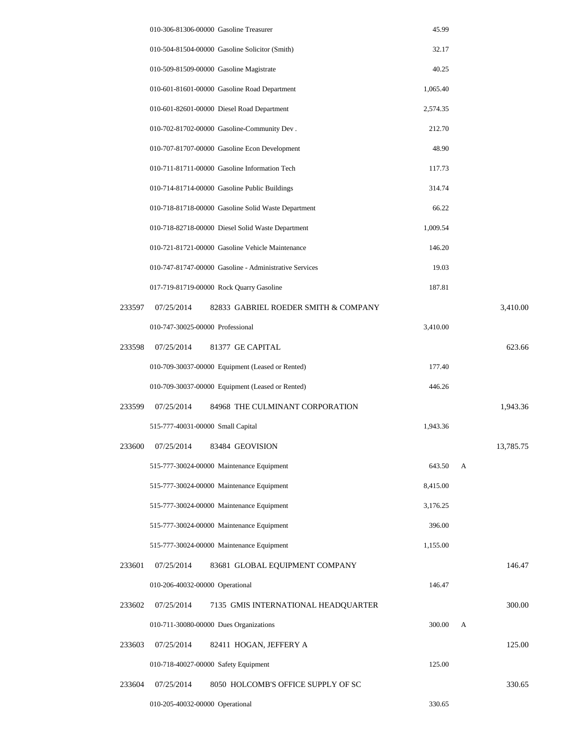| Check No. | Date | Vendor / Account | Amount | | Total |
|---|---|---|---|---|---|
| | | 010-306-81306-00000 Gasoline Treasurer | 45.99 | | |
| | | 010-504-81504-00000 Gasoline Solicitor (Smith) | 32.17 | | |
| | | 010-509-81509-00000 Gasoline Magistrate | 40.25 | | |
| | | 010-601-81601-00000 Gasoline Road Department | 1,065.40 | | |
| | | 010-601-82601-00000 Diesel Road Department | 2,574.35 | | |
| | | 010-702-81702-00000 Gasoline-Community Dev . | 212.70 | | |
| | | 010-707-81707-00000 Gasoline Econ Development | 48.90 | | |
| | | 010-711-81711-00000 Gasoline Information Tech | 117.73 | | |
| | | 010-714-81714-00000 Gasoline Public Buildings | 314.74 | | |
| | | 010-718-81718-00000 Gasoline Solid Waste Department | 66.22 | | |
| | | 010-718-82718-00000 Diesel Solid Waste Department | 1,009.54 | | |
| | | 010-721-81721-00000 Gasoline Vehicle Maintenance | 146.20 | | |
| | | 010-747-81747-00000 Gasoline - Administrative Services | 19.03 | | |
| | | 017-719-81719-00000 Rock Quarry Gasoline | 187.81 | | |
| 233597 | 07/25/2014 | 82833 GABRIEL ROEDER SMITH & COMPANY | | | 3,410.00 |
| | | 010-747-30025-00000 Professional | 3,410.00 | | |
| 233598 | 07/25/2014 | 81377 GE CAPITAL | | | 623.66 |
| | | 010-709-30037-00000 Equipment (Leased or Rented) | 177.40 | | |
| | | 010-709-30037-00000 Equipment (Leased or Rented) | 446.26 | | |
| 233599 | 07/25/2014 | 84968 THE CULMINANT CORPORATION | | | 1,943.36 |
| | | 515-777-40031-00000 Small Capital | 1,943.36 | | |
| 233600 | 07/25/2014 | 83484 GEOVISION | | | 13,785.75 |
| | | 515-777-30024-00000 Maintenance Equipment | 643.50 | A | |
| | | 515-777-30024-00000 Maintenance Equipment | 8,415.00 | | |
| | | 515-777-30024-00000 Maintenance Equipment | 3,176.25 | | |
| | | 515-777-30024-00000 Maintenance Equipment | 396.00 | | |
| | | 515-777-30024-00000 Maintenance Equipment | 1,155.00 | | |
| 233601 | 07/25/2014 | 83681 GLOBAL EQUIPMENT COMPANY | | | 146.47 |
| | | 010-206-40032-00000 Operational | 146.47 | | |
| 233602 | 07/25/2014 | 7135 GMIS INTERNATIONAL HEADQUARTER | | | 300.00 |
| | | 010-711-30080-00000 Dues Organizations | 300.00 | A | |
| 233603 | 07/25/2014 | 82411 HOGAN, JEFFERY A | | | 125.00 |
| | | 010-718-40027-00000 Safety Equipment | 125.00 | | |
| 233604 | 07/25/2014 | 8050 HOLCOMB'S OFFICE SUPPLY OF SC | | | 330.65 |
| | | 010-205-40032-00000 Operational | 330.65 | | |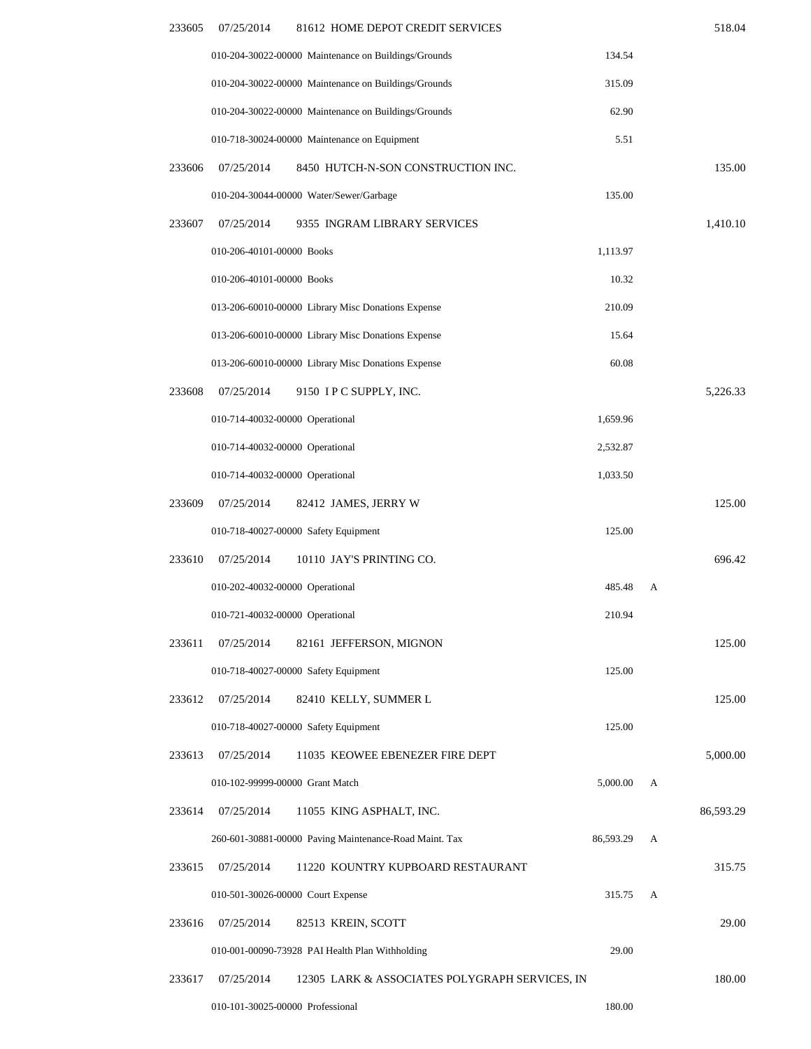| Check # | Date | Vendor / Account | Line Amount | Flag | Check Amount |
|---|---|---|---|---|---|
| 233605 | 07/25/2014 | 81612 HOME DEPOT CREDIT SERVICES | | | 518.04 |
| | | 010-204-30022-00000 Maintenance on Buildings/Grounds | 134.54 | | |
| | | 010-204-30022-00000 Maintenance on Buildings/Grounds | 315.09 | | |
| | | 010-204-30022-00000 Maintenance on Buildings/Grounds | 62.90 | | |
| | | 010-718-30024-00000 Maintenance on Equipment | 5.51 | | |
| 233606 | 07/25/2014 | 8450 HUTCH-N-SON CONSTRUCTION INC. | | | 135.00 |
| | | 010-204-30044-00000 Water/Sewer/Garbage | 135.00 | | |
| 233607 | 07/25/2014 | 9355 INGRAM LIBRARY SERVICES | | | 1,410.10 |
| | | 010-206-40101-00000 Books | 1,113.97 | | |
| | | 010-206-40101-00000 Books | 10.32 | | |
| | | 013-206-60010-00000 Library Misc Donations Expense | 210.09 | | |
| | | 013-206-60010-00000 Library Misc Donations Expense | 15.64 | | |
| | | 013-206-60010-00000 Library Misc Donations Expense | 60.08 | | |
| 233608 | 07/25/2014 | 9150 I P C SUPPLY, INC. | | | 5,226.33 |
| | | 010-714-40032-00000 Operational | 1,659.96 | | |
| | | 010-714-40032-00000 Operational | 2,532.87 | | |
| | | 010-714-40032-00000 Operational | 1,033.50 | | |
| 233609 | 07/25/2014 | 82412 JAMES, JERRY W | | | 125.00 |
| | | 010-718-40027-00000 Safety Equipment | 125.00 | | |
| 233610 | 07/25/2014 | 10110 JAY'S PRINTING CO. | | | 696.42 |
| | | 010-202-40032-00000 Operational | 485.48 | A | |
| | | 010-721-40032-00000 Operational | 210.94 | | |
| 233611 | 07/25/2014 | 82161 JEFFERSON, MIGNON | | | 125.00 |
| | | 010-718-40027-00000 Safety Equipment | 125.00 | | |
| 233612 | 07/25/2014 | 82410 KELLY, SUMMER L | | | 125.00 |
| | | 010-718-40027-00000 Safety Equipment | 125.00 | | |
| 233613 | 07/25/2014 | 11035 KEOWEE EBENEZER FIRE DEPT | | | 5,000.00 |
| | | 010-102-99999-00000 Grant Match | 5,000.00 | A | |
| 233614 | 07/25/2014 | 11055 KING ASPHALT, INC. | | | 86,593.29 |
| | | 260-601-30881-00000 Paving Maintenance-Road Maint. Tax | 86,593.29 | A | |
| 233615 | 07/25/2014 | 11220 KOUNTRY KUPBOARD RESTAURANT | | | 315.75 |
| | | 010-501-30026-00000 Court Expense | 315.75 | A | |
| 233616 | 07/25/2014 | 82513 KREIN, SCOTT | | | 29.00 |
| | | 010-001-00090-73928 PAI Health Plan Withholding | 29.00 | | |
| 233617 | 07/25/2014 | 12305 LARK & ASSOCIATES POLYGRAPH SERVICES, IN | | | 180.00 |
| | | 010-101-30025-00000 Professional | 180.00 | | |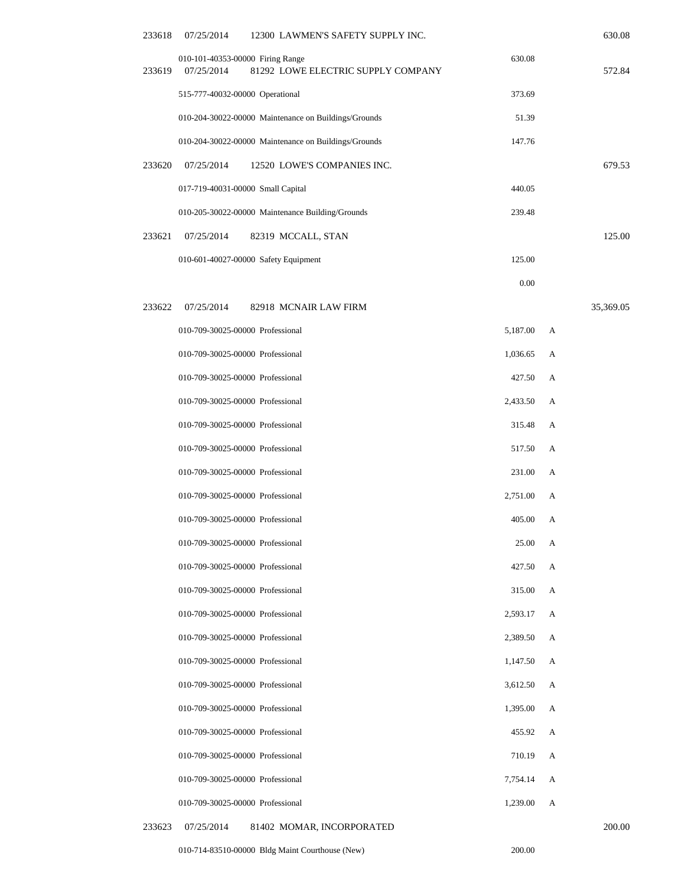| Check | Date | Vendor | Account | Amount | Flag | Total |
|---|---|---|---|---|---|---|
| 233618 | 07/25/2014 | 12300 LAWMEN'S SAFETY SUPPLY INC. | | | | 630.08 |
| | | | 010-101-40353-00000 Firing Range | 630.08 | | |
| 233619 | 07/25/2014 | 81292 LOWE ELECTRIC SUPPLY COMPANY | | | | 572.84 |
| | | | 515-777-40032-00000 Operational | 373.69 | | |
| | | | 010-204-30022-00000 Maintenance on Buildings/Grounds | 51.39 | | |
| | | | 010-204-30022-00000 Maintenance on Buildings/Grounds | 147.76 | | |
| 233620 | 07/25/2014 | 12520 LOWE'S COMPANIES INC. | | | | 679.53 |
| | | | 017-719-40031-00000 Small Capital | 440.05 | | |
| | | | 010-205-30022-00000 Maintenance Building/Grounds | 239.48 | | |
| 233621 | 07/25/2014 | 82319 MCCALL, STAN | | | | 125.00 |
| | | | 010-601-40027-00000 Safety Equipment | 125.00 | | |
| | | | | 0.00 | | |
| 233622 | 07/25/2014 | 82918 MCNAIR LAW FIRM | | | | 35,369.05 |
| | | | 010-709-30025-00000 Professional | 5,187.00 | A | |
| | | | 010-709-30025-00000 Professional | 1,036.65 | A | |
| | | | 010-709-30025-00000 Professional | 427.50 | A | |
| | | | 010-709-30025-00000 Professional | 2,433.50 | A | |
| | | | 010-709-30025-00000 Professional | 315.48 | A | |
| | | | 010-709-30025-00000 Professional | 517.50 | A | |
| | | | 010-709-30025-00000 Professional | 231.00 | A | |
| | | | 010-709-30025-00000 Professional | 2,751.00 | A | |
| | | | 010-709-30025-00000 Professional | 405.00 | A | |
| | | | 010-709-30025-00000 Professional | 25.00 | A | |
| | | | 010-709-30025-00000 Professional | 427.50 | A | |
| | | | 010-709-30025-00000 Professional | 315.00 | A | |
| | | | 010-709-30025-00000 Professional | 2,593.17 | A | |
| | | | 010-709-30025-00000 Professional | 2,389.50 | A | |
| | | | 010-709-30025-00000 Professional | 1,147.50 | A | |
| | | | 010-709-30025-00000 Professional | 3,612.50 | A | |
| | | | 010-709-30025-00000 Professional | 1,395.00 | A | |
| | | | 010-709-30025-00000 Professional | 455.92 | A | |
| | | | 010-709-30025-00000 Professional | 710.19 | A | |
| | | | 010-709-30025-00000 Professional | 7,754.14 | A | |
| | | | 010-709-30025-00000 Professional | 1,239.00 | A | |
| 233623 | 07/25/2014 | 81402 MOMAR, INCORPORATED | | | | 200.00 |
| | | | 010-714-83510-00000 Bldg Maint Courthouse (New) | 200.00 | | |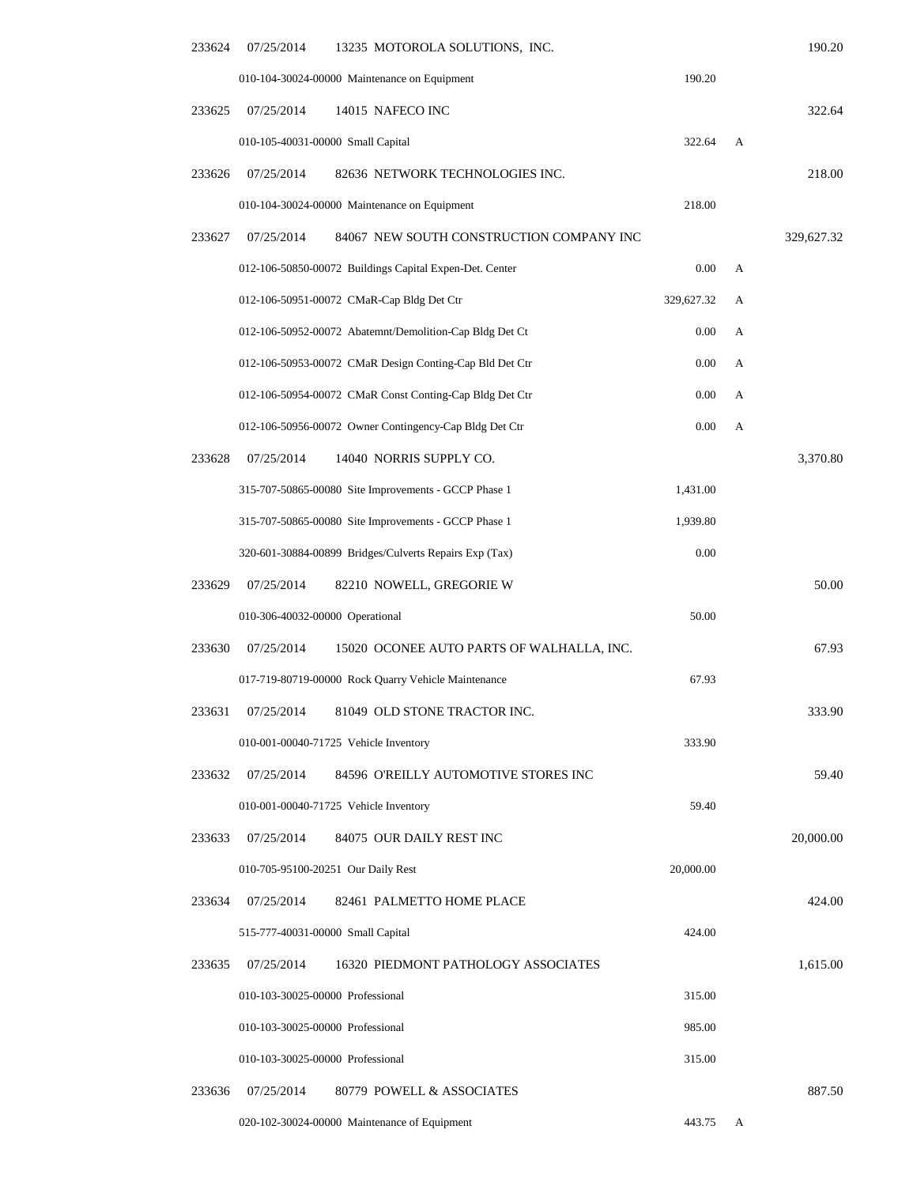| Check | Date | Vendor / Account | Line Amount | Flag | Total |
|---|---|---|---|---|---|
| 233624 | 07/25/2014 | 13235 MOTOROLA SOLUTIONS, INC. | | | 190.20 |
| | | 010-104-30024-00000 Maintenance on Equipment | 190.20 | | |
| 233625 | 07/25/2014 | 14015 NAFECO INC | | | 322.64 |
| | | 010-105-40031-00000 Small Capital | 322.64 | A | |
| 233626 | 07/25/2014 | 82636 NETWORK TECHNOLOGIES INC. | | | 218.00 |
| | | 010-104-30024-00000 Maintenance on Equipment | 218.00 | | |
| 233627 | 07/25/2014 | 84067 NEW SOUTH CONSTRUCTION COMPANY INC | | | 329,627.32 |
| | | 012-106-50850-00072 Buildings Capital Expen-Det. Center | 0.00 | A | |
| | | 012-106-50951-00072 CMaR-Cap Bldg Det Ctr | 329,627.32 | A | |
| | | 012-106-50952-00072 Abatemnt/Demolition-Cap Bldg Det Ct | 0.00 | A | |
| | | 012-106-50953-00072 CMaR Design Conting-Cap Bld Det Ctr | 0.00 | A | |
| | | 012-106-50954-00072 CMaR Const Conting-Cap Bldg Det Ctr | 0.00 | A | |
| | | 012-106-50956-00072 Owner Contingency-Cap Bldg Det Ctr | 0.00 | A | |
| 233628 | 07/25/2014 | 14040 NORRIS SUPPLY CO. | | | 3,370.80 |
| | | 315-707-50865-00080 Site Improvements - GCCP Phase 1 | 1,431.00 | | |
| | | 315-707-50865-00080 Site Improvements - GCCP Phase 1 | 1,939.80 | | |
| | | 320-601-30884-00899 Bridges/Culverts Repairs Exp (Tax) | 0.00 | | |
| 233629 | 07/25/2014 | 82210 NOWELL, GREGORIE W | | | 50.00 |
| | | 010-306-40032-00000 Operational | 50.00 | | |
| 233630 | 07/25/2014 | 15020 OCONEE AUTO PARTS OF WALHALLA, INC. | | | 67.93 |
| | | 017-719-80719-00000 Rock Quarry Vehicle Maintenance | 67.93 | | |
| 233631 | 07/25/2014 | 81049 OLD STONE TRACTOR INC. | | | 333.90 |
| | | 010-001-00040-71725 Vehicle Inventory | 333.90 | | |
| 233632 | 07/25/2014 | 84596 O'REILLY AUTOMOTIVE STORES INC | | | 59.40 |
| | | 010-001-00040-71725 Vehicle Inventory | 59.40 | | |
| 233633 | 07/25/2014 | 84075 OUR DAILY REST INC | | | 20,000.00 |
| | | 010-705-95100-20251 Our Daily Rest | 20,000.00 | | |
| 233634 | 07/25/2014 | 82461 PALMETTO HOME PLACE | | | 424.00 |
| | | 515-777-40031-00000 Small Capital | 424.00 | | |
| 233635 | 07/25/2014 | 16320 PIEDMONT PATHOLOGY ASSOCIATES | | | 1,615.00 |
| | | 010-103-30025-00000 Professional | 315.00 | | |
| | | 010-103-30025-00000 Professional | 985.00 | | |
| | | 010-103-30025-00000 Professional | 315.00 | | |
| 233636 | 07/25/2014 | 80779 POWELL & ASSOCIATES | | | 887.50 |
| | | 020-102-30024-00000 Maintenance of Equipment | 443.75 | A | |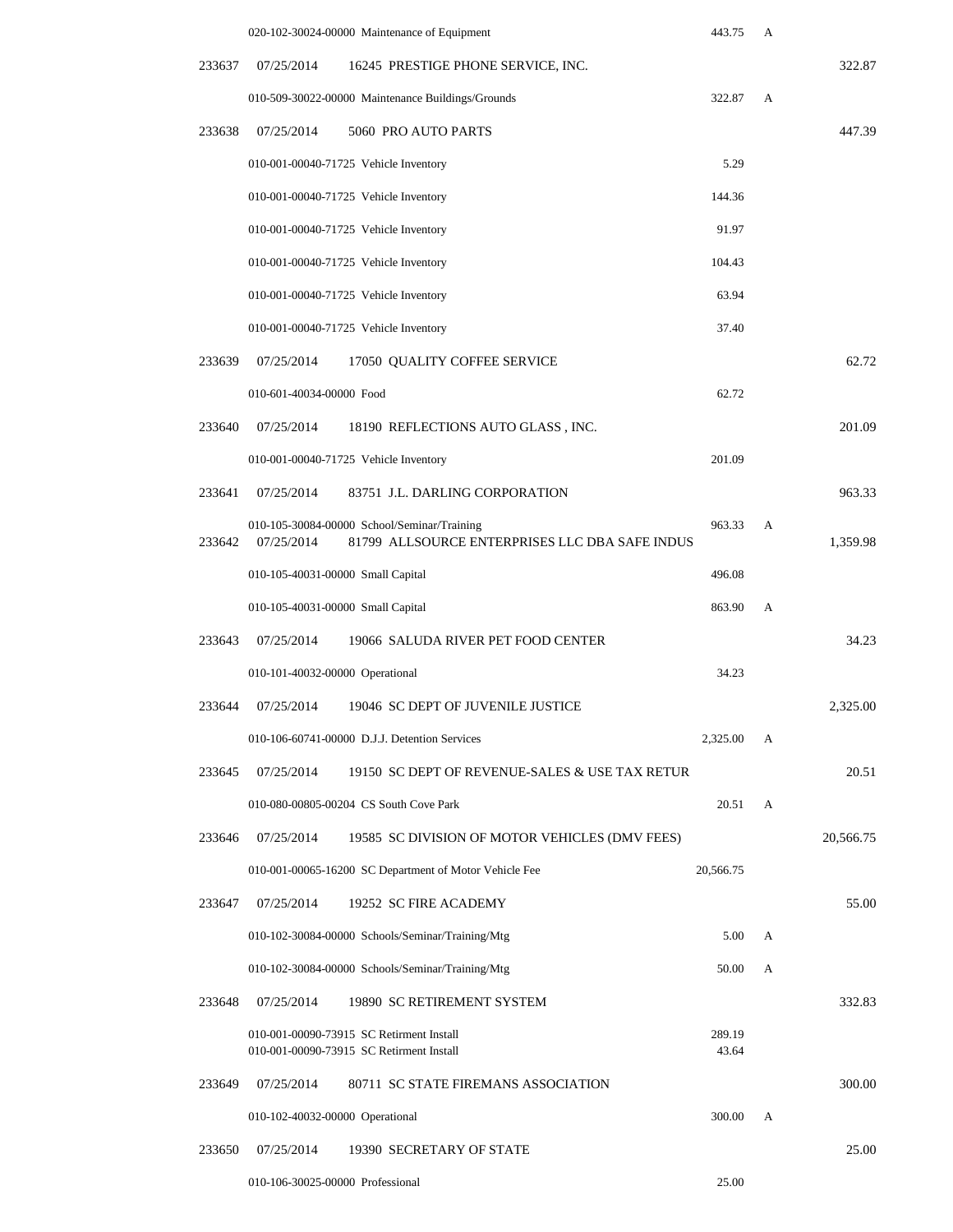| Check # | Date | Vendor / Account | Amount | Flag | Total |
|---|---|---|---|---|---|
| | | 020-102-30024-00000 Maintenance of Equipment | 443.75 | A | |
| 233637 | 07/25/2014 | 16245 PRESTIGE PHONE SERVICE, INC. | | | 322.87 |
| | | 010-509-30022-00000 Maintenance Buildings/Grounds | 322.87 | A | |
| 233638 | 07/25/2014 | 5060 PRO AUTO PARTS | | | 447.39 |
| | | 010-001-00040-71725 Vehicle Inventory | 5.29 | | |
| | | 010-001-00040-71725 Vehicle Inventory | 144.36 | | |
| | | 010-001-00040-71725 Vehicle Inventory | 91.97 | | |
| | | 010-001-00040-71725 Vehicle Inventory | 104.43 | | |
| | | 010-001-00040-71725 Vehicle Inventory | 63.94 | | |
| | | 010-001-00040-71725 Vehicle Inventory | 37.40 | | |
| 233639 | 07/25/2014 | 17050 QUALITY COFFEE SERVICE | | | 62.72 |
| | | 010-601-40034-00000 Food | 62.72 | | |
| 233640 | 07/25/2014 | 18190 REFLECTIONS AUTO GLASS , INC. | | | 201.09 |
| | | 010-001-00040-71725 Vehicle Inventory | 201.09 | | |
| 233641 | 07/25/2014 | 83751 J.L. DARLING CORPORATION | | | 963.33 |
| | | 010-105-30084-00000 School/Seminar/Training | 963.33 | A | |
| 233642 | 07/25/2014 | 81799 ALLSOURCE ENTERPRISES LLC DBA SAFE INDUS | | | 1,359.98 |
| | | 010-105-40031-00000 Small Capital | 496.08 | | |
| | | 010-105-40031-00000 Small Capital | 863.90 | A | |
| 233643 | 07/25/2014 | 19066 SALUDA RIVER PET FOOD CENTER | | | 34.23 |
| | | 010-101-40032-00000 Operational | 34.23 | | |
| 233644 | 07/25/2014 | 19046 SC DEPT OF JUVENILE JUSTICE | | | 2,325.00 |
| | | 010-106-60741-00000 D.J.J. Detention Services | 2,325.00 | A | |
| 233645 | 07/25/2014 | 19150 SC DEPT OF REVENUE-SALES & USE TAX RETUR | | | 20.51 |
| | | 010-080-00805-00204 CS South Cove Park | 20.51 | A | |
| 233646 | 07/25/2014 | 19585 SC DIVISION OF MOTOR VEHICLES (DMV FEES) | | | 20,566.75 |
| | | 010-001-00065-16200 SC Department of Motor Vehicle Fee | 20,566.75 | | |
| 233647 | 07/25/2014 | 19252 SC FIRE ACADEMY | | | 55.00 |
| | | 010-102-30084-00000 Schools/Seminar/Training/Mtg | 5.00 | A | |
| | | 010-102-30084-00000 Schools/Seminar/Training/Mtg | 50.00 | A | |
| 233648 | 07/25/2014 | 19890 SC RETIREMENT SYSTEM | | | 332.83 |
| | | 010-001-00090-73915 SC Retirment Install | 289.19 | | |
| | | 010-001-00090-73915 SC Retirment Install | 43.64 | | |
| 233649 | 07/25/2014 | 80711 SC STATE FIREMANS ASSOCIATION | | | 300.00 |
| | | 010-102-40032-00000 Operational | 300.00 | A | |
| 233650 | 07/25/2014 | 19390 SECRETARY OF STATE | | | 25.00 |
| | | 010-106-30025-00000 Professional | 25.00 | | |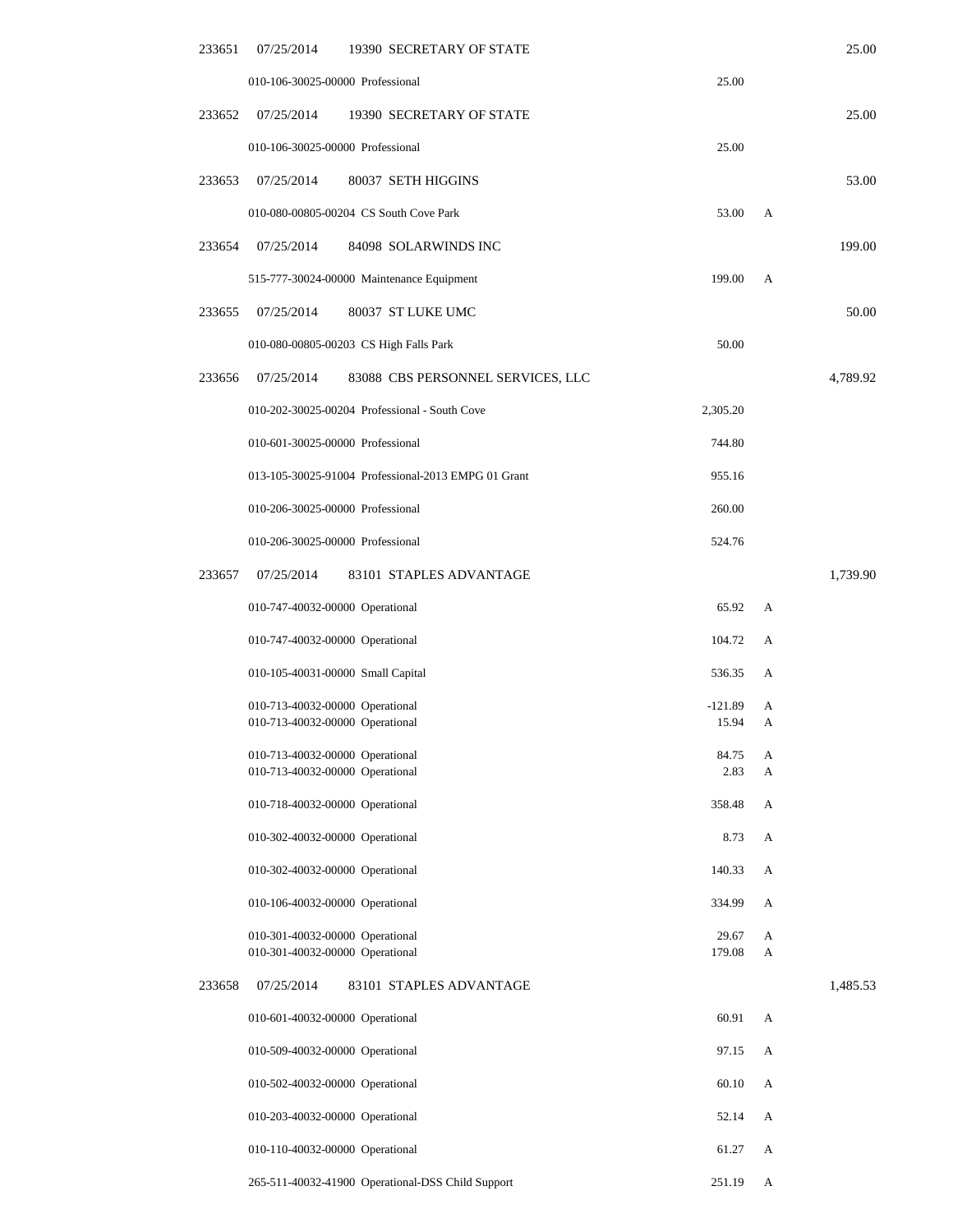| Check | Date | Vendor / Account | Line Amount | Flag | Total |
|---|---|---|---|---|---|
| 233651 | 07/25/2014 | 19390 SECRETARY OF STATE | | | 25.00 |
| | | 010-106-30025-00000 Professional | 25.00 | | |
| 233652 | 07/25/2014 | 19390 SECRETARY OF STATE | | | 25.00 |
| | | 010-106-30025-00000 Professional | 25.00 | | |
| 233653 | 07/25/2014 | 80037 SETH HIGGINS | | | 53.00 |
| | | 010-080-00805-00204 CS South Cove Park | 53.00 | A | |
| 233654 | 07/25/2014 | 84098 SOLARWINDS INC | | | 199.00 |
| | | 515-777-30024-00000 Maintenance Equipment | 199.00 | A | |
| 233655 | 07/25/2014 | 80037 ST LUKE UMC | | | 50.00 |
| | | 010-080-00805-00203 CS High Falls Park | 50.00 | | |
| 233656 | 07/25/2014 | 83088 CBS PERSONNEL SERVICES, LLC | | | 4,789.92 |
| | | 010-202-30025-00204 Professional - South Cove | 2,305.20 | | |
| | | 010-601-30025-00000 Professional | 744.80 | | |
| | | 013-105-30025-91004 Professional-2013 EMPG 01 Grant | 955.16 | | |
| | | 010-206-30025-00000 Professional | 260.00 | | |
| | | 010-206-30025-00000 Professional | 524.76 | | |
| 233657 | 07/25/2014 | 83101 STAPLES ADVANTAGE | | | 1,739.90 |
| | | 010-747-40032-00000 Operational | 65.92 | A | |
| | | 010-747-40032-00000 Operational | 104.72 | A | |
| | | 010-105-40031-00000 Small Capital | 536.35 | A | |
| | | 010-713-40032-00000 Operational | -121.89 | A | |
| | | 010-713-40032-00000 Operational | 15.94 | A | |
| | | 010-713-40032-00000 Operational | 84.75 | A | |
| | | 010-713-40032-00000 Operational | 2.83 | A | |
| | | 010-718-40032-00000 Operational | 358.48 | A | |
| | | 010-302-40032-00000 Operational | 8.73 | A | |
| | | 010-302-40032-00000 Operational | 140.33 | A | |
| | | 010-106-40032-00000 Operational | 334.99 | A | |
| | | 010-301-40032-00000 Operational | 29.67 | A | |
| | | 010-301-40032-00000 Operational | 179.08 | A | |
| 233658 | 07/25/2014 | 83101 STAPLES ADVANTAGE | | | 1,485.53 |
| | | 010-601-40032-00000 Operational | 60.91 | A | |
| | | 010-509-40032-00000 Operational | 97.15 | A | |
| | | 010-502-40032-00000 Operational | 60.10 | A | |
| | | 010-203-40032-00000 Operational | 52.14 | A | |
| | | 010-110-40032-00000 Operational | 61.27 | A | |
| | | 265-511-40032-41900 Operational-DSS Child Support | 251.19 | A | |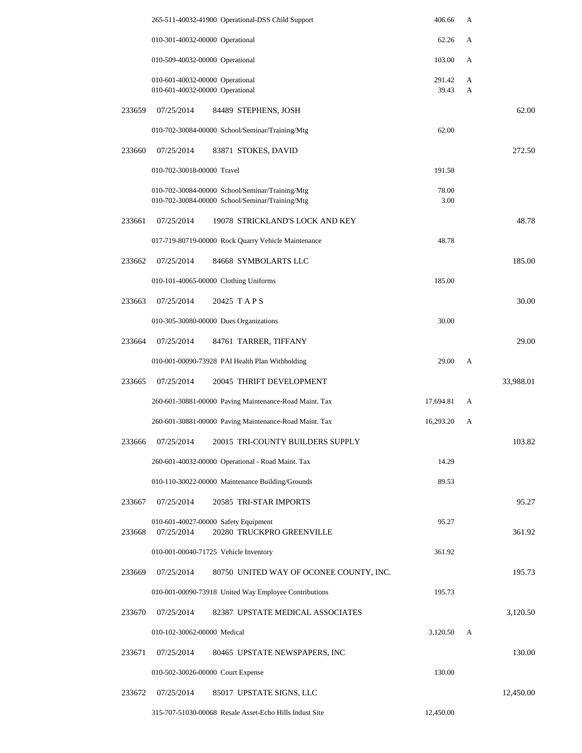| Check | Date | Vendor / Account | Amount | Flag | Total |
|---|---|---|---|---|---|
| | | 265-511-40032-41900 Operational-DSS Child Support | 406.66 | A | |
| | | 010-301-40032-00000 Operational | 62.26 | A | |
| | | 010-509-40032-00000 Operational | 103.00 | A | |
| | | 010-601-40032-00000 Operational | 291.42 | A | |
| | | 010-601-40032-00000 Operational | 39.43 | A | |
| 233659 | 07/25/2014 | 84489 STEPHENS, JOSH | | | 62.00 |
| | | 010-702-30084-00000 School/Seminar/Training/Mtg | 62.00 | | |
| 233660 | 07/25/2014 | 83871 STOKES, DAVID | | | 272.50 |
| | | 010-702-30018-00000 Travel | 191.50 | | |
| | | 010-702-30084-00000 School/Seminar/Training/Mtg | 78.00 | | |
| | | 010-702-30084-00000 School/Seminar/Training/Mtg | 3.00 | | |
| 233661 | 07/25/2014 | 19078 STRICKLAND'S LOCK AND KEY | | | 48.78 |
| | | 017-719-80719-00000 Rock Quarry Vehicle Maintenance | 48.78 | | |
| 233662 | 07/25/2014 | 84668 SYMBOLARTS LLC | | | 185.00 |
| | | 010-101-40065-00000 Clothing Uniforms | 185.00 | | |
| 233663 | 07/25/2014 | 20425 T A P S | | | 30.00 |
| | | 010-305-30080-00000 Dues Organizations | 30.00 | | |
| 233664 | 07/25/2014 | 84761 TARRER, TIFFANY | | | 29.00 |
| | | 010-001-00090-73928 PAI Health Plan Withholding | 29.00 | A | |
| 233665 | 07/25/2014 | 20045 THRIFT DEVELOPMENT | | | 33,988.01 |
| | | 260-601-30881-00000 Paving Maintenance-Road Maint. Tax | 17,694.81 | A | |
| | | 260-601-30881-00000 Paving Maintenance-Road Maint. Tax | 16,293.20 | A | |
| 233666 | 07/25/2014 | 20015 TRI-COUNTY BUILDERS SUPPLY | | | 103.82 |
| | | 260-601-40032-00000 Operational - Road Maint. Tax | 14.29 | | |
| | | 010-110-30022-00000 Maintenance Building/Grounds | 89.53 | | |
| 233667 | 07/25/2014 | 20585 TRI-STAR IMPORTS | | | 95.27 |
| | | 010-601-40027-00000 Safety Equipment | 95.27 | | |
| 233668 | 07/25/2014 | 20280 TRUCKPRO GREENVILLE | | | 361.92 |
| | | 010-001-00040-71725 Vehicle Inventory | 361.92 | | |
| 233669 | 07/25/2014 | 80750 UNITED WAY OF OCONEE COUNTY, INC. | | | 195.73 |
| | | 010-001-00090-73918 United Way Employee Contributions | 195.73 | | |
| 233670 | 07/25/2014 | 82387 UPSTATE MEDICAL ASSOCIATES | | | 3,120.50 |
| | | 010-102-30062-00000 Medical | 3,120.50 | A | |
| 233671 | 07/25/2014 | 80465 UPSTATE NEWSPAPERS, INC | | | 130.00 |
| | | 010-502-30026-00000 Court Expense | 130.00 | | |
| 233672 | 07/25/2014 | 85017 UPSTATE SIGNS, LLC | | | 12,450.00 |
| | | 315-707-51030-00068 Resale Asset-Echo Hills Indust Site | 12,450.00 | | |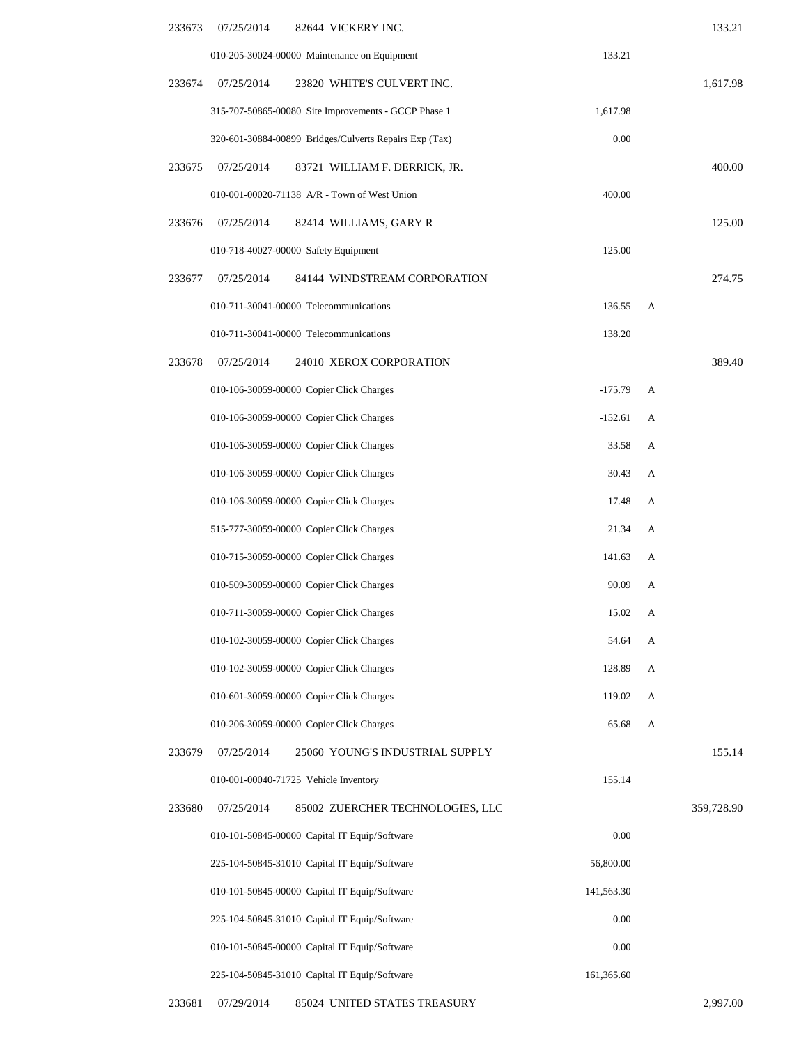| Check No. | Date | Vendor / Account | Amount | Flag | Total |
|---|---|---|---|---|---|
| 233673 | 07/25/2014 | 82644 VICKERY INC. | | | 133.21 |
| | | 010-205-30024-00000 Maintenance on Equipment | 133.21 | | |
| 233674 | 07/25/2014 | 23820 WHITE'S CULVERT INC. | | | 1,617.98 |
| | | 315-707-50865-00080 Site Improvements - GCCP Phase 1 | 1,617.98 | | |
| | | 320-601-30884-00899 Bridges/Culverts Repairs Exp (Tax) | 0.00 | | |
| 233675 | 07/25/2014 | 83721 WILLIAM F. DERRICK, JR. | | | 400.00 |
| | | 010-001-00020-71138 A/R - Town of West Union | 400.00 | | |
| 233676 | 07/25/2014 | 82414 WILLIAMS, GARY R | | | 125.00 |
| | | 010-718-40027-00000 Safety Equipment | 125.00 | | |
| 233677 | 07/25/2014 | 84144 WINDSTREAM CORPORATION | | | 274.75 |
| | | 010-711-30041-00000 Telecommunications | 136.55 | A | |
| | | 010-711-30041-00000 Telecommunications | 138.20 | | |
| 233678 | 07/25/2014 | 24010 XEROX CORPORATION | | | 389.40 |
| | | 010-106-30059-00000 Copier Click Charges | -175.79 | A | |
| | | 010-106-30059-00000 Copier Click Charges | -152.61 | A | |
| | | 010-106-30059-00000 Copier Click Charges | 33.58 | A | |
| | | 010-106-30059-00000 Copier Click Charges | 30.43 | A | |
| | | 010-106-30059-00000 Copier Click Charges | 17.48 | A | |
| | | 515-777-30059-00000 Copier Click Charges | 21.34 | A | |
| | | 010-715-30059-00000 Copier Click Charges | 141.63 | A | |
| | | 010-509-30059-00000 Copier Click Charges | 90.09 | A | |
| | | 010-711-30059-00000 Copier Click Charges | 15.02 | A | |
| | | 010-102-30059-00000 Copier Click Charges | 54.64 | A | |
| | | 010-102-30059-00000 Copier Click Charges | 128.89 | A | |
| | | 010-601-30059-00000 Copier Click Charges | 119.02 | A | |
| | | 010-206-30059-00000 Copier Click Charges | 65.68 | A | |
| 233679 | 07/25/2014 | 25060 YOUNG'S INDUSTRIAL SUPPLY | | | 155.14 |
| | | 010-001-00040-71725 Vehicle Inventory | 155.14 | | |
| 233680 | 07/25/2014 | 85002 ZUERCHER TECHNOLOGIES, LLC | | | 359,728.90 |
| | | 010-101-50845-00000 Capital IT Equip/Software | 0.00 | | |
| | | 225-104-50845-31010 Capital IT Equip/Software | 56,800.00 | | |
| | | 010-101-50845-00000 Capital IT Equip/Software | 141,563.30 | | |
| | | 225-104-50845-31010 Capital IT Equip/Software | 0.00 | | |
| | | 010-101-50845-00000 Capital IT Equip/Software | 0.00 | | |
| | | 225-104-50845-31010 Capital IT Equip/Software | 161,365.60 | | |
| 233681 | 07/29/2014 | 85024 UNITED STATES TREASURY | | | 2,997.00 |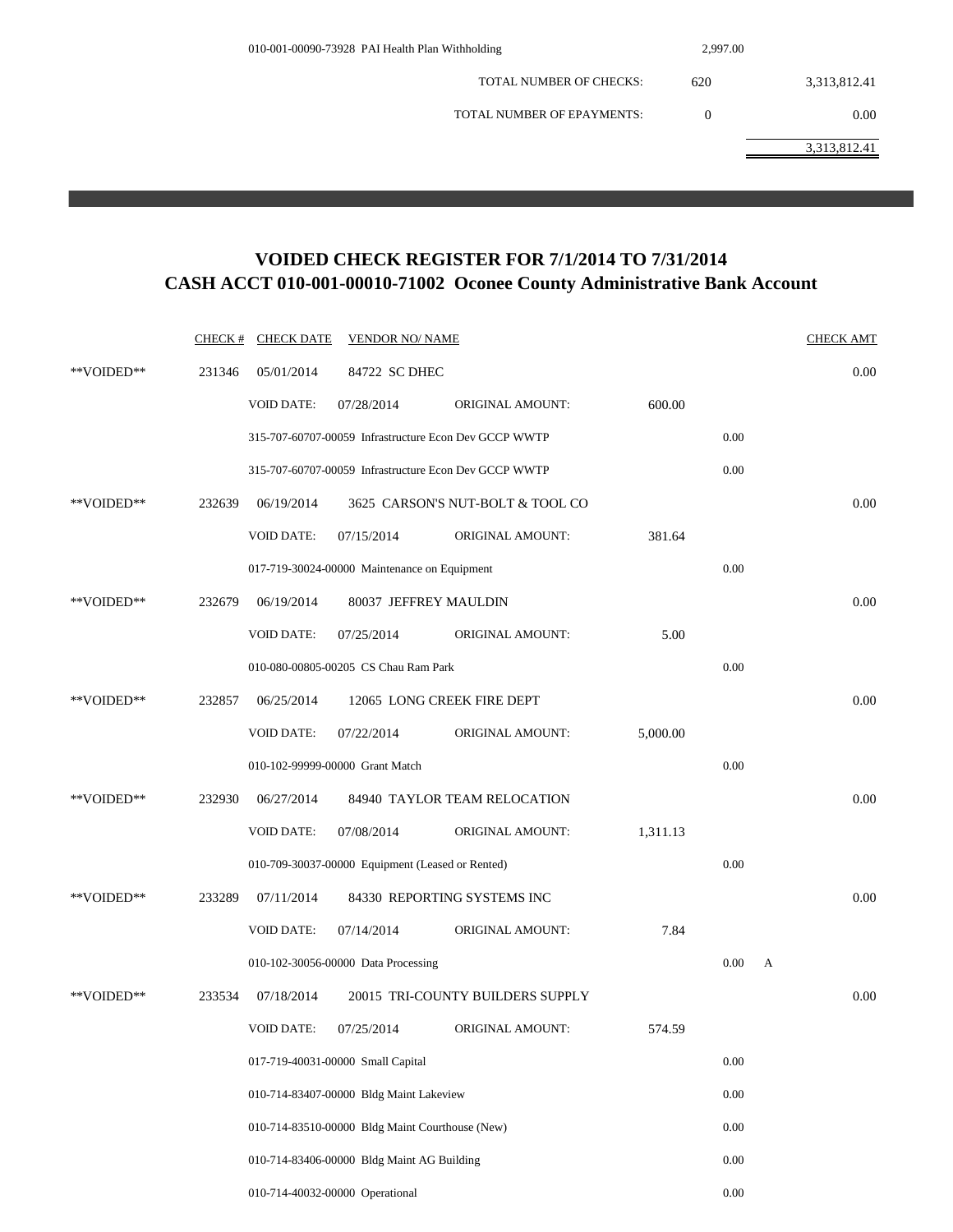| | | |
|---|---|---|
| 010-001-00090-73928 PAI Health Plan Withholding | 2,997.00 | |
| TOTAL NUMBER OF CHECKS: | 620 | 3,313,812.41 |
| TOTAL NUMBER OF EPAYMENTS: | 0 | 0.00 |
| | | 3,313,812.41 |

# VOIDED CHECK REGISTER FOR 7/1/2014 TO 7/31/2014
# CASH ACCT 010-001-00010-71002 Oconee County Administrative Bank Account

| | CHECK # | CHECK DATE | VENDOR NO/ NAME | | | | | CHECK AMT |
|---|---|---|---|---|---|---|---|---|
| **VOIDED** | 231346 | 05/01/2014 | 84722 SC DHEC | | | | | 0.00 |
| | | VOID DATE: | 07/28/2014 | ORIGINAL AMOUNT: | 600.00 | | | |
| | | 315-707-60707-00059 Infrastructure Econ Dev GCCP WWTP | | | | 0.00 | | |
| | | 315-707-60707-00059 Infrastructure Econ Dev GCCP WWTP | | | | 0.00 | | |
| **VOIDED** | 232639 | 06/19/2014 | 3625 CARSON'S NUT-BOLT & TOOL CO | | | | | 0.00 |
| | | VOID DATE: | 07/15/2014 | ORIGINAL AMOUNT: | 381.64 | | | |
| | | 017-719-30024-00000 Maintenance on Equipment | | | | 0.00 | | |
| **VOIDED** | 232679 | 06/19/2014 | 80037 JEFFREY MAULDIN | | | | | 0.00 |
| | | VOID DATE: | 07/25/2014 | ORIGINAL AMOUNT: | 5.00 | | | |
| | | 010-080-00805-00205 CS Chau Ram Park | | | | 0.00 | | |
| **VOIDED** | 232857 | 06/25/2014 | 12065 LONG CREEK FIRE DEPT | | | | | 0.00 |
| | | VOID DATE: | 07/22/2014 | ORIGINAL AMOUNT: | 5,000.00 | | | |
| | | 010-102-99999-00000 Grant Match | | | | 0.00 | | |
| **VOIDED** | 232930 | 06/27/2014 | 84940 TAYLOR TEAM RELOCATION | | | | | 0.00 |
| | | VOID DATE: | 07/08/2014 | ORIGINAL AMOUNT: | 1,311.13 | | | |
| | | 010-709-30037-00000 Equipment (Leased or Rented) | | | | 0.00 | | |
| **VOIDED** | 233289 | 07/11/2014 | 84330 REPORTING SYSTEMS INC | | | | | 0.00 |
| | | VOID DATE: | 07/14/2014 | ORIGINAL AMOUNT: | 7.84 | | | |
| | | 010-102-30056-00000 Data Processing | | | | 0.00 | A | |
| **VOIDED** | 233534 | 07/18/2014 | 20015 TRI-COUNTY BUILDERS SUPPLY | | | | | 0.00 |
| | | VOID DATE: | 07/25/2014 | ORIGINAL AMOUNT: | 574.59 | | | |
| | | 017-719-40031-00000 Small Capital | | | | 0.00 | | |
| | | 010-714-83407-00000 Bldg Maint Lakeview | | | | 0.00 | | |
| | | 010-714-83510-00000 Bldg Maint Courthouse (New) | | | | 0.00 | | |
| | | 010-714-83406-00000 Bldg Maint AG Building | | | | 0.00 | | |
| | | 010-714-40032-00000 Operational | | | | 0.00 | | |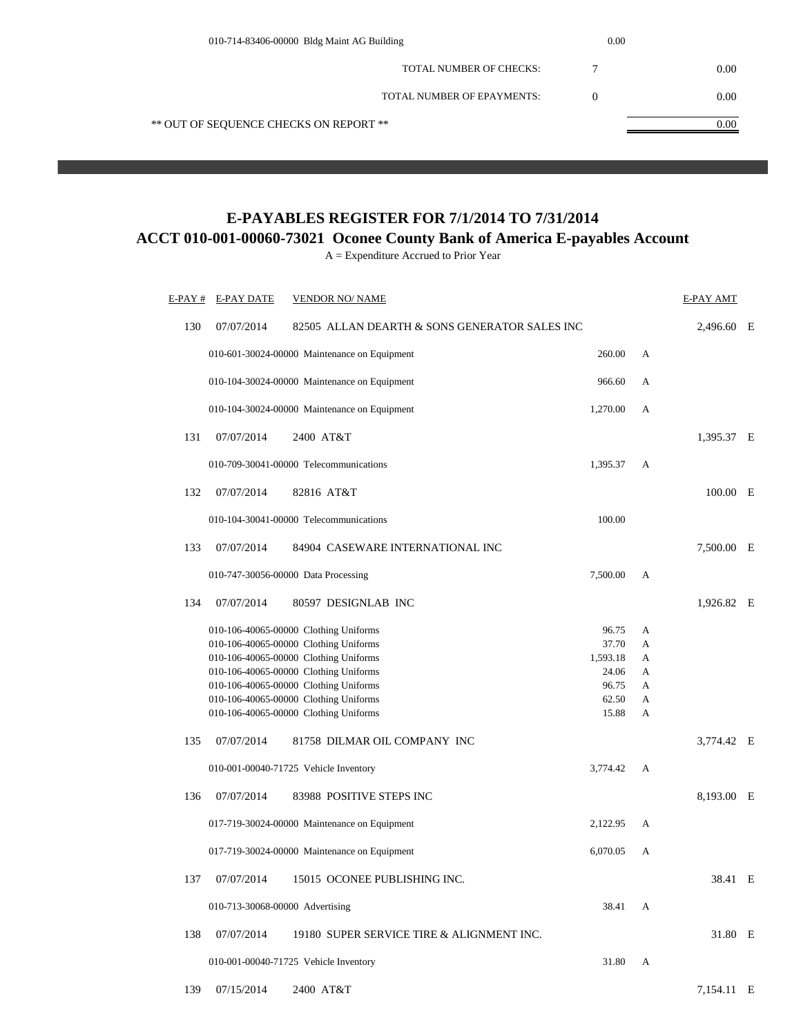010-714-83406-00000 Bldg Maint AG Building 0.00

| | | |
|---|---|---|
| TOTAL NUMBER OF CHECKS: | 7 | 0.00 |
| TOTAL NUMBER OF EPAYMENTS: | 0 | 0.00 |

** OUT OF SEQUENCE CHECKS ON REPORT ** 0.00

# E-PAYABLES REGISTER FOR 7/1/2014 TO 7/31/2014

## ACCT 010-001-00060-73021 Oconee County Bank of America E-payables Account

A = Expenditure Accrued to Prior Year

| E-PAY # | E-PAY DATE | VENDOR NO/ NAME | | | E-PAY AMT | |
|---|---|---|---|---|---|---|
| 130 | 07/07/2014 | 82505 ALLAN DEARTH & SONS GENERATOR SALES INC | | | 2,496.60 | E |
| | | 010-601-30024-00000 Maintenance on Equipment | 260.00 | A | | |
| | | 010-104-30024-00000 Maintenance on Equipment | 966.60 | A | | |
| | | 010-104-30024-00000 Maintenance on Equipment | 1,270.00 | A | | |
| 131 | 07/07/2014 | 2400 AT&T | | | 1,395.37 | E |
| | | 010-709-30041-00000 Telecommunications | 1,395.37 | A | | |
| 132 | 07/07/2014 | 82816 AT&T | | | 100.00 | E |
| | | 010-104-30041-00000 Telecommunications | 100.00 | | | |
| 133 | 07/07/2014 | 84904 CASEWARE INTERNATIONAL INC | | | 7,500.00 | E |
| | | 010-747-30056-00000 Data Processing | 7,500.00 | A | | |
| 134 | 07/07/2014 | 80597 DESIGNLAB INC | | | 1,926.82 | E |
| | | 010-106-40065-00000 Clothing Uniforms | 96.75 | A | | |
| | | 010-106-40065-00000 Clothing Uniforms | 37.70 | A | | |
| | | 010-106-40065-00000 Clothing Uniforms | 1,593.18 | A | | |
| | | 010-106-40065-00000 Clothing Uniforms | 24.06 | A | | |
| | | 010-106-40065-00000 Clothing Uniforms | 96.75 | A | | |
| | | 010-106-40065-00000 Clothing Uniforms | 62.50 | A | | |
| | | 010-106-40065-00000 Clothing Uniforms | 15.88 | A | | |
| 135 | 07/07/2014 | 81758 DILMAR OIL COMPANY INC | | | 3,774.42 | E |
| | | 010-001-00040-71725 Vehicle Inventory | 3,774.42 | A | | |
| 136 | 07/07/2014 | 83988 POSITIVE STEPS INC | | | 8,193.00 | E |
| | | 017-719-30024-00000 Maintenance on Equipment | 2,122.95 | A | | |
| | | 017-719-30024-00000 Maintenance on Equipment | 6,070.05 | A | | |
| 137 | 07/07/2014 | 15015 OCONEE PUBLISHING INC. | | | 38.41 | E |
| | | 010-713-30068-00000 Advertising | 38.41 | A | | |
| 138 | 07/07/2014 | 19180 SUPER SERVICE TIRE & ALIGNMENT INC. | | | 31.80 | E |
| | | 010-001-00040-71725 Vehicle Inventory | 31.80 | A | | |
| 139 | 07/15/2014 | 2400 AT&T | | | 7,154.11 | E |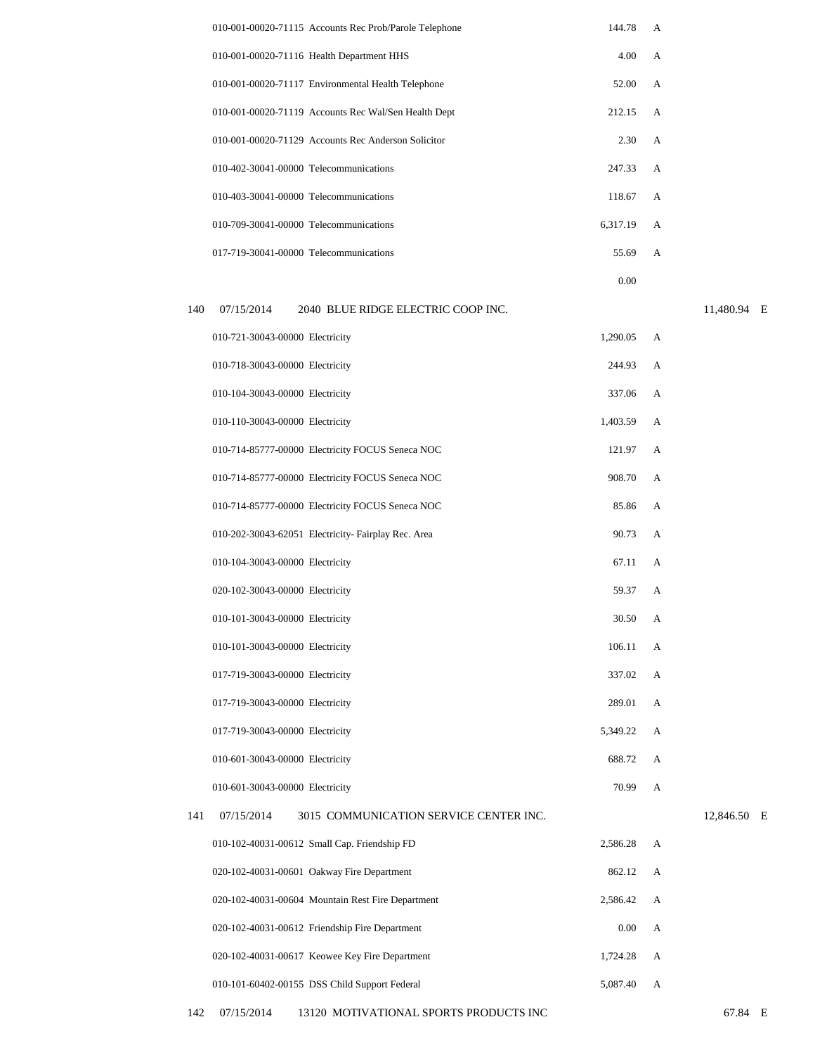| | | | | | |
|---|---|---|---|---|---|
| | | 010-001-00020-71115 Accounts Rec Prob/Parole Telephone | 144.78 | A | |
| | | 010-001-00020-71116 Health Department HHS | 4.00 | A | |
| | | 010-001-00020-71117 Environmental Health Telephone | 52.00 | A | |
| | | 010-001-00020-71119 Accounts Rec Wal/Sen Health Dept | 212.15 | A | |
| | | 010-001-00020-71129 Accounts Rec Anderson Solicitor | 2.30 | A | |
| | | 010-402-30041-00000 Telecommunications | 247.33 | A | |
| | | 010-403-30041-00000 Telecommunications | 118.67 | A | |
| | | 010-709-30041-00000 Telecommunications | 6,317.19 | A | |
| | | 017-719-30041-00000 Telecommunications | 55.69 | A | |
| | | | 0.00 | | |
| 140 | 07/15/2014 | 2040 BLUE RIDGE ELECTRIC COOP INC. | | | 11,480.94 E |
| | | 010-721-30043-00000 Electricity | 1,290.05 | A | |
| | | 010-718-30043-00000 Electricity | 244.93 | A | |
| | | 010-104-30043-00000 Electricity | 337.06 | A | |
| | | 010-110-30043-00000 Electricity | 1,403.59 | A | |
| | | 010-714-85777-00000 Electricity FOCUS Seneca NOC | 121.97 | A | |
| | | 010-714-85777-00000 Electricity FOCUS Seneca NOC | 908.70 | A | |
| | | 010-714-85777-00000 Electricity FOCUS Seneca NOC | 85.86 | A | |
| | | 010-202-30043-62051 Electricity- Fairplay Rec. Area | 90.73 | A | |
| | | 010-104-30043-00000 Electricity | 67.11 | A | |
| | | 020-102-30043-00000 Electricity | 59.37 | A | |
| | | 010-101-30043-00000 Electricity | 30.50 | A | |
| | | 010-101-30043-00000 Electricity | 106.11 | A | |
| | | 017-719-30043-00000 Electricity | 337.02 | A | |
| | | 017-719-30043-00000 Electricity | 289.01 | A | |
| | | 017-719-30043-00000 Electricity | 5,349.22 | A | |
| | | 010-601-30043-00000 Electricity | 688.72 | A | |
| | | 010-601-30043-00000 Electricity | 70.99 | A | |
| 141 | 07/15/2014 | 3015 COMMUNICATION SERVICE CENTER INC. | | | 12,846.50 E |
| | | 010-102-40031-00612 Small Cap. Friendship FD | 2,586.28 | A | |
| | | 020-102-40031-00601 Oakway Fire Department | 862.12 | A | |
| | | 020-102-40031-00604 Mountain Rest Fire Department | 2,586.42 | A | |
| | | 020-102-40031-00612 Friendship Fire Department | 0.00 | A | |
| | | 020-102-40031-00617 Keowee Key Fire Department | 1,724.28 | A | |
| | | 010-101-60402-00155 DSS Child Support Federal | 5,087.40 | A | |
| 142 | 07/15/2014 | 13120 MOTIVATIONAL SPORTS PRODUCTS INC | | | 67.84 E |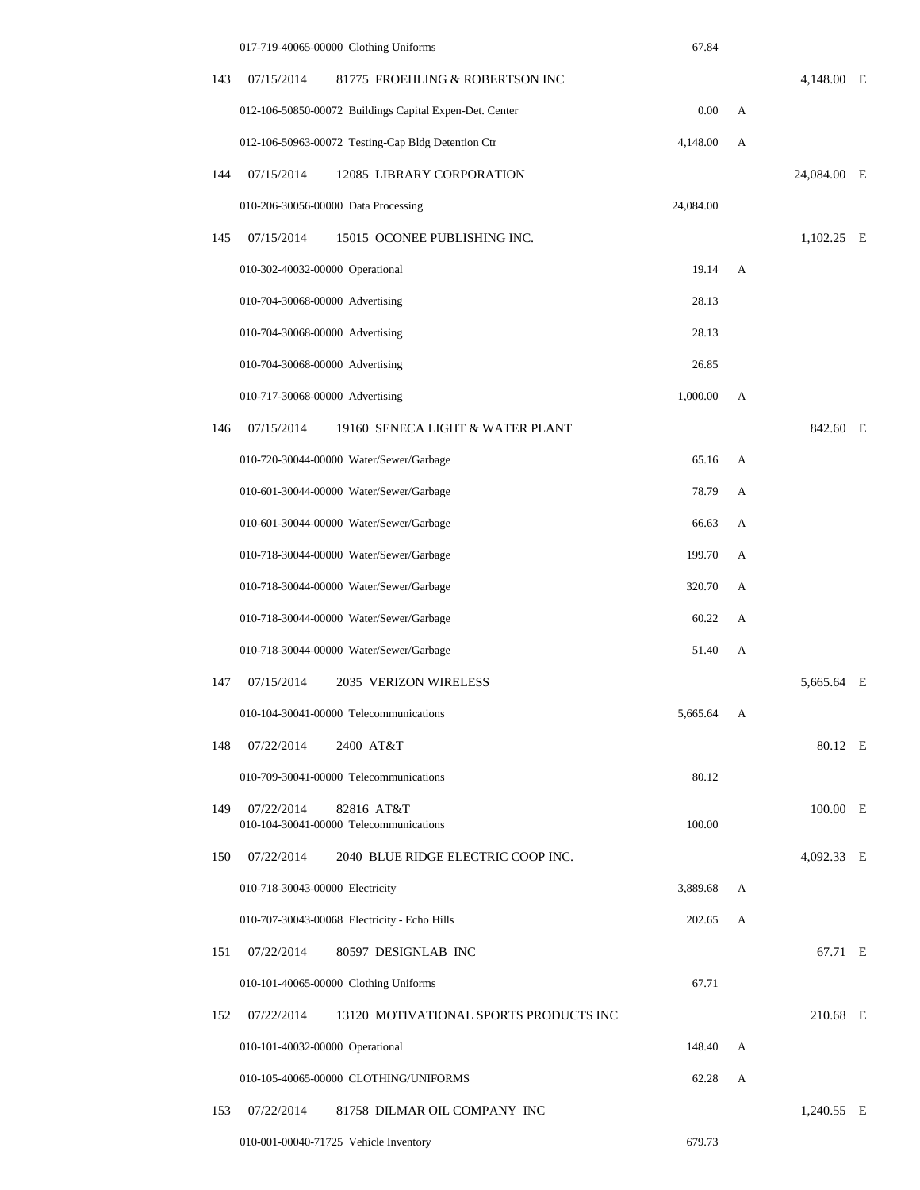| No. | Date | Vendor / Account | Amount | | Total | |
|---|---|---|---|---|---|---|
| | | 017-719-40065-00000 Clothing Uniforms | 67.84 | | | |
| 143 | 07/15/2014 | 81775 FROEHLING & ROBERTSON INC | | | 4,148.00 | E |
| | | 012-106-50850-00072 Buildings Capital Expen-Det. Center | 0.00 | A | | |
| | | 012-106-50963-00072 Testing-Cap Bldg Detention Ctr | 4,148.00 | A | | |
| 144 | 07/15/2014 | 12085 LIBRARY CORPORATION | | | 24,084.00 | E |
| | | 010-206-30056-00000 Data Processing | 24,084.00 | | | |
| 145 | 07/15/2014 | 15015 OCONEE PUBLISHING INC. | | | 1,102.25 | E |
| | | 010-302-40032-00000 Operational | 19.14 | A | | |
| | | 010-704-30068-00000 Advertising | 28.13 | | | |
| | | 010-704-30068-00000 Advertising | 28.13 | | | |
| | | 010-704-30068-00000 Advertising | 26.85 | | | |
| | | 010-717-30068-00000 Advertising | 1,000.00 | A | | |
| 146 | 07/15/2014 | 19160 SENECA LIGHT & WATER PLANT | | | 842.60 | E |
| | | 010-720-30044-00000 Water/Sewer/Garbage | 65.16 | A | | |
| | | 010-601-30044-00000 Water/Sewer/Garbage | 78.79 | A | | |
| | | 010-601-30044-00000 Water/Sewer/Garbage | 66.63 | A | | |
| | | 010-718-30044-00000 Water/Sewer/Garbage | 199.70 | A | | |
| | | 010-718-30044-00000 Water/Sewer/Garbage | 320.70 | A | | |
| | | 010-718-30044-00000 Water/Sewer/Garbage | 60.22 | A | | |
| | | 010-718-30044-00000 Water/Sewer/Garbage | 51.40 | A | | |
| 147 | 07/15/2014 | 2035 VERIZON WIRELESS | | | 5,665.64 | E |
| | | 010-104-30041-00000 Telecommunications | 5,665.64 | A | | |
| 148 | 07/22/2014 | 2400 AT&T | | | 80.12 | E |
| | | 010-709-30041-00000 Telecommunications | 80.12 | | | |
| 149 | 07/22/2014 | 82816 AT&T | | | 100.00 | E |
| | | 010-104-30041-00000 Telecommunications | 100.00 | | | |
| 150 | 07/22/2014 | 2040 BLUE RIDGE ELECTRIC COOP INC. | | | 4,092.33 | E |
| | | 010-718-30043-00000 Electricity | 3,889.68 | A | | |
| | | 010-707-30043-00068 Electricity - Echo Hills | 202.65 | A | | |
| 151 | 07/22/2014 | 80597 DESIGNLAB INC | | | 67.71 | E |
| | | 010-101-40065-00000 Clothing Uniforms | 67.71 | | | |
| 152 | 07/22/2014 | 13120 MOTIVATIONAL SPORTS PRODUCTS INC | | | 210.68 | E |
| | | 010-101-40032-00000 Operational | 148.40 | A | | |
| | | 010-105-40065-00000 CLOTHING/UNIFORMS | 62.28 | A | | |
| 153 | 07/22/2014 | 81758 DILMAR OIL COMPANY INC | | | 1,240.55 | E |
| | | 010-001-00040-71725 Vehicle Inventory | 679.73 | | | |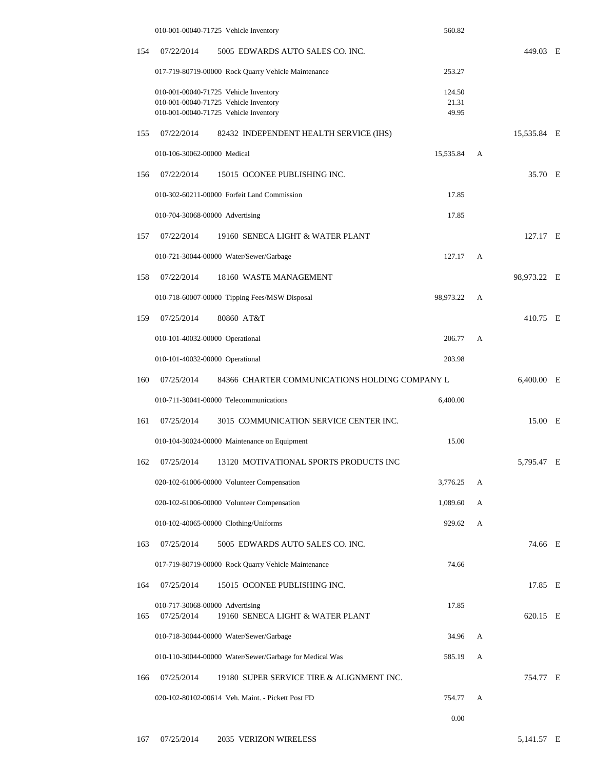| | | | | | |
|---|---|---|---|---|---|
| | | 010-001-00040-71725 Vehicle Inventory | 560.82 | | |
| 154 | 07/22/2014 | 5005 EDWARDS AUTO SALES CO. INC. | | | 449.03 E |
| | | 017-719-80719-00000 Rock Quarry Vehicle Maintenance | 253.27 | | |
| | | 010-001-00040-71725 Vehicle Inventory | 124.50 | | |
| | | 010-001-00040-71725 Vehicle Inventory | 21.31 | | |
| | | 010-001-00040-71725 Vehicle Inventory | 49.95 | | |
| 155 | 07/22/2014 | 82432 INDEPENDENT HEALTH SERVICE (IHS) | | | 15,535.84 E |
| | | 010-106-30062-00000 Medical | 15,535.84 | A | |
| 156 | 07/22/2014 | 15015 OCONEE PUBLISHING INC. | | | 35.70 E |
| | | 010-302-60211-00000 Forfeit Land Commission | 17.85 | | |
| | | 010-704-30068-00000 Advertising | 17.85 | | |
| 157 | 07/22/2014 | 19160 SENECA LIGHT & WATER PLANT | | | 127.17 E |
| | | 010-721-30044-00000 Water/Sewer/Garbage | 127.17 | A | |
| 158 | 07/22/2014 | 18160 WASTE MANAGEMENT | | | 98,973.22 E |
| | | 010-718-60007-00000 Tipping Fees/MSW Disposal | 98,973.22 | A | |
| 159 | 07/25/2014 | 80860 AT&T | | | 410.75 E |
| | | 010-101-40032-00000 Operational | 206.77 | A | |
| | | 010-101-40032-00000 Operational | 203.98 | | |
| 160 | 07/25/2014 | 84366 CHARTER COMMUNICATIONS HOLDING COMPANY L | | | 6,400.00 E |
| | | 010-711-30041-00000 Telecommunications | 6,400.00 | | |
| 161 | 07/25/2014 | 3015 COMMUNICATION SERVICE CENTER INC. | | | 15.00 E |
| | | 010-104-30024-00000 Maintenance on Equipment | 15.00 | | |
| 162 | 07/25/2014 | 13120 MOTIVATIONAL SPORTS PRODUCTS INC | | | 5,795.47 E |
| | | 020-102-61006-00000 Volunteer Compensation | 3,776.25 | A | |
| | | 020-102-61006-00000 Volunteer Compensation | 1,089.60 | A | |
| | | 010-102-40065-00000 Clothing/Uniforms | 929.62 | A | |
| 163 | 07/25/2014 | 5005 EDWARDS AUTO SALES CO. INC. | | | 74.66 E |
| | | 017-719-80719-00000 Rock Quarry Vehicle Maintenance | 74.66 | | |
| 164 | 07/25/2014 | 15015 OCONEE PUBLISHING INC. | | | 17.85 E |
| | | 010-717-30068-00000 Advertising | 17.85 | | |
| 165 | 07/25/2014 | 19160 SENECA LIGHT & WATER PLANT | | | 620.15 E |
| | | 010-718-30044-00000 Water/Sewer/Garbage | 34.96 | A | |
| | | 010-110-30044-00000 Water/Sewer/Garbage for Medical Was | 585.19 | A | |
| 166 | 07/25/2014 | 19180 SUPER SERVICE TIRE & ALIGNMENT INC. | | | 754.77 E |
| | | 020-102-80102-00614 Veh. Maint. - Pickett Post FD | 754.77 | A | |
| | | | 0.00 | | |
| 167 | 07/25/2014 | 2035 VERIZON WIRELESS | | | 5,141.57 E |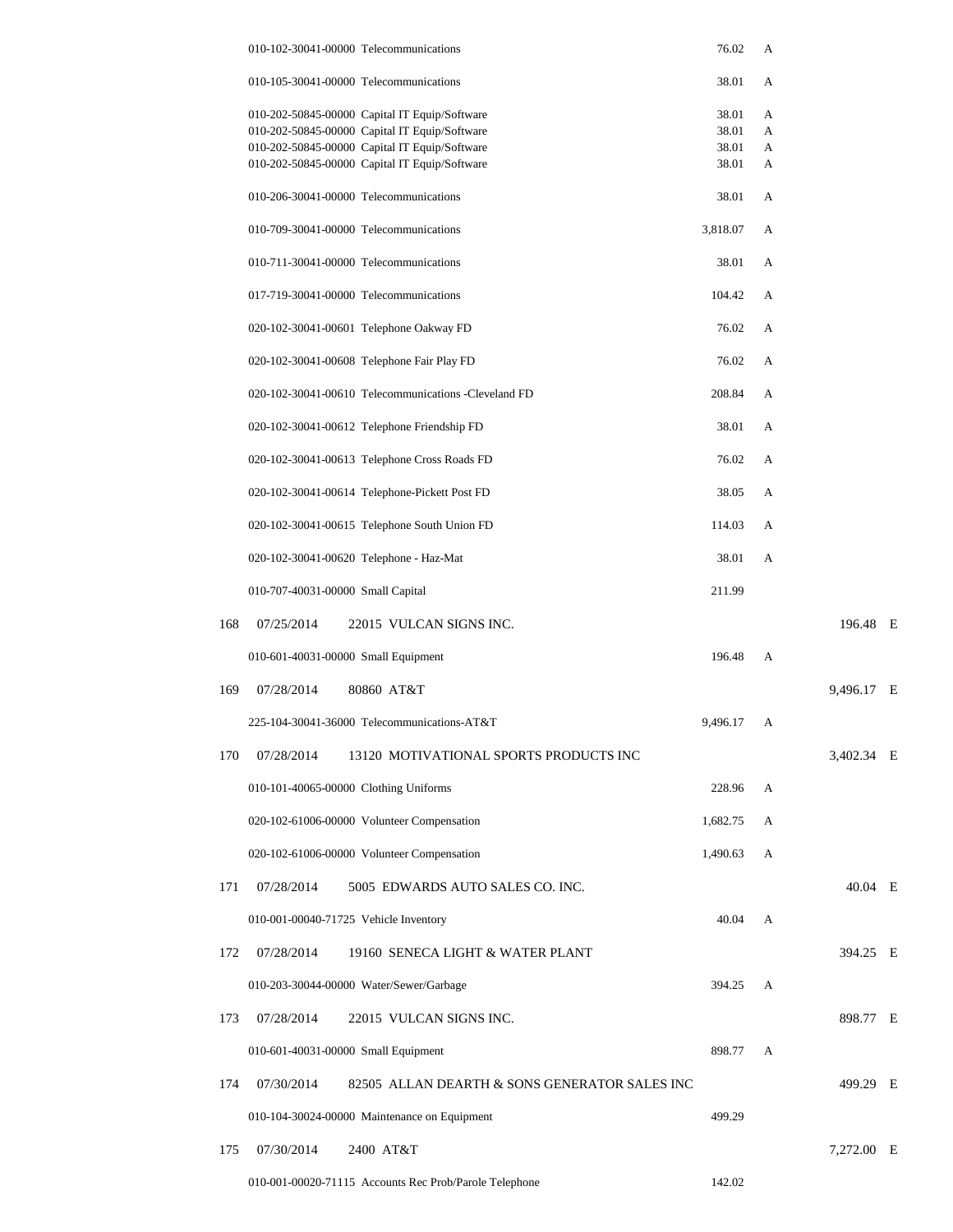| # | Date | Vendor / Account | Amount | | Total | |
|---|---|---|---|---|---|---|
| | | 010-102-30041-00000 Telecommunications | 76.02 | A | | |
| | | 010-105-30041-00000 Telecommunications | 38.01 | A | | |
| | | 010-202-50845-00000 Capital IT Equip/Software | 38.01 | A | | |
| | | 010-202-50845-00000 Capital IT Equip/Software | 38.01 | A | | |
| | | 010-202-50845-00000 Capital IT Equip/Software | 38.01 | A | | |
| | | 010-202-50845-00000 Capital IT Equip/Software | 38.01 | A | | |
| | | 010-206-30041-00000 Telecommunications | 38.01 | A | | |
| | | 010-709-30041-00000 Telecommunications | 3,818.07 | A | | |
| | | 010-711-30041-00000 Telecommunications | 38.01 | A | | |
| | | 017-719-30041-00000 Telecommunications | 104.42 | A | | |
| | | 020-102-30041-00601 Telephone Oakway FD | 76.02 | A | | |
| | | 020-102-30041-00608 Telephone Fair Play FD | 76.02 | A | | |
| | | 020-102-30041-00610 Telecommunications -Cleveland FD | 208.84 | A | | |
| | | 020-102-30041-00612 Telephone Friendship FD | 38.01 | A | | |
| | | 020-102-30041-00613 Telephone Cross Roads FD | 76.02 | A | | |
| | | 020-102-30041-00614 Telephone-Pickett Post FD | 38.05 | A | | |
| | | 020-102-30041-00615 Telephone South Union FD | 114.03 | A | | |
| | | 020-102-30041-00620 Telephone - Haz-Mat | 38.01 | A | | |
| | | 010-707-40031-00000 Small Capital | 211.99 | | | |
| 168 | 07/25/2014 | 22015 VULCAN SIGNS INC. | | | 196.48 | E |
| | | 010-601-40031-00000 Small Equipment | 196.48 | A | | |
| 169 | 07/28/2014 | 80860 AT&T | | | 9,496.17 | E |
| | | 225-104-30041-36000 Telecommunications-AT&T | 9,496.17 | A | | |
| 170 | 07/28/2014 | 13120 MOTIVATIONAL SPORTS PRODUCTS INC | | | 3,402.34 | E |
| | | 010-101-40065-00000 Clothing Uniforms | 228.96 | A | | |
| | | 020-102-61006-00000 Volunteer Compensation | 1,682.75 | A | | |
| | | 020-102-61006-00000 Volunteer Compensation | 1,490.63 | A | | |
| 171 | 07/28/2014 | 5005 EDWARDS AUTO SALES CO. INC. | | | 40.04 | E |
| | | 010-001-00040-71725 Vehicle Inventory | 40.04 | A | | |
| 172 | 07/28/2014 | 19160 SENECA LIGHT & WATER PLANT | | | 394.25 | E |
| | | 010-203-30044-00000 Water/Sewer/Garbage | 394.25 | A | | |
| 173 | 07/28/2014 | 22015 VULCAN SIGNS INC. | | | 898.77 | E |
| | | 010-601-40031-00000 Small Equipment | 898.77 | A | | |
| 174 | 07/30/2014 | 82505 ALLAN DEARTH & SONS GENERATOR SALES INC | | | 499.29 | E |
| | | 010-104-30024-00000 Maintenance on Equipment | 499.29 | | | |
| 175 | 07/30/2014 | 2400 AT&T | | | 7,272.00 | E |
| | | 010-001-00020-71115 Accounts Rec Prob/Parole Telephone | 142.02 | | | |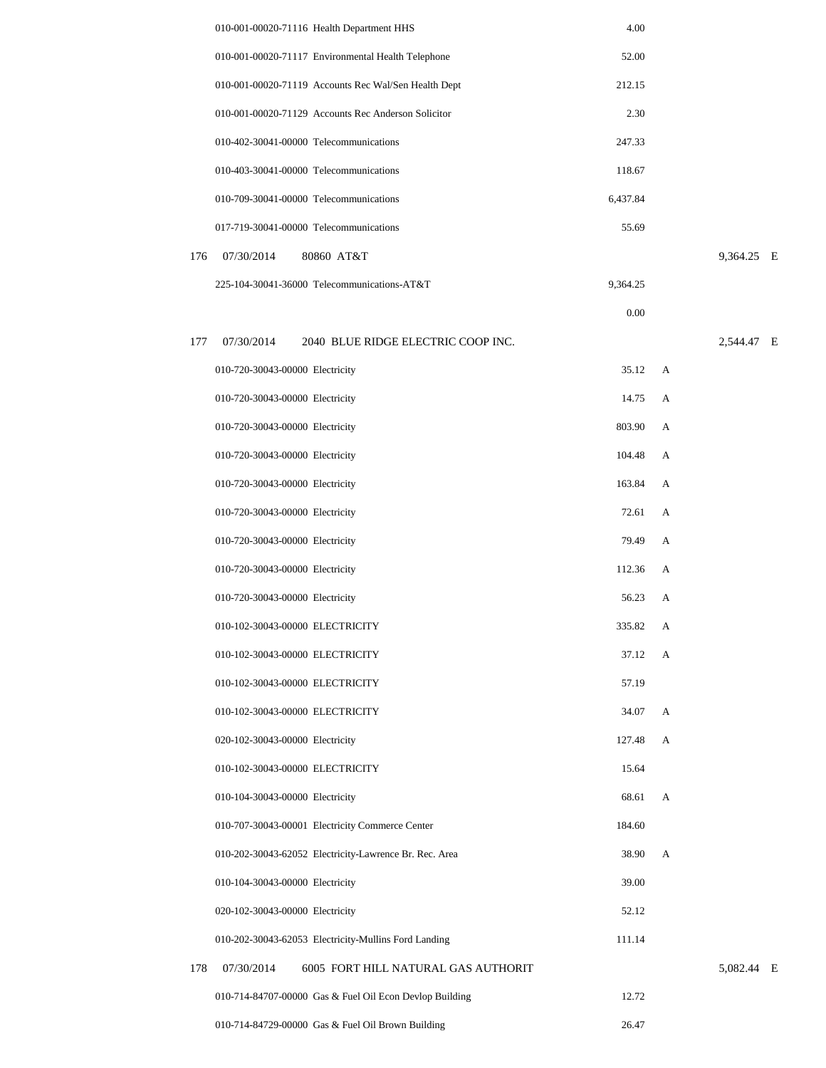| | | | Account / Description | Amount | Flag | Total | |
|---|---|---|---|---|---|---|---|
| | | | 010-001-00020-71116 Health Department HHS | 4.00 | | | |
| | | | 010-001-00020-71117 Environmental Health Telephone | 52.00 | | | |
| | | | 010-001-00020-71119 Accounts Rec Wal/Sen Health Dept | 212.15 | | | |
| | | | 010-001-00020-71129 Accounts Rec Anderson Solicitor | 2.30 | | | |
| | | | 010-402-30041-00000 Telecommunications | 247.33 | | | |
| | | | 010-403-30041-00000 Telecommunications | 118.67 | | | |
| | | | 010-709-30041-00000 Telecommunications | 6,437.84 | | | |
| | | | 017-719-30041-00000 Telecommunications | 55.69 | | | |
| 176 | 07/30/2014 | 80860 AT&T | | | | 9,364.25 | E |
| | | | 225-104-30041-36000 Telecommunications-AT&T | 9,364.25 | | | |
| | | | | 0.00 | | | |
| 177 | 07/30/2014 | 2040 BLUE RIDGE ELECTRIC COOP INC. | | | | 2,544.47 | E |
| | | | 010-720-30043-00000 Electricity | 35.12 | A | | |
| | | | 010-720-30043-00000 Electricity | 14.75 | A | | |
| | | | 010-720-30043-00000 Electricity | 803.90 | A | | |
| | | | 010-720-30043-00000 Electricity | 104.48 | A | | |
| | | | 010-720-30043-00000 Electricity | 163.84 | A | | |
| | | | 010-720-30043-00000 Electricity | 72.61 | A | | |
| | | | 010-720-30043-00000 Electricity | 79.49 | A | | |
| | | | 010-720-30043-00000 Electricity | 112.36 | A | | |
| | | | 010-720-30043-00000 Electricity | 56.23 | A | | |
| | | | 010-102-30043-00000 ELECTRICITY | 335.82 | A | | |
| | | | 010-102-30043-00000 ELECTRICITY | 37.12 | A | | |
| | | | 010-102-30043-00000 ELECTRICITY | 57.19 | | | |
| | | | 010-102-30043-00000 ELECTRICITY | 34.07 | A | | |
| | | | 020-102-30043-00000 Electricity | 127.48 | A | | |
| | | | 010-102-30043-00000 ELECTRICITY | 15.64 | | | |
| | | | 010-104-30043-00000 Electricity | 68.61 | A | | |
| | | | 010-707-30043-00001 Electricity Commerce Center | 184.60 | | | |
| | | | 010-202-30043-62052 Electricity-Lawrence Br. Rec. Area | 38.90 | A | | |
| | | | 010-104-30043-00000 Electricity | 39.00 | | | |
| | | | 020-102-30043-00000 Electricity | 52.12 | | | |
| | | | 010-202-30043-62053 Electricity-Mullins Ford Landing | 111.14 | | | |
| 178 | 07/30/2014 | 6005 FORT HILL NATURAL GAS AUTHORIT | | | | 5,082.44 | E |
| | | | 010-714-84707-00000 Gas & Fuel Oil Econ Devlop Building | 12.72 | | | |
| | | | 010-714-84729-00000 Gas & Fuel Oil Brown Building | 26.47 | | | |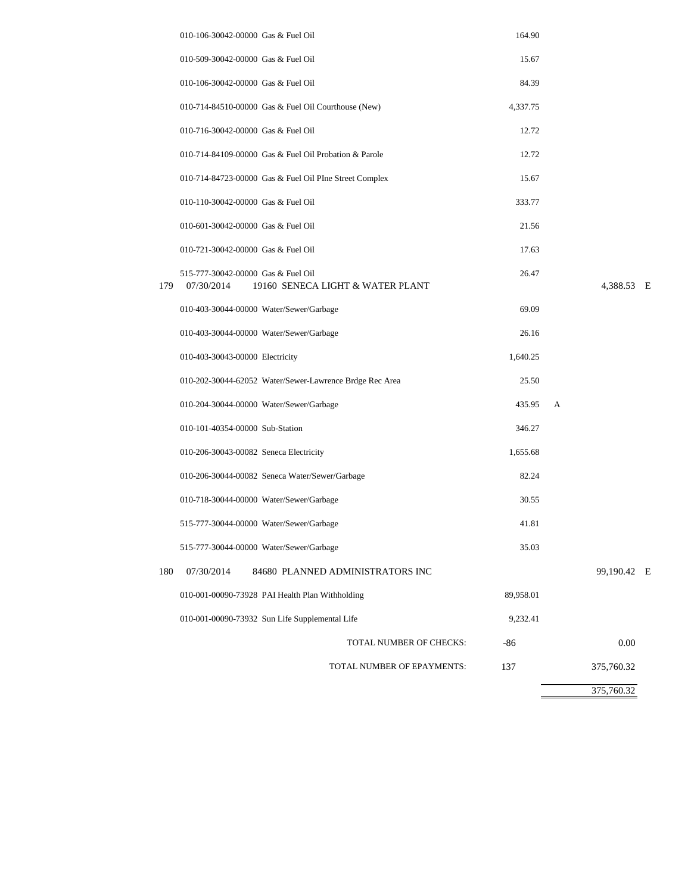| | | | | | | |
|---|---|---|---|---|---|---|
| | | 010-106-30042-00000 Gas & Fuel Oil | 164.90 | | | |
| | | 010-509-30042-00000 Gas & Fuel Oil | 15.67 | | | |
| | | 010-106-30042-00000 Gas & Fuel Oil | 84.39 | | | |
| | | 010-714-84510-00000 Gas & Fuel Oil Courthouse (New) | 4,337.75 | | | |
| | | 010-716-30042-00000 Gas & Fuel Oil | 12.72 | | | |
| | | 010-714-84109-00000 Gas & Fuel Oil Probation & Parole | 12.72 | | | |
| | | 010-714-84723-00000 Gas & Fuel Oil PIne Street Complex | 15.67 | | | |
| | | 010-110-30042-00000 Gas & Fuel Oil | 333.77 | | | |
| | | 010-601-30042-00000 Gas & Fuel Oil | 21.56 | | | |
| | | 010-721-30042-00000 Gas & Fuel Oil | 17.63 | | | |
| | | 515-777-30042-00000 Gas & Fuel Oil | 26.47 | | | |
| 179 | 07/30/2014 | 19160 SENECA LIGHT & WATER PLANT | | | 4,388.53 | E |
| | | 010-403-30044-00000 Water/Sewer/Garbage | 69.09 | | | |
| | | 010-403-30044-00000 Water/Sewer/Garbage | 26.16 | | | |
| | | 010-403-30043-00000 Electricity | 1,640.25 | | | |
| | | 010-202-30044-62052 Water/Sewer-Lawrence Brdge Rec Area | 25.50 | | | |
| | | 010-204-30044-00000 Water/Sewer/Garbage | 435.95 | A | | |
| | | 010-101-40354-00000 Sub-Station | 346.27 | | | |
| | | 010-206-30043-00082 Seneca Electricity | 1,655.68 | | | |
| | | 010-206-30044-00082 Seneca Water/Sewer/Garbage | 82.24 | | | |
| | | 010-718-30044-00000 Water/Sewer/Garbage | 30.55 | | | |
| | | 515-777-30044-00000 Water/Sewer/Garbage | 41.81 | | | |
| | | 515-777-30044-00000 Water/Sewer/Garbage | 35.03 | | | |
| 180 | 07/30/2014 | 84680 PLANNED ADMINISTRATORS INC | | | 99,190.42 | E |
| | | 010-001-00090-73928 PAI Health Plan Withholding | 89,958.01 | | | |
| | | 010-001-00090-73932 Sun Life Supplemental Life | 9,232.41 | | | |
| | | TOTAL NUMBER OF CHECKS: | -86 | | 0.00 | |
| | | TOTAL NUMBER OF EPAYMENTS: | 137 | | 375,760.32 | |
| | | | | | 375,760.32 | |